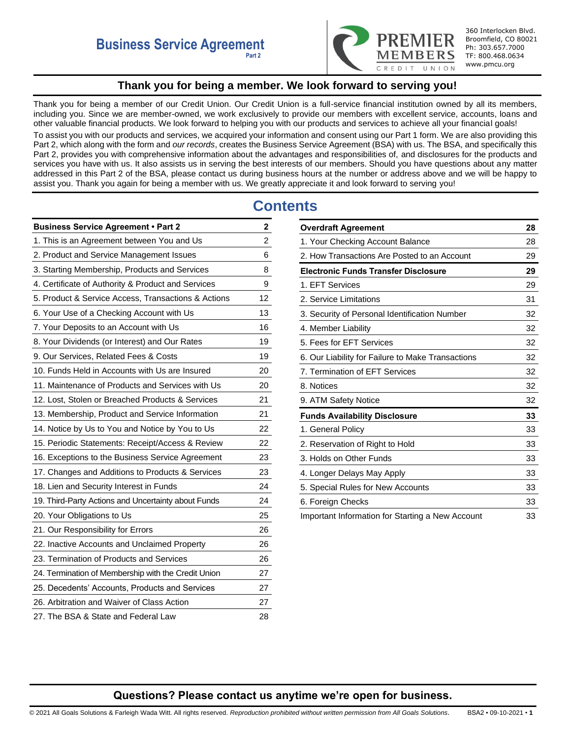# Business Service Agreement

Part 2

360 Interlocken Blvd.
Broomfield, CO 80021
Ph: 303.657.7000
TF: 800.468.0634
www.pmcu.org

## Thank you for being a member. We look forward to serving you!

Thank you for being a member of our Credit Union. Our Credit Union is a full-service financial institution owned by all its members, including you. Since we are member-owned, we work exclusively to provide our members with excellent service, accounts, loans and other valuable financial products. We look forward to helping you with our products and services to achieve all your financial goals!

To assist you with our products and services, we acquired your information and consent using our Part 1 form. We are also providing this Part 2, which along with the form and *our records*, creates the Business Service Agreement (BSA) with us. The BSA, and specifically this Part 2, provides you with comprehensive information about the advantages and responsibilities of, and disclosures for the products and services you have with us. It also assists us in serving the best interests of our members. Should you have questions about any matter addressed in this Part 2 of the BSA, please contact us during business hours at the number or address above and we will be happy to assist you. Thank you again for being a member with us. We greatly appreciate it and look forward to serving you!

## Contents

| **Business Service Agreement • Part 2** | **2** |
|---|---|
| 1. This is an Agreement between You and Us | 2 |
| 2. Product and Service Management Issues | 6 |
| 3. Starting Membership, Products and Services | 8 |
| 4. Certificate of Authority & Product and Services | 9 |
| 5. Product & Service Access, Transactions & Actions | 12 |
| 6. Your Use of a Checking Account with Us | 13 |
| 7. Your Deposits to an Account with Us | 16 |
| 8. Your Dividends (or Interest) and Our Rates | 19 |
| 9. Our Services, Related Fees & Costs | 19 |
| 10. Funds Held in Accounts with Us are Insured | 20 |
| 11. Maintenance of Products and Services with Us | 20 |
| 12. Lost, Stolen or Breached Products & Services | 21 |
| 13. Membership, Product and Service Information | 21 |
| 14. Notice by Us to You and Notice by You to Us | 22 |
| 15. Periodic Statements: Receipt/Access & Review | 22 |
| 16. Exceptions to the Business Service Agreement | 23 |
| 17. Changes and Additions to Products & Services | 23 |
| 18. Lien and Security Interest in Funds | 24 |
| 19. Third-Party Actions and Uncertainty about Funds | 24 |
| 20. Your Obligations to Us | 25 |
| 21. Our Responsibility for Errors | 26 |
| 22. Inactive Accounts and Unclaimed Property | 26 |
| 23. Termination of Products and Services | 26 |
| 24. Termination of Membership with the Credit Union | 27 |
| 25. Decedents' Accounts, Products and Services | 27 |
| 26. Arbitration and Waiver of Class Action | 27 |
| 27. The BSA & State and Federal Law | 28 |

| **Overdraft Agreement** | **28** |
|---|---|
| 1. Your Checking Account Balance | 28 |
| 2. How Transactions Are Posted to an Account | 29 |
| **Electronic Funds Transfer Disclosure** | **29** |
| 1. EFT Services | 29 |
| 2. Service Limitations | 31 |
| 3. Security of Personal Identification Number | 32 |
| 4. Member Liability | 32 |
| 5. Fees for EFT Services | 32 |
| 6. Our Liability for Failure to Make Transactions | 32 |
| 7. Termination of EFT Services | 32 |
| 8. Notices | 32 |
| 9. ATM Safety Notice | 32 |
| **Funds Availability Disclosure** | **33** |
| 1. General Policy | 33 |
| 2. Reservation of Right to Hold | 33 |
| 3. Holds on Other Funds | 33 |
| 4. Longer Delays May Apply | 33 |
| 5. Special Rules for New Accounts | 33 |
| 6. Foreign Checks | 33 |
| Important Information for Starting a New Account | 33 |

**Questions? Please contact us anytime we're open for business.**

© 2021 All Goals Solutions & Farleigh Wada Witt. All rights reserved. *Reproduction prohibited without written permission from All Goals Solutions.* BSA2 • 09-10-2021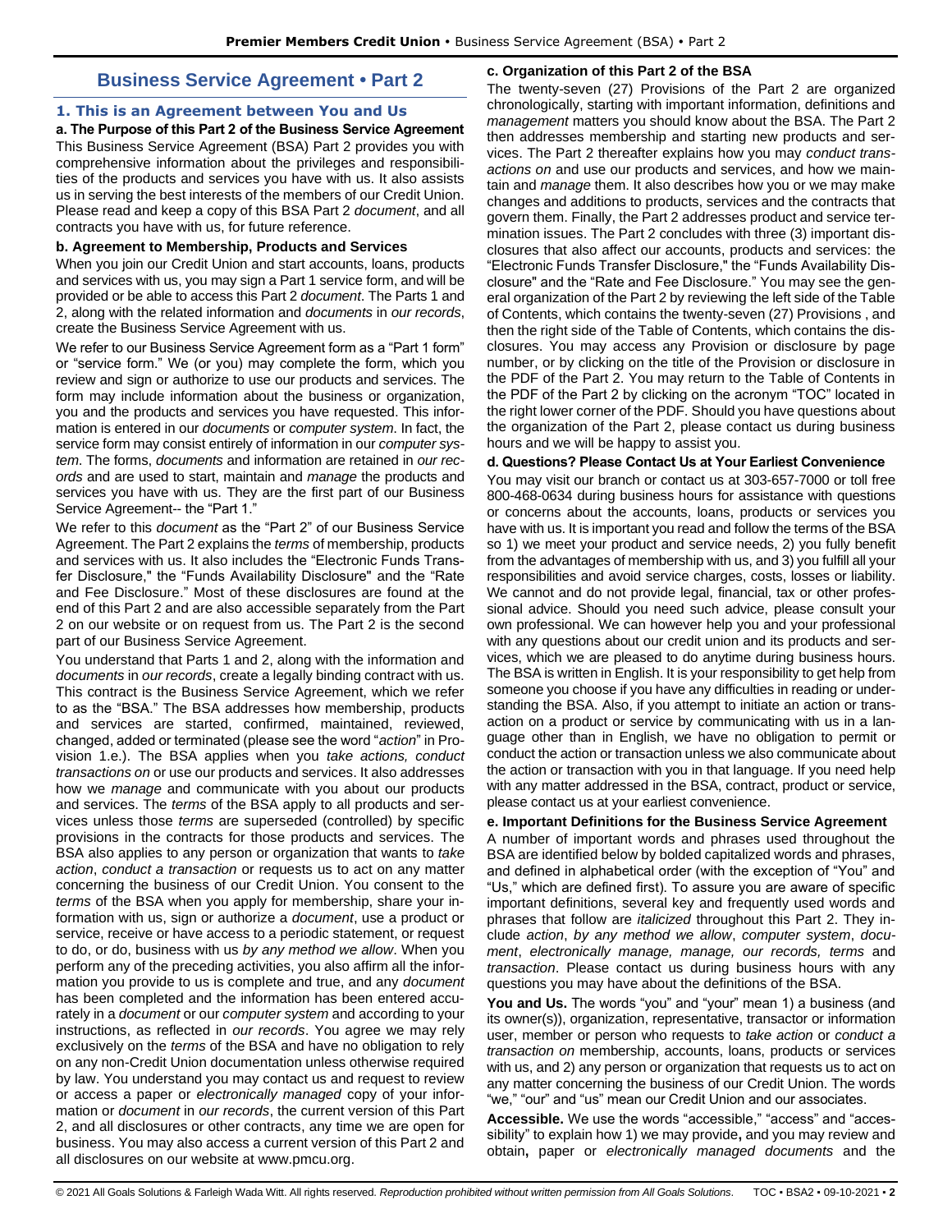# Business Service Agreement • Part 2

## 1. This is an Agreement between You and Us

**a. The Purpose of this Part 2 of the Business Service Agreement**

This Business Service Agreement (BSA) Part 2 provides you with comprehensive information about the privileges and responsibilities of the products and services you have with us. It also assists us in serving the best interests of the members of our Credit Union. Please read and keep a copy of this BSA Part 2 *document*, and all contracts you have with us, for future reference.

**b. Agreement to Membership, Products and Services**

When you join our Credit Union and start accounts, loans, products and services with us, you may sign a Part 1 service form, and will be provided or be able to access this Part 2 *document*. The Parts 1 and 2, along with the related information and *documents* in *our records*, create the Business Service Agreement with us.

We refer to our Business Service Agreement form as a "Part 1 form" or "service form." We (or you) may complete the form, which you review and sign or authorize to use our products and services. The form may include information about the business or organization, you and the products and services you have requested. This information is entered in our *documents* or *computer system*. In fact, the service form may consist entirely of information in our *computer system*. The forms, *documents* and information are retained in *our records* and are used to start, maintain and *manage* the products and services you have with us. They are the first part of our Business Service Agreement-- the "Part 1."

We refer to this *document* as the "Part 2" of our Business Service Agreement. The Part 2 explains the *terms* of membership, products and services with us. It also includes the "Electronic Funds Transfer Disclosure," the "Funds Availability Disclosure" and the "Rate and Fee Disclosure." Most of these disclosures are found at the end of this Part 2 and are also accessible separately from the Part 2 on our website or on request from us. The Part 2 is the second part of our Business Service Agreement.

You understand that Parts 1 and 2, along with the information and *documents* in *our records*, create a legally binding contract with us. This contract is the Business Service Agreement, which we refer to as the "BSA." The BSA addresses how membership, products and services are started, confirmed, maintained, reviewed, changed, added or terminated (please see the word "*action*" in Provision 1.e.). The BSA applies when you *take actions, conduct transactions on* or use our products and services. It also addresses how we *manage* and communicate with you about our products and services. The *terms* of the BSA apply to all products and services unless those *terms* are superseded (controlled) by specific provisions in the contracts for those products and services. The BSA also applies to any person or organization that wants to *take action*, *conduct a transaction* or requests us to act on any matter concerning the business of our Credit Union. You consent to the *terms* of the BSA when you apply for membership, share your information with us, sign or authorize a *document*, use a product or service, receive or have access to a periodic statement, or request to do, or do, business with us *by any method we allow*. When you perform any of the preceding activities, you also affirm all the information you provide to us is complete and true, and any *document* has been completed and the information has been entered accurately in a *document* or our *computer system* and according to your instructions, as reflected in *our records*. You agree we may rely exclusively on the *terms* of the BSA and have no obligation to rely on any non-Credit Union documentation unless otherwise required by law. You understand you may contact us and request to review or access a paper or *electronically managed* copy of your information or *document* in *our records*, the current version of this Part 2, and all disclosures or other contracts, any time we are open for business. You may also access a current version of this Part 2 and all disclosures on our website at www.pmcu.org.

**c. Organization of this Part 2 of the BSA**

The twenty-seven (27) Provisions of the Part 2 are organized chronologically, starting with important information, definitions and *management* matters you should know about the BSA. The Part 2 then addresses membership and starting new products and services. The Part 2 thereafter explains how you may *conduct transactions on* and use our products and services, and how we maintain and *manage* them. It also describes how you or we may make changes and additions to products, services and the contracts that govern them. Finally, the Part 2 addresses product and service termination issues. The Part 2 concludes with three (3) important disclosures that also affect our accounts, products and services: the "Electronic Funds Transfer Disclosure," the "Funds Availability Disclosure" and the "Rate and Fee Disclosure." You may see the general organization of the Part 2 by reviewing the left side of the Table of Contents, which contains the twenty-seven (27) Provisions , and then the right side of the Table of Contents, which contains the disclosures. You may access any Provision or disclosure by page number, or by clicking on the title of the Provision or disclosure in the PDF of the Part 2. You may return to the Table of Contents in the PDF of the Part 2 by clicking on the acronym "TOC" located in the right lower corner of the PDF. Should you have questions about the organization of the Part 2, please contact us during business hours and we will be happy to assist you.

**d. Questions? Please Contact Us at Your Earliest Convenience**

You may visit our branch or contact us at 303-657-7000 or toll free 800-468-0634 during business hours for assistance with questions or concerns about the accounts, loans, products or services you have with us. It is important you read and follow the terms of the BSA so 1) we meet your product and service needs, 2) you fully benefit from the advantages of membership with us, and 3) you fulfill all your responsibilities and avoid service charges, costs, losses or liability. We cannot and do not provide legal, financial, tax or other professional advice. Should you need such advice, please consult your own professional. We can however help you and your professional with any questions about our credit union and its products and services, which we are pleased to do anytime during business hours. The BSA is written in English. It is your responsibility to get help from someone you choose if you have any difficulties in reading or understanding the BSA. Also, if you attempt to initiate an action or transaction on a product or service by communicating with us in a language other than in English, we have no obligation to permit or conduct the action or transaction unless we also communicate about the action or transaction with you in that language. If you need help with any matter addressed in the BSA, contract, product or service, please contact us at your earliest convenience.

**e. Important Definitions for the Business Service Agreement**

A number of important words and phrases used throughout the BSA are identified below by bolded capitalized words and phrases, and defined in alphabetical order (with the exception of "You" and "Us," which are defined first). To assure you are aware of specific important definitions, several key and frequently used words and phrases that follow are *italicized* throughout this Part 2. They include *action*, *by any method we allow*, *computer system*, *document*, *electronically manage, manage, our records, terms* and *transaction*. Please contact us during business hours with any questions you may have about the definitions of the BSA.

**You and Us.** The words "you" and "your" mean 1) a business (and its owner(s)), organization, representative, transactor or information user, member or person who requests to *take action* or *conduct a transaction on* membership, accounts, loans, products or services with us, and 2) any person or organization that requests us to act on any matter concerning the business of our Credit Union. The words "we," "our" and "us" mean our Credit Union and our associates.

**Accessible.** We use the words "accessible," "access" and "accessibility" to explain how 1) we may provide**,** and you may review and obtain**,** paper or *electronically managed documents* and the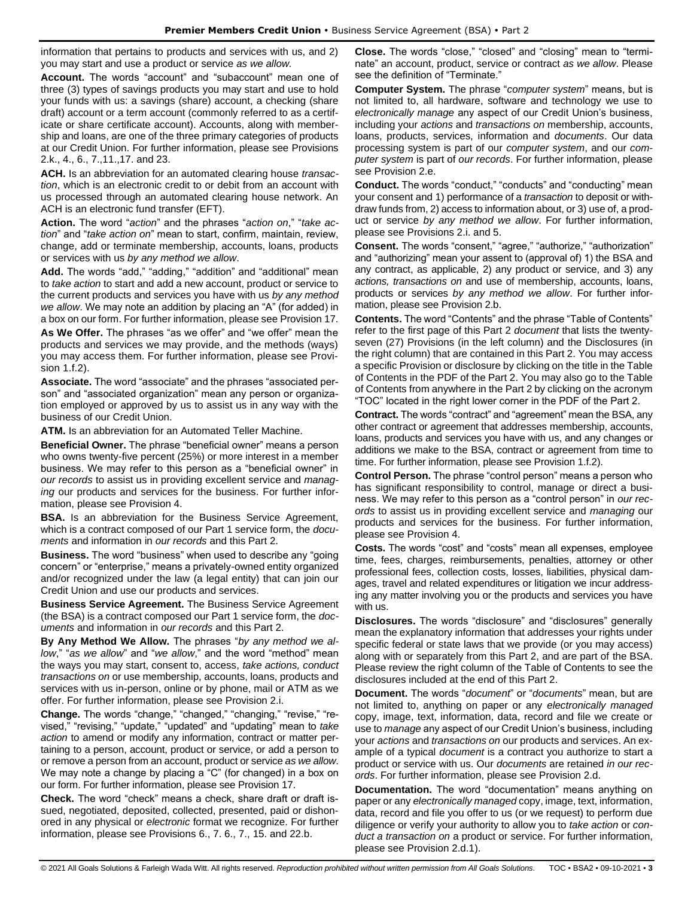information that pertains to products and services with us, and 2) you may start and use a product or service *as we allow.*

**Account.** The words "account" and "subaccount" mean one of three (3) types of savings products you may start and use to hold your funds with us: a savings (share) account, a checking (share draft) account or a term account (commonly referred to as a certificate or share certificate account). Accounts, along with membership and loans, are one of the three primary categories of products at our Credit Union. For further information, please see Provisions 2.k., 4., 6., 7.,11.,17. and 23.

**ACH.** Is an abbreviation for an automated clearing house *transaction*, which is an electronic credit to or debit from an account with us processed through an automated clearing house network. An ACH is an electronic fund transfer (EFT).

**Action.** The word "*action*" and the phrases "*action on*," "*take action*" and "*take action on*" mean to start, confirm, maintain, review, change, add or terminate membership, accounts, loans, products or services with us *by any method we allow*.

**Add.** The words "add," "adding," "addition" and "additional" mean to *take action* to start and add a new account, product or service to the current products and services you have with us *by any method we allow*. We may note an addition by placing an "A" (for added) in a box on our form. For further information, please see Provision 17.

**As We Offer.** The phrases "as we offer" and "we offer" mean the products and services we may provide, and the methods (ways) you may access them. For further information, please see Provision 1.f.2).

**Associate.** The word "associate" and the phrases "associated person" and "associated organization" mean any person or organization employed or approved by us to assist us in any way with the business of our Credit Union.

**ATM.** Is an abbreviation for an Automated Teller Machine.

**Beneficial Owner.** The phrase "beneficial owner" means a person who owns twenty-five percent (25%) or more interest in a member business. We may refer to this person as a "beneficial owner" in *our records* to assist us in providing excellent service and *managing* our products and services for the business. For further information, please see Provision 4.

**BSA.** Is an abbreviation for the Business Service Agreement, which is a contract composed of our Part 1 service form, the *documents* and information in *our records* and this Part 2.

**Business.** The word "business" when used to describe any "going concern" or "enterprise," means a privately-owned entity organized and/or recognized under the law (a legal entity) that can join our Credit Union and use our products and services.

**Business Service Agreement.** The Business Service Agreement (the BSA) is a contract composed our Part 1 service form, the *documents* and information in *our records* and this Part 2.

**By Any Method We Allow.** The phrases "*by any method we allow*," "*as we allow*" and "*we allow*," and the word "method" mean the ways you may start, consent to, access, *take actions, conduct transactions on* or use membership, accounts, loans, products and services with us in-person, online or by phone, mail or ATM as we offer. For further information, please see Provision 2.i.

**Change.** The words "change," "changed," "changing," "revise," "revised," "revising," "update," "updated" and "updating" mean to *take action* to amend or modify any information, contract or matter pertaining to a person, account, product or service, or add a person to or remove a person from an account, product or service *as we allow*. We may note a change by placing a "C" (for changed) in a box on our form. For further information, please see Provision 17.

**Check.** The word "check" means a check, share draft or draft issued, negotiated, deposited, collected, presented, paid or dishonored in any physical or *electronic* format we recognize. For further information, please see Provisions 6., 7. 6., 7., 15. and 22.b.

**Close.** The words "close," "closed" and "closing" mean to "terminate" an account, product, service or contract *as we allow*. Please see the definition of "Terminate."

**Computer System.** The phrase "*computer system*" means, but is not limited to, all hardware, software and technology we use to *electronically manage* any aspect of our Credit Union's business, including your *actions* and *transactions on* membership, accounts, loans, products, services, information and *documents*. Our data processing system is part of our *computer system*, and our *computer system* is part of *our records*. For further information, please see Provision 2.e.

**Conduct.** The words "conduct," "conducts" and "conducting" mean your consent and 1) performance of a *transaction* to deposit or withdraw funds from, 2) access to information about, or 3) use of, a product or service *by any method we allow*. For further information, please see Provisions 2.i. and 5.

**Consent.** The words "consent," "agree," "authorize," "authorization" and "authorizing" mean your assent to (approval of) 1) the BSA and any contract, as applicable, 2) any product or service, and 3) any *actions, transactions on* and use of membership, accounts, loans, products or services *by any method we allow*. For further information, please see Provision 2.b.

**Contents.** The word "Contents" and the phrase "Table of Contents" refer to the first page of this Part 2 *document* that lists the twenty-seven (27) Provisions (in the left column) and the Disclosures (in the right column) that are contained in this Part 2. You may access a specific Provision or disclosure by clicking on the title in the Table of Contents in the PDF of the Part 2. You may also go to the Table of Contents from anywhere in the Part 2 by clicking on the acronym "TOC" located in the right lower corner in the PDF of the Part 2.

**Contract.** The words "contract" and "agreement" mean the BSA, any other contract or agreement that addresses membership, accounts, loans, products and services you have with us, and any changes or additions we make to the BSA, contract or agreement from time to time. For further information, please see Provision 1.f.2).

**Control Person.** The phrase "control person" means a person who has significant responsibility to control, manage or direct a business. We may refer to this person as a "control person" in *our records* to assist us in providing excellent service and *managing* our products and services for the business. For further information, please see Provision 4.

**Costs.** The words "cost" and "costs" mean all expenses, employee time, fees, charges, reimbursements, penalties, attorney or other professional fees, collection costs, losses, liabilities, physical damages, travel and related expenditures or litigation we incur addressing any matter involving you or the products and services you have with us.

**Disclosures.** The words "disclosure" and "disclosures" generally mean the explanatory information that addresses your rights under specific federal or state laws that we provide (or you may access) along with or separately from this Part 2, and are part of the BSA. Please review the right column of the Table of Contents to see the disclosures included at the end of this Part 2.

**Document.** The words "*document*" or "*documents*" mean, but are not limited to, anything on paper or any *electronically managed* copy, image, text, information, data, record and file we create or use to *manage* any aspect of our Credit Union's business, including your *actions* and *transactions on* our products and services. An example of a typical *document* is a contract you authorize to start a product or service with us. Our *documents* are retained *in our records*. For further information, please see Provision 2.d.

**Documentation.** The word "documentation" means anything on paper or any *electronically managed* copy, image, text, information, data, record and file you offer to us (or we request) to perform due diligence or verify your authority to allow you to *take action* or *conduct a transaction on* a product or service. For further information, please see Provision 2.d.1).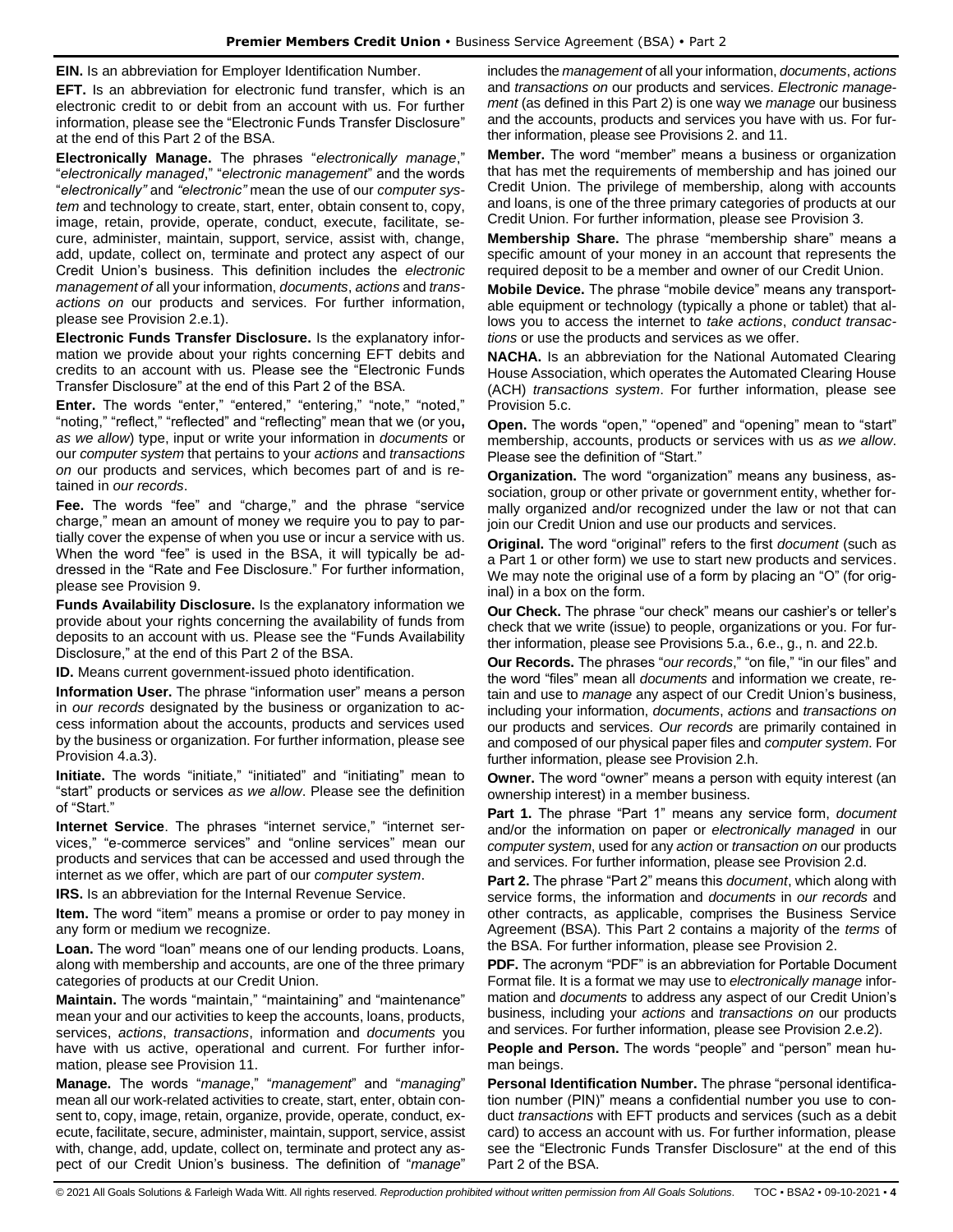**EIN.** Is an abbreviation for Employer Identification Number.

**EFT.** Is an abbreviation for electronic fund transfer, which is an electronic credit to or debit from an account with us. For further information, please see the "Electronic Funds Transfer Disclosure" at the end of this Part 2 of the BSA.

**Electronically Manage.** The phrases "*electronically manage*," "*electronically managed*," "*electronic management*" and the words "*electronically"* and *"electronic"* mean the use of our *computer system* and technology to create, start, enter, obtain consent to, copy, image, retain, provide, operate, conduct, execute, facilitate, secure, administer, maintain, support, service, assist with, change, add, update, collect on, terminate and protect any aspect of our Credit Union's business. This definition includes the *electronic management of* all your information, *documents*, *actions* and *transactions on* our products and services. For further information, please see Provision 2.e.1).

**Electronic Funds Transfer Disclosure.** Is the explanatory information we provide about your rights concerning EFT debits and credits to an account with us. Please see the "Electronic Funds Transfer Disclosure" at the end of this Part 2 of the BSA.

**Enter.** The words "enter," "entered," "entering," "note," "noted," "noting," "reflect," "reflected" and "reflecting" mean that we (or you**,** *as we allow*) type, input or write your information in *documents* or our *computer system* that pertains to your *actions* and *transactions on* our products and services, which becomes part of and is retained in *our records*.

**Fee.** The words "fee" and "charge," and the phrase "service charge," mean an amount of money we require you to pay to partially cover the expense of when you use or incur a service with us. When the word "fee" is used in the BSA, it will typically be addressed in the "Rate and Fee Disclosure." For further information, please see Provision 9.

**Funds Availability Disclosure.** Is the explanatory information we provide about your rights concerning the availability of funds from deposits to an account with us. Please see the "Funds Availability Disclosure," at the end of this Part 2 of the BSA.

**ID.** Means current government-issued photo identification.

**Information User.** The phrase "information user" means a person in *our records* designated by the business or organization to access information about the accounts, products and services used by the business or organization. For further information, please see Provision 4.a.3).

**Initiate.** The words "initiate," "initiated" and "initiating" mean to "start" products or services *as we allow*. Please see the definition of "Start."

**Internet Service**. The phrases "internet service," "internet services," "e-commerce services" and "online services" mean our products and services that can be accessed and used through the internet as we offer, which are part of our *computer system*.

**IRS.** Is an abbreviation for the Internal Revenue Service.

**Item.** The word "item" means a promise or order to pay money in any form or medium we recognize.

**Loan.** The word "loan" means one of our lending products. Loans, along with membership and accounts, are one of the three primary categories of products at our Credit Union.

**Maintain.** The words "maintain," "maintaining" and "maintenance" mean your and our activities to keep the accounts, loans, products, services, *actions*, *transactions*, information and *documents* you have with us active, operational and current. For further information, please see Provision 11.

**Manage.** The words "*manage*," "*management*" and "*managing*" mean all our work-related activities to create, start, enter, obtain consent to, copy, image, retain, organize, provide, operate, conduct, execute, facilitate, secure, administer, maintain, support, service, assist with, change, add, update, collect on, terminate and protect any aspect of our Credit Union's business. The definition of "*manage*" includes the *management* of all your information, *documents*, *actions* and *transactions on* our products and services. *Electronic management* (as defined in this Part 2) is one way we *manage* our business and the accounts, products and services you have with us. For further information, please see Provisions 2. and 11.

**Member.** The word "member" means a business or organization that has met the requirements of membership and has joined our Credit Union. The privilege of membership, along with accounts and loans, is one of the three primary categories of products at our Credit Union. For further information, please see Provision 3.

**Membership Share.** The phrase "membership share" means a specific amount of your money in an account that represents the required deposit to be a member and owner of our Credit Union.

**Mobile Device.** The phrase "mobile device" means any transportable equipment or technology (typically a phone or tablet) that allows you to access the internet to *take actions*, *conduct transactions* or use the products and services as we offer.

**NACHA.** Is an abbreviation for the National Automated Clearing House Association, which operates the Automated Clearing House (ACH) *transactions system*. For further information, please see Provision 5.c.

**Open.** The words "open," "opened" and "opening" mean to "start" membership, accounts, products or services with us *as we allow*. Please see the definition of "Start."

**Organization.** The word "organization" means any business, association, group or other private or government entity, whether formally organized and/or recognized under the law or not that can join our Credit Union and use our products and services.

**Original.** The word "original" refers to the first *document* (such as a Part 1 or other form) we use to start new products and services. We may note the original use of a form by placing an "O" (for original) in a box on the form.

**Our Check.** The phrase "our check" means our cashier's or teller's check that we write (issue) to people, organizations or you. For further information, please see Provisions 5.a., 6.e., g., n. and 22.b.

**Our Records.** The phrases "*our records*," "on file," "in our files" and the word "files" mean all *documents* and information we create, retain and use to *manage* any aspect of our Credit Union's business, including your information, *documents*, *actions* and *transactions on* our products and services. *Our records* are primarily contained in and composed of our physical paper files and *computer system*. For further information, please see Provision 2.h.

**Owner.** The word "owner" means a person with equity interest (an ownership interest) in a member business.

**Part 1.** The phrase "Part 1" means any service form, *document* and/or the information on paper or *electronically managed* in our *computer system*, used for any *action* or *transaction on* our products and services. For further information, please see Provision 2.d.

**Part 2.** The phrase "Part 2" means this *document*, which along with service forms, the information and *documents* in *our records* and other contracts, as applicable, comprises the Business Service Agreement (BSA). This Part 2 contains a majority of the *terms* of the BSA. For further information, please see Provision 2.

**PDF.** The acronym "PDF" is an abbreviation for Portable Document Format file. It is a format we may use to *electronically manage* information and *documents* to address any aspect of our Credit Union's business, including your *actions* and *transactions on* our products and services. For further information, please see Provision 2.e.2).

**People and Person.** The words "people" and "person" mean human beings.

**Personal Identification Number.** The phrase "personal identification number (PIN)" means a confidential number you use to conduct *transactions* with EFT products and services (such as a debit card) to access an account with us. For further information, please see the "Electronic Funds Transfer Disclosure" at the end of this Part 2 of the BSA.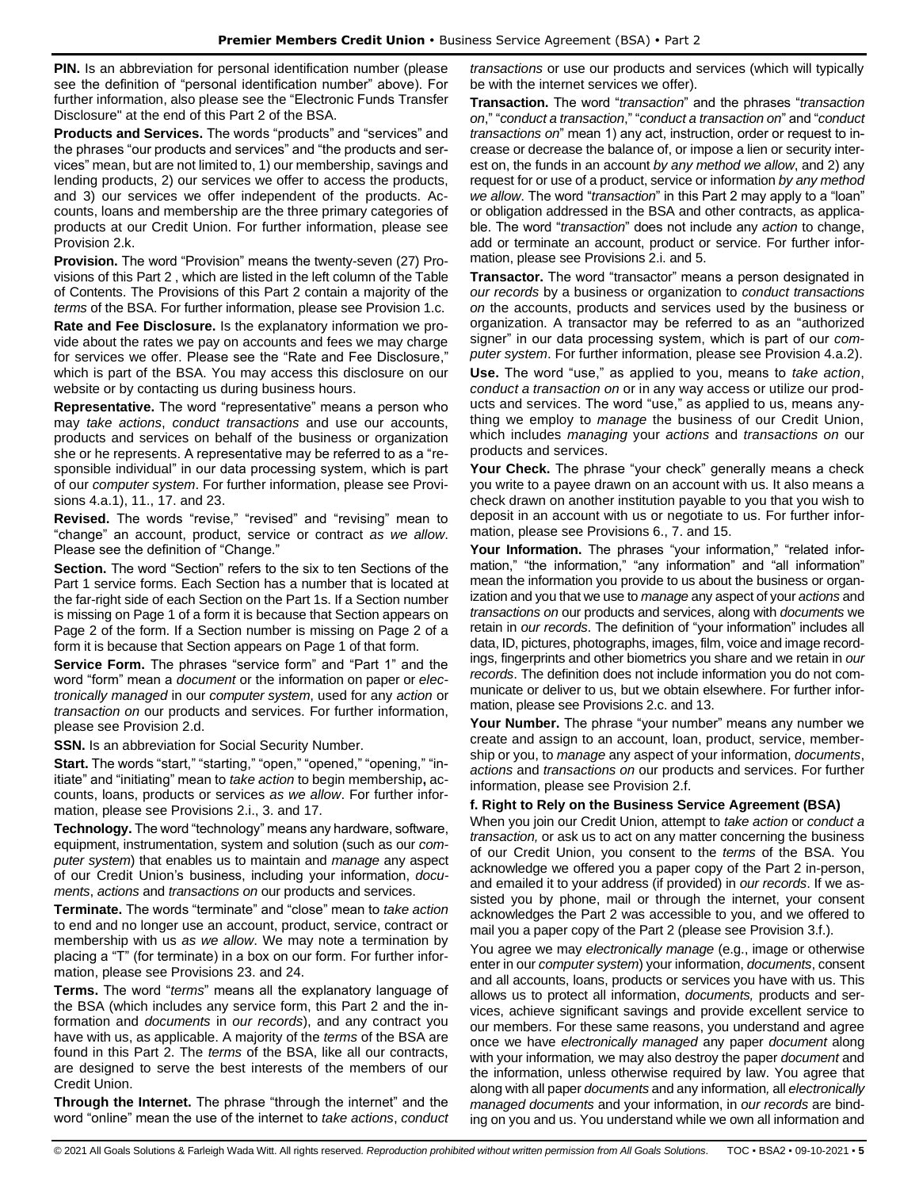**PIN.** Is an abbreviation for personal identification number (please see the definition of "personal identification number" above). For further information, also please see the "Electronic Funds Transfer Disclosure" at the end of this Part 2 of the BSA.

**Products and Services.** The words "products" and "services" and the phrases "our products and services" and "the products and services" mean, but are not limited to, 1) our membership, savings and lending products, 2) our services we offer to access the products, and 3) our services we offer independent of the products. Accounts, loans and membership are the three primary categories of products at our Credit Union. For further information, please see Provision 2.k.

**Provision.** The word "Provision" means the twenty-seven (27) Provisions of this Part 2 , which are listed in the left column of the Table of Contents. The Provisions of this Part 2 contain a majority of the *terms* of the BSA. For further information, please see Provision 1.c.

**Rate and Fee Disclosure.** Is the explanatory information we provide about the rates we pay on accounts and fees we may charge for services we offer. Please see the "Rate and Fee Disclosure," which is part of the BSA. You may access this disclosure on our website or by contacting us during business hours.

**Representative.** The word "representative" means a person who may *take actions*, *conduct transactions* and use our accounts, products and services on behalf of the business or organization she or he represents. A representative may be referred to as a "responsible individual" in our data processing system, which is part of our *computer system*. For further information, please see Provisions 4.a.1), 11., 17. and 23.

**Revised.** The words "revise," "revised" and "revising" mean to "change" an account, product, service or contract *as we allow*. Please see the definition of "Change."

**Section.** The word "Section" refers to the six to ten Sections of the Part 1 service forms. Each Section has a number that is located at the far-right side of each Section on the Part 1s. If a Section number is missing on Page 1 of a form it is because that Section appears on Page 2 of the form. If a Section number is missing on Page 2 of a form it is because that Section appears on Page 1 of that form.

**Service Form.** The phrases "service form" and "Part 1" and the word "form" mean a *document* or the information on paper or *electronically managed* in our *computer system*, used for any *action* or *transaction on* our products and services. For further information, please see Provision 2.d.

**SSN.** Is an abbreviation for Social Security Number.

**Start.** The words "start," "starting," "open," "opened," "opening," "initiate" and "initiating" mean to *take action* to begin membership**,** accounts, loans, products or services *as we allow*. For further information, please see Provisions 2.i., 3. and 17.

**Technology.** The word "technology" means any hardware, software, equipment, instrumentation, system and solution (such as our *computer system*) that enables us to maintain and *manage* any aspect of our Credit Union's business, including your information, *documents*, *actions* and *transactions on* our products and services.

**Terminate.** The words "terminate" and "close" mean to *take action* to end and no longer use an account, product, service, contract or membership with us *as we allow*. We may note a termination by placing a "T" (for terminate) in a box on our form. For further information, please see Provisions 23. and 24.

**Terms.** The word "*terms*" means all the explanatory language of the BSA (which includes any service form, this Part 2 and the information and *documents* in *our records*), and any contract you have with us, as applicable. A majority of the *terms* of the BSA are found in this Part 2. The *terms* of the BSA, like all our contracts, are designed to serve the best interests of the members of our Credit Union.

**Through the Internet.** The phrase "through the internet" and the word "online" mean the use of the internet to *take actions*, *conduct transactions* or use our products and services (which will typically be with the internet services we offer).

**Transaction.** The word "*transaction*" and the phrases "*transaction on*," "*conduct a transaction*," "*conduct a transaction on*" and "*conduct transactions on*" mean 1) any act, instruction, order or request to increase or decrease the balance of, or impose a lien or security interest on, the funds in an account *by any method we allow*, and 2) any request for or use of a product, service or information *by any method we allow*. The word "*transaction*" in this Part 2 may apply to a "loan" or obligation addressed in the BSA and other contracts, as applicable. The word "*transaction*" does not include any *action* to change, add or terminate an account, product or service. For further information, please see Provisions 2.i. and 5.

**Transactor.** The word "transactor" means a person designated in *our records* by a business or organization to *conduct transactions on* the accounts, products and services used by the business or organization. A transactor may be referred to as an "authorized signer" in our data processing system, which is part of our *computer system*. For further information, please see Provision 4.a.2).

**Use.** The word "use," as applied to you, means to *take action*, *conduct a transaction on* or in any way access or utilize our products and services. The word "use," as applied to us, means anything we employ to *manage* the business of our Credit Union, which includes *managing* your *actions* and *transactions on* our products and services.

**Your Check.** The phrase "your check" generally means a check you write to a payee drawn on an account with us. It also means a check drawn on another institution payable to you that you wish to deposit in an account with us or negotiate to us. For further information, please see Provisions 6., 7. and 15.

**Your Information.** The phrases "your information," "related information," "the information," "any information" and "all information" mean the information you provide to us about the business or organization and you that we use to *manage* any aspect of your *actions* and *transactions on* our products and services, along with *documents* we retain in *our records*. The definition of "your information" includes all data, ID, pictures, photographs, images, film, voice and image recordings, fingerprints and other biometrics you share and we retain in *our records*. The definition does not include information you do not communicate or deliver to us, but we obtain elsewhere. For further information, please see Provisions 2.c. and 13.

**Your Number.** The phrase "your number" means any number we create and assign to an account, loan, product, service, membership or you, to *manage* any aspect of your information, *documents*, *actions* and *transactions on* our products and services. For further information, please see Provision 2.f.

### f. Right to Rely on the Business Service Agreement (BSA)

When you join our Credit Union, attempt to *take action* or *conduct a transaction,* or ask us to act on any matter concerning the business of our Credit Union, you consent to the *terms* of the BSA. You acknowledge we offered you a paper copy of the Part 2 in-person, and emailed it to your address (if provided) in *our records*. If we assisted you by phone, mail or through the internet, your consent acknowledges the Part 2 was accessible to you, and we offered to mail you a paper copy of the Part 2 (please see Provision 3.f.).

You agree we may *electronically manage* (e.g., image or otherwise enter in our *computer system*) your information, *documents*, consent and all accounts, loans, products or services you have with us. This allows us to protect all information, *documents,* products and services, achieve significant savings and provide excellent service to our members. For these same reasons, you understand and agree once we have *electronically managed* any paper *document* along with your information*,* we may also destroy the paper *document* and the information, unless otherwise required by law. You agree that along with all paper *documents* and any information*,* all *electronically managed documents* and your information, in *our records* are binding on you and us. You understand while we own all information and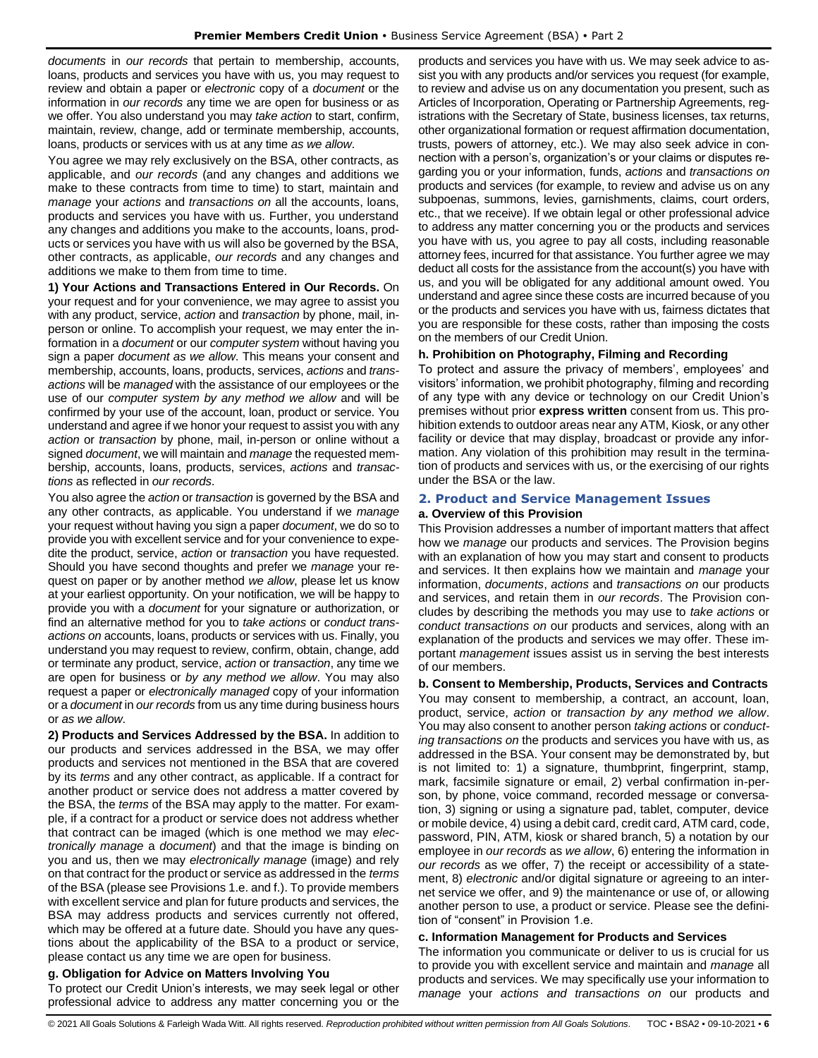*documents* in *our records* that pertain to membership, accounts, loans, products and services you have with us, you may request to review and obtain a paper or *electronic* copy of a *document* or the information in *our records* any time we are open for business or as we offer. You also understand you may *take action* to start, confirm, maintain, review, change, add or terminate membership, accounts, loans, products or services with us at any time *as we allow*.

You agree we may rely exclusively on the BSA, other contracts, as applicable, and *our records* (and any changes and additions we make to these contracts from time to time) to start, maintain and *manage* your *actions* and *transactions on* all the accounts, loans, products and services you have with us. Further, you understand any changes and additions you make to the accounts, loans, products or services you have with us will also be governed by the BSA, other contracts, as applicable, *our records* and any changes and additions we make to them from time to time.

**1) Your Actions and Transactions Entered in Our Records.** On your request and for your convenience, we may agree to assist you with any product, service, *action* and *transaction* by phone, mail, in-person or online. To accomplish your request, we may enter the information in a *document* or our *computer system* without having you sign a paper *document as we allow*. This means your consent and membership, accounts, loans, products, services, *actions* and *transactions* will be *managed* with the assistance of our employees or the use of our *computer system by any method we allow* and will be confirmed by your use of the account, loan, product or service. You understand and agree if we honor your request to assist you with any *action* or *transaction* by phone, mail, in-person or online without a signed *document*, we will maintain and *manage* the requested membership, accounts, loans, products, services, *actions* and *transactions* as reflected in *our records*.

You also agree the *action* or *transaction* is governed by the BSA and any other contracts, as applicable. You understand if we *manage* your request without having you sign a paper *document*, we do so to provide you with excellent service and for your convenience to expedite the product, service, *action* or *transaction* you have requested. Should you have second thoughts and prefer we *manage* your request on paper or by another method *we allow*, please let us know at your earliest opportunity. On your notification, we will be happy to provide you with a *document* for your signature or authorization, or find an alternative method for you to *take actions* or *conduct transactions on* accounts, loans, products or services with us. Finally, you understand you may request to review, confirm, obtain, change, add or terminate any product, service, *action* or *transaction*, any time we are open for business or *by any method we allow*. You may also request a paper or *electronically managed* copy of your information or a *document* in *our records* from us any time during business hours or *as we allow*.

**2) Products and Services Addressed by the BSA.** In addition to our products and services addressed in the BSA, we may offer products and services not mentioned in the BSA that are covered by its *terms* and any other contract, as applicable. If a contract for another product or service does not address a matter covered by the BSA, the *terms* of the BSA may apply to the matter. For example, if a contract for a product or service does not address whether that contract can be imaged (which is one method we may *electronically manage* a *document*) and that the image is binding on you and us, then we may *electronically manage* (image) and rely on that contract for the product or service as addressed in the *terms* of the BSA (please see Provisions 1.e. and f.). To provide members with excellent service and plan for future products and services, the BSA may address products and services currently not offered, which may be offered at a future date. Should you have any questions about the applicability of the BSA to a product or service, please contact us any time we are open for business.

### g. Obligation for Advice on Matters Involving You

To protect our Credit Union's interests, we may seek legal or other professional advice to address any matter concerning you or the products and services you have with us. We may seek advice to assist you with any products and/or services you request (for example, to review and advise us on any documentation you present, such as Articles of Incorporation, Operating or Partnership Agreements, registrations with the Secretary of State, business licenses, tax returns, other organizational formation or request affirmation documentation, trusts, powers of attorney, etc.). We may also seek advice in connection with a person's, organization's or your claims or disputes regarding you or your information, funds, *actions* and *transactions on* products and services (for example, to review and advise us on any subpoenas, summons, levies, garnishments, claims, court orders, etc., that we receive). If we obtain legal or other professional advice to address any matter concerning you or the products and services you have with us, you agree to pay all costs, including reasonable attorney fees, incurred for that assistance. You further agree we may deduct all costs for the assistance from the account(s) you have with us, and you will be obligated for any additional amount owed. You understand and agree since these costs are incurred because of you or the products and services you have with us, fairness dictates that you are responsible for these costs, rather than imposing the costs on the members of our Credit Union.

### h. Prohibition on Photography, Filming and Recording

To protect and assure the privacy of members', employees' and visitors' information, we prohibit photography, filming and recording of any type with any device or technology on our Credit Union's premises without prior **express written** consent from us. This prohibition extends to outdoor areas near any ATM, Kiosk, or any other facility or device that may display, broadcast or provide any information. Any violation of this prohibition may result in the termination of products and services with us, or the exercising of our rights under the BSA or the law.

## 2. Product and Service Management Issues

### a. Overview of this Provision

This Provision addresses a number of important matters that affect how we *manage* our products and services. The Provision begins with an explanation of how you may start and consent to products and services. It then explains how we maintain and *manage* your information, *documents*, *actions* and *transactions on* our products and services, and retain them in *our records*. The Provision concludes by describing the methods you may use to *take actions* or *conduct transactions on* our products and services, along with an explanation of the products and services we may offer. These important *management* issues assist us in serving the best interests of our members.

### b. Consent to Membership, Products, Services and Contracts

You may consent to membership, a contract, an account, loan, product, service, *action* or *transaction by any method we allow*. You may also consent to another person *taking actions* or *conducting transactions on* the products and services you have with us, as addressed in the BSA. Your consent may be demonstrated by, but is not limited to: 1) a signature, thumbprint, fingerprint, stamp, mark, facsimile signature or email, 2) verbal confirmation in-person, by phone, voice command, recorded message or conversation, 3) signing or using a signature pad, tablet, computer, device or mobile device, 4) using a debit card, credit card, ATM card, code, password, PIN, ATM, kiosk or shared branch, 5) a notation by our employee in *our records* as *we allow*, 6) entering the information in *our records* as we offer, 7) the receipt or accessibility of a statement, 8) *electronic* and/or digital signature or agreeing to an internet service we offer, and 9) the maintenance or use of, or allowing another person to use, a product or service. Please see the definition of "consent" in Provision 1.e.

### c. Information Management for Products and Services

The information you communicate or deliver to us is crucial for us to provide you with excellent service and maintain and *manage* all products and services. We may specifically use your information to *manage* your *actions and transactions on* our products and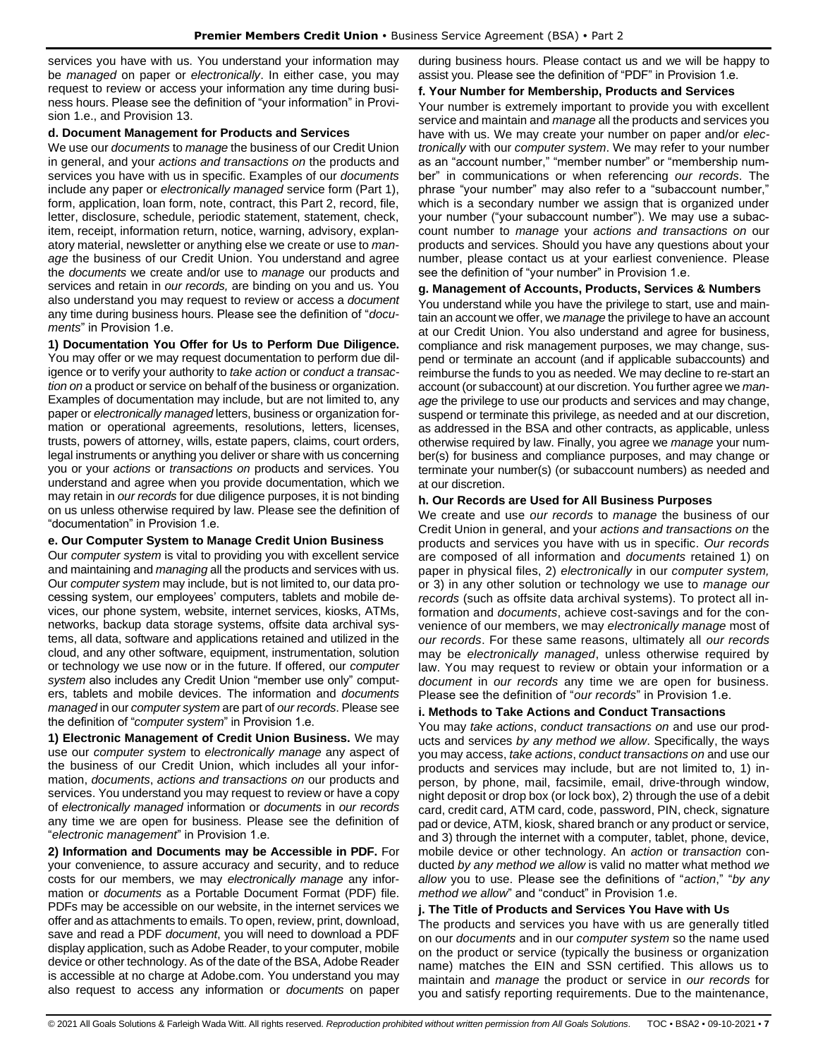services you have with us. You understand your information may be *managed* on paper or *electronically*. In either case, you may request to review or access your information any time during business hours. Please see the definition of "your information" in Provision 1.e., and Provision 13.

**d. Document Management for Products and Services**

We use our *documents* to *manage* the business of our Credit Union in general, and your *actions and transactions on* the products and services you have with us in specific. Examples of our *documents* include any paper or *electronically managed* service form (Part 1), form, application, loan form, note, contract, this Part 2, record, file, letter, disclosure, schedule, periodic statement, statement, check, item, receipt, information return, notice, warning, advisory, explanatory material, newsletter or anything else we create or use to *manage* the business of our Credit Union. You understand and agree the *documents* we create and/or use to *manage* our products and services and retain in *our records,* are binding on you and us. You also understand you may request to review or access a *document* any time during business hours. Please see the definition of "*documents*" in Provision 1.e.

**1) Documentation You Offer for Us to Perform Due Diligence.** You may offer or we may request documentation to perform due diligence or to verify your authority to *take action* or *conduct a transaction on* a product or service on behalf of the business or organization. Examples of documentation may include, but are not limited to, any paper or *electronically managed* letters, business or organization formation or operational agreements, resolutions, letters, licenses, trusts, powers of attorney, wills, estate papers, claims, court orders, legal instruments or anything you deliver or share with us concerning you or your *actions* or *transactions on* products and services. You understand and agree when you provide documentation, which we may retain in *our records* for due diligence purposes, it is not binding on us unless otherwise required by law. Please see the definition of "documentation" in Provision 1.e.

**e. Our Computer System to Manage Credit Union Business**

Our *computer system* is vital to providing you with excellent service and maintaining and *managing* all the products and services with us. Our *computer system* may include, but is not limited to, our data processing system, our employees' computers, tablets and mobile devices, our phone system, website, internet services, kiosks, ATMs, networks, backup data storage systems, offsite data archival systems, all data, software and applications retained and utilized in the cloud, and any other software, equipment, instrumentation, solution or technology we use now or in the future. If offered, our *computer system* also includes any Credit Union "member use only" computers, tablets and mobile devices. The information and *documents managed* in our *computer system* are part of *our records*. Please see the definition of "*computer system*" in Provision 1.e.

**1) Electronic Management of Credit Union Business.** We may use our *computer system* to *electronically manage* any aspect of the business of our Credit Union, which includes all your information, *documents*, *actions and transactions on* our products and services. You understand you may request to review or have a copy of *electronically managed* information or *documents* in *our records* any time we are open for business. Please see the definition of "*electronic management*" in Provision 1.e.

**2) Information and Documents may be Accessible in PDF.** For your convenience, to assure accuracy and security, and to reduce costs for our members, we may *electronically manage* any information or *documents* as a Portable Document Format (PDF) file. PDFs may be accessible on our website, in the internet services we offer and as attachments to emails. To open, review, print, download, save and read a PDF *document*, you will need to download a PDF display application, such as Adobe Reader, to your computer, mobile device or other technology. As of the date of the BSA, Adobe Reader is accessible at no charge at Adobe.com. You understand you may also request to access any information or *documents* on paper during business hours. Please contact us and we will be happy to assist you. Please see the definition of "PDF" in Provision 1.e.

**f. Your Number for Membership, Products and Services**

Your number is extremely important to provide you with excellent service and maintain and *manage* all the products and services you have with us. We may create your number on paper and/or *electronically* with our *computer system*. We may refer to your number as an "account number," "member number" or "membership number" in communications or when referencing *our records*. The phrase "your number" may also refer to a "subaccount number," which is a secondary number we assign that is organized under your number ("your subaccount number"). We may use a subaccount number to *manage* your *actions and transactions on* our products and services. Should you have any questions about your number, please contact us at your earliest convenience. Please see the definition of "your number" in Provision 1.e.

**g. Management of Accounts, Products, Services & Numbers**

You understand while you have the privilege to start, use and maintain an account we offer, we *manage* the privilege to have an account at our Credit Union. You also understand and agree for business, compliance and risk management purposes, we may change, suspend or terminate an account (and if applicable subaccounts) and reimburse the funds to you as needed. We may decline to re-start an account (or subaccount) at our discretion. You further agree we *manage* the privilege to use our products and services and may change, suspend or terminate this privilege, as needed and at our discretion, as addressed in the BSA and other contracts, as applicable, unless otherwise required by law. Finally, you agree we *manage* your number(s) for business and compliance purposes, and may change or terminate your number(s) (or subaccount numbers) as needed and at our discretion.

**h. Our Records are Used for All Business Purposes**

We create and use *our records* to *manage* the business of our Credit Union in general, and your *actions and transactions on* the products and services you have with us in specific. *Our records* are composed of all information and *documents* retained 1) on paper in physical files, 2) *electronically* in our *computer system,* or 3) in any other solution or technology we use to *manage our records* (such as offsite data archival systems). To protect all information and *documents*, achieve cost-savings and for the convenience of our members, we may *electronically manage* most of *our records*. For these same reasons, ultimately all *our records* may be *electronically managed*, unless otherwise required by law. You may request to review or obtain your information or a *document* in *our records* any time we are open for business. Please see the definition of "*our records*" in Provision 1.e.

**i. Methods to Take Actions and Conduct Transactions**

You may *take actions*, *conduct transactions on* and use our products and services *by any method we allow*. Specifically, the ways you may access, *take actions*, *conduct transactions on* and use our products and services may include, but are not limited to, 1) in-person, by phone, mail, facsimile, email, drive-through window, night deposit or drop box (or lock box), 2) through the use of a debit card, credit card, ATM card, code, password, PIN, check, signature pad or device, ATM, kiosk, shared branch or any product or service, and 3) through the internet with a computer, tablet, phone, device, mobile device or other technology. An *action* or *transaction* conducted *by any method we allow* is valid no matter what method *we allow* you to use. Please see the definitions of "*action*," "*by any method we allow*" and "conduct" in Provision 1.e.

**j. The Title of Products and Services You Have with Us**

The products and services you have with us are generally titled on our *documents* and in our *computer system* so the name used on the product or service (typically the business or organization name) matches the EIN and SSN certified. This allows us to maintain and *manage* the product or service in *our records* for you and satisfy reporting requirements. Due to the maintenance,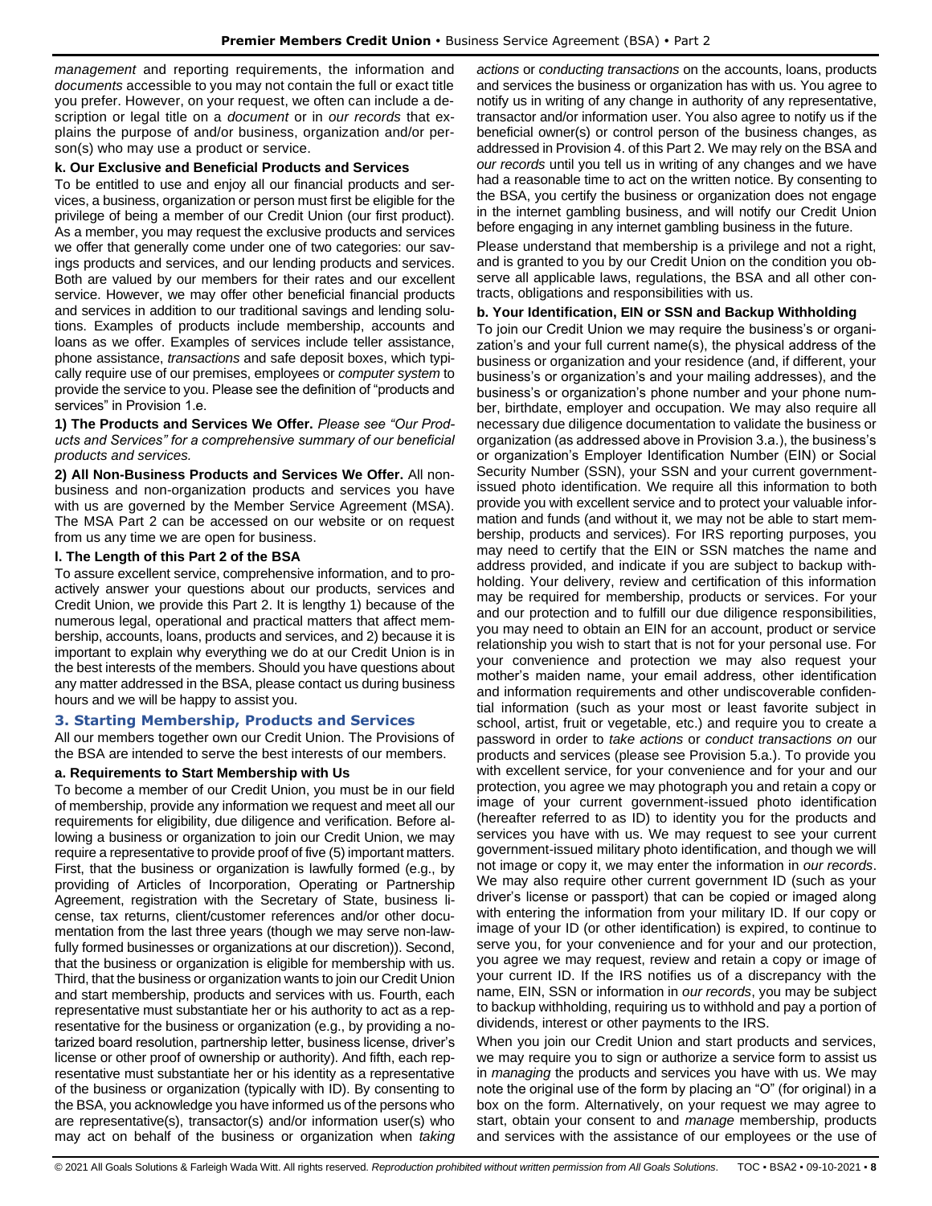*management* and reporting requirements, the information and *documents* accessible to you may not contain the full or exact title you prefer. However, on your request, we often can include a description or legal title on a *document* or in *our records* that explains the purpose of and/or business, organization and/or person(s) who may use a product or service.

**k. Our Exclusive and Beneficial Products and Services**

To be entitled to use and enjoy all our financial products and services, a business, organization or person must first be eligible for the privilege of being a member of our Credit Union (our first product). As a member, you may request the exclusive products and services we offer that generally come under one of two categories: our savings products and services, and our lending products and services. Both are valued by our members for their rates and our excellent service. However, we may offer other beneficial financial products and services in addition to our traditional savings and lending solutions. Examples of products include membership, accounts and loans as we offer. Examples of services include teller assistance, phone assistance, *transactions* and safe deposit boxes, which typically require use of our premises, employees or *computer system* to provide the service to you. Please see the definition of "products and services" in Provision 1.e.

**1) The Products and Services We Offer.** *Please see "Our Products and Services" for a comprehensive summary of our beneficial products and services.*

**2) All Non-Business Products and Services We Offer.** All non-business and non-organization products and services you have with us are governed by the Member Service Agreement (MSA). The MSA Part 2 can be accessed on our website or on request from us any time we are open for business.

**l. The Length of this Part 2 of the BSA**

To assure excellent service, comprehensive information, and to proactively answer your questions about our products, services and Credit Union, we provide this Part 2. It is lengthy 1) because of the numerous legal, operational and practical matters that affect membership, accounts, loans, products and services, and 2) because it is important to explain why everything we do at our Credit Union is in the best interests of the members. Should you have questions about any matter addressed in the BSA, please contact us during business hours and we will be happy to assist you.

## 3. Starting Membership, Products and Services

All our members together own our Credit Union. The Provisions of the BSA are intended to serve the best interests of our members.

**a. Requirements to Start Membership with Us**

To become a member of our Credit Union, you must be in our field of membership, provide any information we request and meet all our requirements for eligibility, due diligence and verification. Before allowing a business or organization to join our Credit Union, we may require a representative to provide proof of five (5) important matters. First, that the business or organization is lawfully formed (e.g., by providing of Articles of Incorporation, Operating or Partnership Agreement, registration with the Secretary of State, business license, tax returns, client/customer references and/or other documentation from the last three years (though we may serve non-lawfully formed businesses or organizations at our discretion)). Second, that the business or organization is eligible for membership with us. Third, that the business or organization wants to join our Credit Union and start membership, products and services with us. Fourth, each representative must substantiate her or his authority to act as a representative for the business or organization (e.g., by providing a notarized board resolution, partnership letter, business license, driver's license or other proof of ownership or authority). And fifth, each representative must substantiate her or his identity as a representative of the business or organization (typically with ID). By consenting to the BSA, you acknowledge you have informed us of the persons who are representative(s), transactor(s) and/or information user(s) who may act on behalf of the business or organization when *taking actions* or *conducting transactions* on the accounts, loans, products and services the business or organization has with us. You agree to notify us in writing of any change in authority of any representative, transactor and/or information user. You also agree to notify us if the beneficial owner(s) or control person of the business changes, as addressed in Provision 4. of this Part 2. We may rely on the BSA and *our records* until you tell us in writing of any changes and we have had a reasonable time to act on the written notice. By consenting to the BSA, you certify the business or organization does not engage in the internet gambling business, and will notify our Credit Union before engaging in any internet gambling business in the future.

Please understand that membership is a privilege and not a right, and is granted to you by our Credit Union on the condition you observe all applicable laws, regulations, the BSA and all other contracts, obligations and responsibilities with us.

**b. Your Identification, EIN or SSN and Backup Withholding**

To join our Credit Union we may require the business's or organization's and your full current name(s), the physical address of the business or organization and your residence (and, if different, your business's or organization's and your mailing addresses), and the business's or organization's phone number and your phone number, birthdate, employer and occupation. We may also require all necessary due diligence documentation to validate the business or organization (as addressed above in Provision 3.a.), the business's or organization's Employer Identification Number (EIN) or Social Security Number (SSN), your SSN and your current government-issued photo identification. We require all this information to both provide you with excellent service and to protect your valuable information and funds (and without it, we may not be able to start membership, products and services). For IRS reporting purposes, you may need to certify that the EIN or SSN matches the name and address provided, and indicate if you are subject to backup withholding. Your delivery, review and certification of this information may be required for membership, products or services. For your and our protection and to fulfill our due diligence responsibilities, you may need to obtain an EIN for an account, product or service relationship you wish to start that is not for your personal use. For your convenience and protection we may also request your mother's maiden name, your email address, other identification and information requirements and other undiscoverable confidential information (such as your most or least favorite subject in school, artist, fruit or vegetable, etc.) and require you to create a password in order to *take actions* or *conduct transactions on* our products and services (please see Provision 5.a.). To provide you with excellent service, for your convenience and for your and our protection, you agree we may photograph you and retain a copy or image of your current government-issued photo identification (hereafter referred to as ID) to identity you for the products and services you have with us. We may request to see your current government-issued military photo identification, and though we will not image or copy it, we may enter the information in *our records*. We may also require other current government ID (such as your driver's license or passport) that can be copied or imaged along with entering the information from your military ID. If our copy or image of your ID (or other identification) is expired, to continue to serve you, for your convenience and for your and our protection, you agree we may request, review and retain a copy or image of your current ID. If the IRS notifies us of a discrepancy with the name, EIN, SSN or information in *our records*, you may be subject to backup withholding, requiring us to withhold and pay a portion of dividends, interest or other payments to the IRS.

When you join our Credit Union and start products and services, we may require you to sign or authorize a service form to assist us in *managing* the products and services you have with us. We may note the original use of the form by placing an "O" (for original) in a box on the form. Alternatively, on your request we may agree to start, obtain your consent to and *manage* membership, products and services with the assistance of our employees or the use of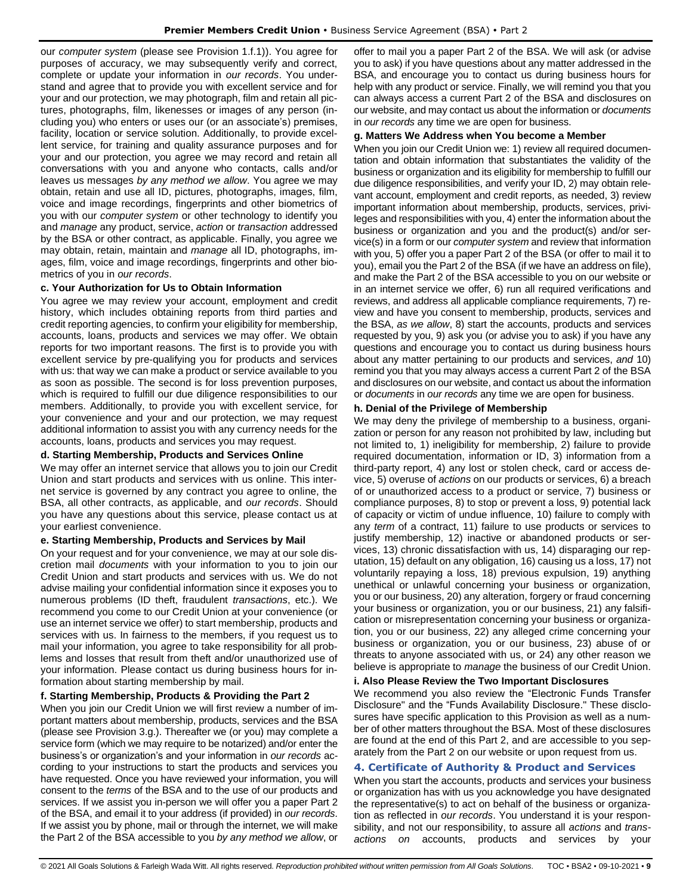our *computer system* (please see Provision 1.f.1)). You agree for purposes of accuracy, we may subsequently verify and correct, complete or update your information in *our records*. You understand and agree that to provide you with excellent service and for your and our protection, we may photograph, film and retain all pictures, photographs, film, likenesses or images of any person (including you) who enters or uses our (or an associate's) premises, facility, location or service solution. Additionally, to provide excellent service, for training and quality assurance purposes and for your and our protection, you agree we may record and retain all conversations with you and anyone who contacts, calls and/or leaves us messages *by any method we allow*. You agree we may obtain, retain and use all ID, pictures, photographs, images, film, voice and image recordings, fingerprints and other biometrics of you with our *computer system* or other technology to identify you and *manage* any product, service, *action* or *transaction* addressed by the BSA or other contract, as applicable. Finally, you agree we may obtain, retain, maintain and *manage* all ID, photographs, images, film, voice and image recordings, fingerprints and other biometrics of you in *our records*.

### c. Your Authorization for Us to Obtain Information

You agree we may review your account, employment and credit history, which includes obtaining reports from third parties and credit reporting agencies, to confirm your eligibility for membership, accounts, loans, products and services we may offer. We obtain reports for two important reasons. The first is to provide you with excellent service by pre-qualifying you for products and services with us: that way we can make a product or service available to you as soon as possible. The second is for loss prevention purposes, which is required to fulfill our due diligence responsibilities to our members. Additionally, to provide you with excellent service, for your convenience and your and our protection, we may request additional information to assist you with any currency needs for the accounts, loans, products and services you may request.

### d. Starting Membership, Products and Services Online

We may offer an internet service that allows you to join our Credit Union and start products and services with us online. This internet service is governed by any contract you agree to online, the BSA, all other contracts, as applicable, and *our records*. Should you have any questions about this service, please contact us at your earliest convenience.

### e. Starting Membership, Products and Services by Mail

On your request and for your convenience, we may at our sole discretion mail *documents* with your information to you to join our Credit Union and start products and services with us. We do not advise mailing your confidential information since it exposes you to numerous problems (ID theft, fraudulent *transactions*, etc.). We recommend you come to our Credit Union at your convenience (or use an internet service we offer) to start membership, products and services with us. In fairness to the members, if you request us to mail your information, you agree to take responsibility for all problems and losses that result from theft and/or unauthorized use of your information. Please contact us during business hours for information about starting membership by mail.

### f. Starting Membership, Products & Providing the Part 2

When you join our Credit Union we will first review a number of important matters about membership, products, services and the BSA (please see Provision 3.g.). Thereafter we (or you) may complete a service form (which we may require to be notarized) and/or enter the business's or organization's and your information in *our records* according to your instructions to start the products and services you have requested. Once you have reviewed your information, you will consent to the *terms* of the BSA and to the use of our products and services. If we assist you in-person we will offer you a paper Part 2 of the BSA, and email it to your address (if provided) in *our records*. If we assist you by phone, mail or through the internet, we will make the Part 2 of the BSA accessible to you *by any method we allow*, or offer to mail you a paper Part 2 of the BSA. We will ask (or advise you to ask) if you have questions about any matter addressed in the BSA, and encourage you to contact us during business hours for help with any product or service. Finally, we will remind you that you can always access a current Part 2 of the BSA and disclosures on our website, and may contact us about the information or *documents* in *our records* any time we are open for business.

### g. Matters We Address when You become a Member

When you join our Credit Union we: 1) review all required documentation and obtain information that substantiates the validity of the business or organization and its eligibility for membership to fulfill our due diligence responsibilities, and verify your ID, 2) may obtain relevant account, employment and credit reports, as needed, 3) review important information about membership, products, services, privileges and responsibilities with you, 4) enter the information about the business or organization and you and the product(s) and/or service(s) in a form or our *computer system* and review that information with you, 5) offer you a paper Part 2 of the BSA (or offer to mail it to you), email you the Part 2 of the BSA (if we have an address on file), and make the Part 2 of the BSA accessible to you on our website or in an internet service we offer, 6) run all required verifications and reviews, and address all applicable compliance requirements, 7) review and have you consent to membership, products, services and the BSA, *as we allow*, 8) start the accounts, products and services requested by you, 9) ask you (or advise you to ask) if you have any questions and encourage you to contact us during business hours about any matter pertaining to our products and services, *and* 10) remind you that you may always access a current Part 2 of the BSA and disclosures on our website, and contact us about the information or *documents* in *our records* any time we are open for business.

### h. Denial of the Privilege of Membership

We may deny the privilege of membership to a business, organization or person for any reason not prohibited by law, including but not limited to, 1) ineligibility for membership, 2) failure to provide required documentation, information or ID, 3) information from a third-party report, 4) any lost or stolen check, card or access device, 5) overuse of *actions* on our products or services, 6) a breach of or unauthorized access to a product or service, 7) business or compliance purposes, 8) to stop or prevent a loss, 9) potential lack of capacity or victim of undue influence, 10) failure to comply with any *term* of a contract, 11) failure to use products or services to justify membership, 12) inactive or abandoned products or services, 13) chronic dissatisfaction with us, 14) disparaging our reputation, 15) default on any obligation, 16) causing us a loss, 17) not voluntarily repaying a loss, 18) previous expulsion, 19) anything unethical or unlawful concerning your business or organization, you or our business, 20) any alteration, forgery or fraud concerning your business or organization, you or our business, 21) any falsification or misrepresentation concerning your business or organization, you or our business, 22) any alleged crime concerning your business or organization, you or our business, 23) abuse of or threats to anyone associated with us, or 24) any other reason we believe is appropriate to *manage* the business of our Credit Union.

### i. Also Please Review the Two Important Disclosures

We recommend you also review the "Electronic Funds Transfer Disclosure" and the "Funds Availability Disclosure." These disclosures have specific application to this Provision as well as a number of other matters throughout the BSA. Most of these disclosures are found at the end of this Part 2, and are accessible to you separately from the Part 2 on our website or upon request from us.

## 4. Certificate of Authority & Product and Services

When you start the accounts, products and services your business or organization has with us you acknowledge you have designated the representative(s) to act on behalf of the business or organization as reflected in *our records*. You understand it is your responsibility, and not our responsibility, to assure all *actions* and *transactions on* accounts, products and services by your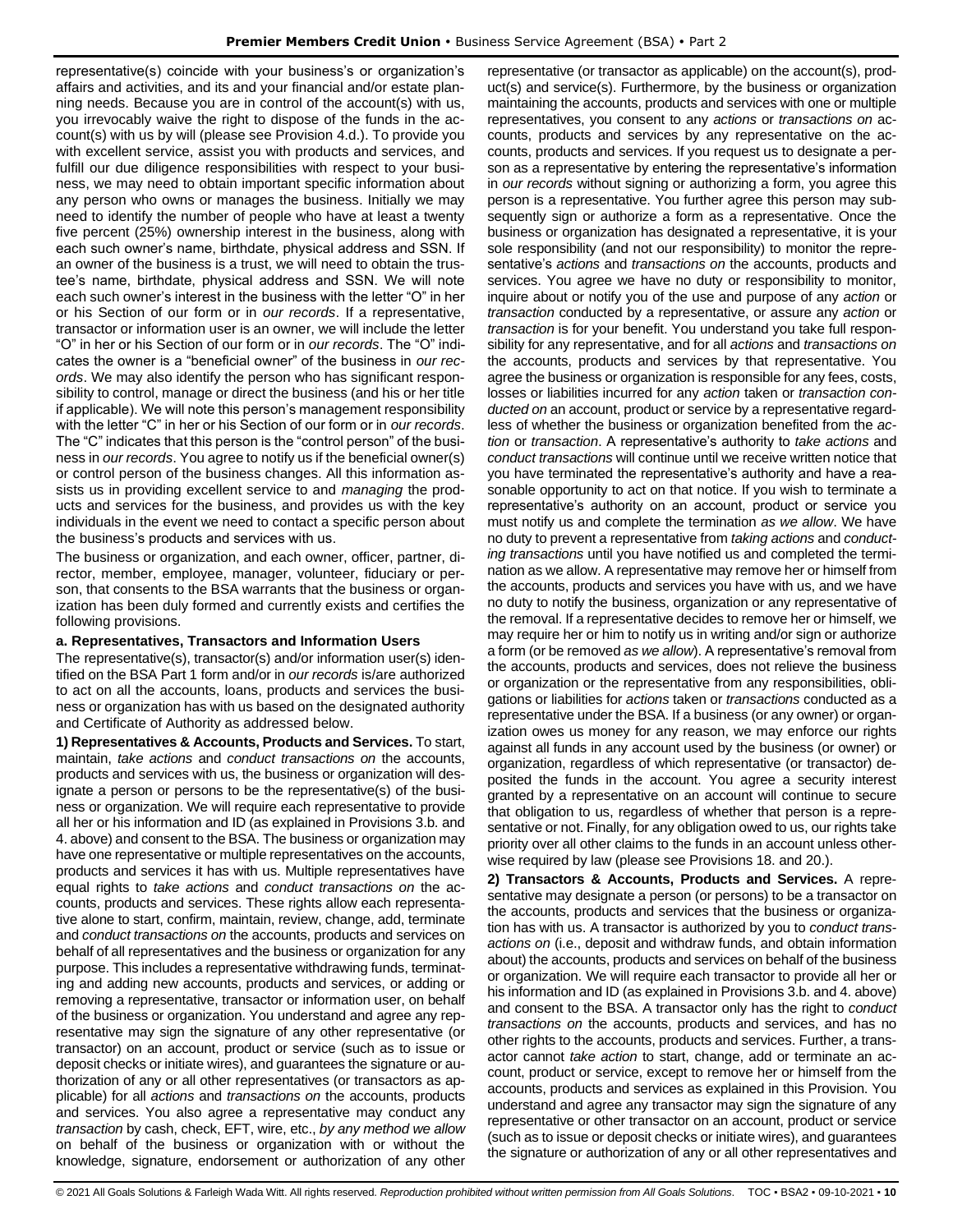representative(s) coincide with your business's or organization's affairs and activities, and its and your financial and/or estate planning needs. Because you are in control of the account(s) with us, you irrevocably waive the right to dispose of the funds in the account(s) with us by will (please see Provision 4.d.). To provide you with excellent service, assist you with products and services, and fulfill our due diligence responsibilities with respect to your business, we may need to obtain important specific information about any person who owns or manages the business. Initially we may need to identify the number of people who have at least a twenty five percent (25%) ownership interest in the business, along with each such owner's name, birthdate, physical address and SSN. If an owner of the business is a trust, we will need to obtain the trustee's name, birthdate, physical address and SSN. We will note each such owner's interest in the business with the letter "O" in her or his Section of our form or in *our records*. If a representative, transactor or information user is an owner, we will include the letter "O" in her or his Section of our form or in *our records*. The "O" indicates the owner is a "beneficial owner" of the business in *our records*. We may also identify the person who has significant responsibility to control, manage or direct the business (and his or her title if applicable). We will note this person's management responsibility with the letter "C" in her or his Section of our form or in *our records*. The "C" indicates that this person is the "control person" of the business in *our records*. You agree to notify us if the beneficial owner(s) or control person of the business changes. All this information assists us in providing excellent service to and *managing* the products and services for the business, and provides us with the key individuals in the event we need to contact a specific person about the business's products and services with us.

The business or organization, and each owner, officer, partner, director, member, employee, manager, volunteer, fiduciary or person, that consents to the BSA warrants that the business or organization has been duly formed and currently exists and certifies the following provisions.

**a. Representatives, Transactors and Information Users**

The representative(s), transactor(s) and/or information user(s) identified on the BSA Part 1 form and/or in *our records* is/are authorized to act on all the accounts, loans, products and services the business or organization has with us based on the designated authority and Certificate of Authority as addressed below.

**1) Representatives & Accounts, Products and Services.** To start, maintain, *take actions* and *conduct transactions on* the accounts, products and services with us, the business or organization will designate a person or persons to be the representative(s) of the business or organization. We will require each representative to provide all her or his information and ID (as explained in Provisions 3.b. and 4. above) and consent to the BSA. The business or organization may have one representative or multiple representatives on the accounts, products and services it has with us. Multiple representatives have equal rights to *take actions* and *conduct transactions on* the accounts, products and services. These rights allow each representative alone to start, confirm, maintain, review, change, add, terminate and *conduct transactions on* the accounts, products and services on behalf of all representatives and the business or organization for any purpose. This includes a representative withdrawing funds, terminating and adding new accounts, products and services, or adding or removing a representative, transactor or information user, on behalf of the business or organization. You understand and agree any representative may sign the signature of any other representative (or transactor) on an account, product or service (such as to issue or deposit checks or initiate wires), and guarantees the signature or authorization of any or all other representatives (or transactors as applicable) for all *actions* and *transactions on* the accounts, products and services. You also agree a representative may conduct any *transaction* by cash, check, EFT, wire, etc., *by any method we allow* on behalf of the business or organization with or without the knowledge, signature, endorsement or authorization of any other representative (or transactor as applicable) on the account(s), product(s) and service(s). Furthermore, by the business or organization maintaining the accounts, products and services with one or multiple representatives, you consent to any *actions* or *transactions on* accounts, products and services by any representative on the accounts, products and services. If you request us to designate a person as a representative by entering the representative's information in *our records* without signing or authorizing a form, you agree this person is a representative. You further agree this person may subsequently sign or authorize a form as a representative. Once the business or organization has designated a representative, it is your sole responsibility (and not our responsibility) to monitor the representative's *actions* and *transactions on* the accounts, products and services. You agree we have no duty or responsibility to monitor, inquire about or notify you of the use and purpose of any *action* or *transaction* conducted by a representative, or assure any *action* or *transaction* is for your benefit. You understand you take full responsibility for any representative, and for all *actions* and *transactions on* the accounts, products and services by that representative. You agree the business or organization is responsible for any fees, costs, losses or liabilities incurred for any *action* taken or *transaction conducted on* an account, product or service by a representative regardless of whether the business or organization benefited from the *action* or *transaction*. A representative's authority to *take actions* and *conduct transactions* will continue until we receive written notice that you have terminated the representative's authority and have a reasonable opportunity to act on that notice. If you wish to terminate a representative's authority on an account, product or service you must notify us and complete the termination *as we allow*. We have no duty to prevent a representative from *taking actions* and *conducting transactions* until you have notified us and completed the termination as we allow. A representative may remove her or himself from the accounts, products and services you have with us, and we have no duty to notify the business, organization or any representative of the removal. If a representative decides to remove her or himself, we may require her or him to notify us in writing and/or sign or authorize a form (or be removed *as we allow*). A representative's removal from the accounts, products and services, does not relieve the business or organization or the representative from any responsibilities, obligations or liabilities for *actions* taken or *transactions* conducted as a representative under the BSA. If a business (or any owner) or organization owes us money for any reason, we may enforce our rights against all funds in any account used by the business (or owner) or organization, regardless of which representative (or transactor) deposited the funds in the account. You agree a security interest granted by a representative on an account will continue to secure that obligation to us, regardless of whether that person is a representative or not. Finally, for any obligation owed to us, our rights take priority over all other claims to the funds in an account unless otherwise required by law (please see Provisions 18. and 20.).

**2) Transactors & Accounts, Products and Services.** A representative may designate a person (or persons) to be a transactor on the accounts, products and services that the business or organization has with us. A transactor is authorized by you to *conduct transactions on* (i.e., deposit and withdraw funds, and obtain information about) the accounts, products and services on behalf of the business or organization. We will require each transactor to provide all her or his information and ID (as explained in Provisions 3.b. and 4. above) and consent to the BSA. A transactor only has the right to *conduct transactions on* the accounts, products and services, and has no other rights to the accounts, products and services. Further, a transactor cannot *take action* to start, change, add or terminate an account, product or service, except to remove her or himself from the accounts, products and services as explained in this Provision. You understand and agree any transactor may sign the signature of any representative or other transactor on an account, product or service (such as to issue or deposit checks or initiate wires), and guarantees the signature or authorization of any or all other representatives and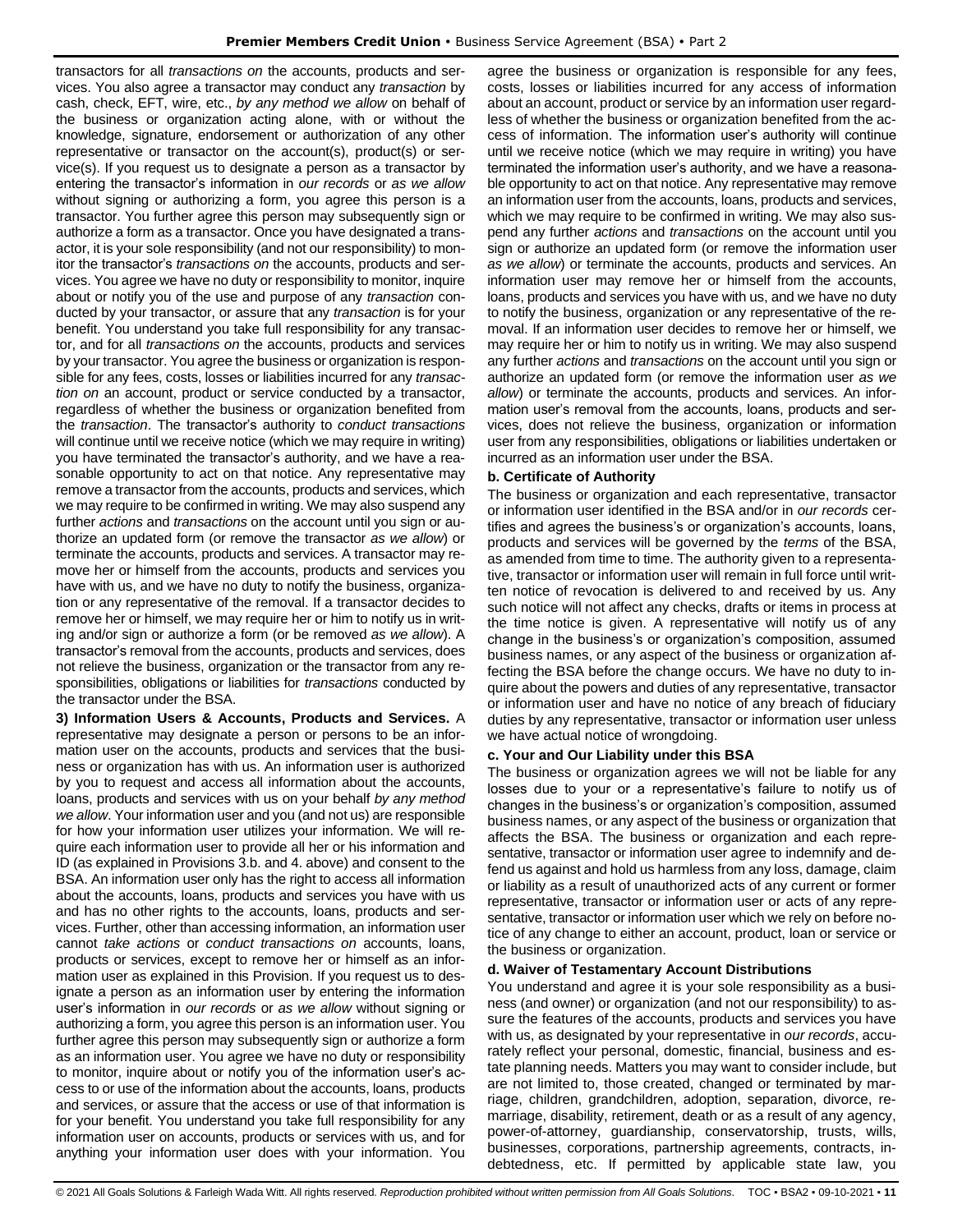transactors for all *transactions on* the accounts, products and services. You also agree a transactor may conduct any *transaction* by cash, check, EFT, wire, etc., *by any method we allow* on behalf of the business or organization acting alone, with or without the knowledge, signature, endorsement or authorization of any other representative or transactor on the account(s), product(s) or service(s). If you request us to designate a person as a transactor by entering the transactor's information in *our records* or *as we allow* without signing or authorizing a form, you agree this person is a transactor. You further agree this person may subsequently sign or authorize a form as a transactor. Once you have designated a transactor, it is your sole responsibility (and not our responsibility) to monitor the transactor's *transactions on* the accounts, products and services. You agree we have no duty or responsibility to monitor, inquire about or notify you of the use and purpose of any *transaction* conducted by your transactor, or assure that any *transaction* is for your benefit. You understand you take full responsibility for any transactor, and for all *transactions on* the accounts, products and services by your transactor. You agree the business or organization is responsible for any fees, costs, losses or liabilities incurred for any *transaction on* an account, product or service conducted by a transactor, regardless of whether the business or organization benefited from the *transaction*. The transactor's authority to *conduct transactions* will continue until we receive notice (which we may require in writing) you have terminated the transactor's authority, and we have a reasonable opportunity to act on that notice. Any representative may remove a transactor from the accounts, products and services, which we may require to be confirmed in writing. We may also suspend any further *actions* and *transactions* on the account until you sign or authorize an updated form (or remove the transactor *as we allow*) or terminate the accounts, products and services. A transactor may remove her or himself from the accounts, products and services you have with us, and we have no duty to notify the business, organization or any representative of the removal. If a transactor decides to remove her or himself, we may require her or him to notify us in writing and/or sign or authorize a form (or be removed *as we allow*). A transactor's removal from the accounts, products and services, does not relieve the business, organization or the transactor from any responsibilities, obligations or liabilities for *transactions* conducted by the transactor under the BSA.

**3) Information Users & Accounts, Products and Services.** A representative may designate a person or persons to be an information user on the accounts, products and services that the business or organization has with us. An information user is authorized by you to request and access all information about the accounts, loans, products and services with us on your behalf *by any method we allow*. Your information user and you (and not us) are responsible for how your information user utilizes your information. We will require each information user to provide all her or his information and ID (as explained in Provisions 3.b. and 4. above) and consent to the BSA. An information user only has the right to access all information about the accounts, loans, products and services you have with us and has no other rights to the accounts, loans, products and services. Further, other than accessing information, an information user cannot *take actions* or *conduct transactions on* accounts, loans, products or services, except to remove her or himself as an information user as explained in this Provision. If you request us to designate a person as an information user by entering the information user's information in *our records* or *as we allow* without signing or authorizing a form, you agree this person is an information user. You further agree this person may subsequently sign or authorize a form as an information user. You agree we have no duty or responsibility to monitor, inquire about or notify you of the information user's access to or use of the information about the accounts, loans, products and services, or assure that the access or use of that information is for your benefit. You understand you take full responsibility for any information user on accounts, products or services with us, and for anything your information user does with your information. You agree the business or organization is responsible for any fees, costs, losses or liabilities incurred for any access of information about an account, product or service by an information user regardless of whether the business or organization benefited from the access of information. The information user's authority will continue until we receive notice (which we may require in writing) you have terminated the information user's authority, and we have a reasonable opportunity to act on that notice. Any representative may remove an information user from the accounts, loans, products and services, which we may require to be confirmed in writing. We may also suspend any further *actions* and *transactions* on the account until you sign or authorize an updated form (or remove the information user *as we allow*) or terminate the accounts, products and services. An information user may remove her or himself from the accounts, loans, products and services you have with us, and we have no duty to notify the business, organization or any representative of the removal. If an information user decides to remove her or himself, we may require her or him to notify us in writing. We may also suspend any further *actions* and *transactions* on the account until you sign or authorize an updated form (or remove the information user *as we allow*) or terminate the accounts, products and services. An information user's removal from the accounts, loans, products and services, does not relieve the business, organization or information user from any responsibilities, obligations or liabilities undertaken or incurred as an information user under the BSA.

**b. Certificate of Authority**

The business or organization and each representative, transactor or information user identified in the BSA and/or in *our records* certifies and agrees the business's or organization's accounts, loans, products and services will be governed by the *terms* of the BSA, as amended from time to time. The authority given to a representative, transactor or information user will remain in full force until written notice of revocation is delivered to and received by us. Any such notice will not affect any checks, drafts or items in process at the time notice is given. A representative will notify us of any change in the business's or organization's composition, assumed business names, or any aspect of the business or organization affecting the BSA before the change occurs. We have no duty to inquire about the powers and duties of any representative, transactor or information user and have no notice of any breach of fiduciary duties by any representative, transactor or information user unless we have actual notice of wrongdoing.

**c. Your and Our Liability under this BSA**

The business or organization agrees we will not be liable for any losses due to your or a representative's failure to notify us of changes in the business's or organization's composition, assumed business names, or any aspect of the business or organization that affects the BSA. The business or organization and each representative, transactor or information user agree to indemnify and defend us against and hold us harmless from any loss, damage, claim or liability as a result of unauthorized acts of any current or former representative, transactor or information user or acts of any representative, transactor or information user which we rely on before notice of any change to either an account, product, loan or service or the business or organization.

**d. Waiver of Testamentary Account Distributions**

You understand and agree it is your sole responsibility as a business (and owner) or organization (and not our responsibility) to assure the features of the accounts, products and services you have with us, as designated by your representative in *our records*, accurately reflect your personal, domestic, financial, business and estate planning needs. Matters you may want to consider include, but are not limited to, those created, changed or terminated by marriage, children, grandchildren, adoption, separation, divorce, remarriage, disability, retirement, death or as a result of any agency, power-of-attorney, guardianship, conservatorship, trusts, wills, businesses, corporations, partnership agreements, contracts, indebtedness, etc. If permitted by applicable state law, you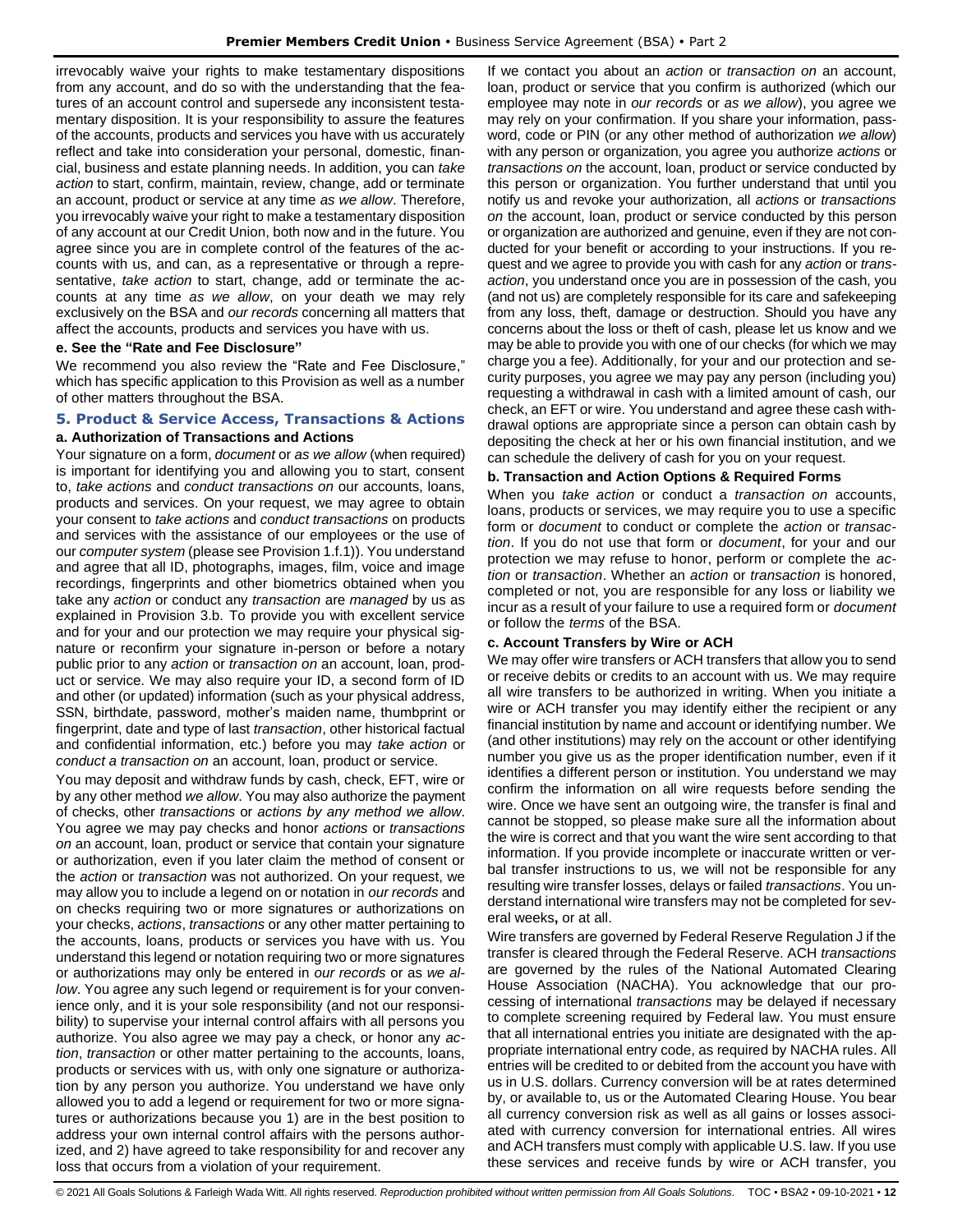irrevocably waive your rights to make testamentary dispositions from any account, and do so with the understanding that the features of an account control and supersede any inconsistent testamentary disposition. It is your responsibility to assure the features of the accounts, products and services you have with us accurately reflect and take into consideration your personal, domestic, financial, business and estate planning needs. In addition, you can *take action* to start, confirm, maintain, review, change, add or terminate an account, product or service at any time *as we allow*. Therefore, you irrevocably waive your right to make a testamentary disposition of any account at our Credit Union, both now and in the future. You agree since you are in complete control of the features of the accounts with us, and can, as a representative or through a representative, *take action* to start, change, add or terminate the accounts at any time *as we allow*, on your death we may rely exclusively on the BSA and *our records* concerning all matters that affect the accounts, products and services you have with us.

#### e. See the "Rate and Fee Disclosure"

We recommend you also review the "Rate and Fee Disclosure," which has specific application to this Provision as well as a number of other matters throughout the BSA.

### 5. Product & Service Access, Transactions & Actions

#### a. Authorization of Transactions and Actions

Your signature on a form, *document* or *as we allow* (when required) is important for identifying you and allowing you to start, consent to, *take actions* and *conduct transactions on* our accounts, loans, products and services. On your request, we may agree to obtain your consent to *take actions* and *conduct transactions on* products and services with the assistance of our employees or the use of our *computer system* (please see Provision 1.f.1)). You understand and agree that all ID, photographs, images, film, voice and image recordings, fingerprints and other biometrics obtained when you take any *action* or conduct any *transaction* are *managed* by us as explained in Provision 3.b. To provide you with excellent service and for your and our protection we may require your physical signature or reconfirm your signature in-person or before a notary public prior to any *action* or *transaction on* an account, loan, product or service. We may also require your ID, a second form of ID and other (or updated) information (such as your physical address, SSN, birthdate, password, mother's maiden name, thumbprint or fingerprint, date and type of last *transaction*, other historical factual and confidential information, etc.) before you may *take action* or *conduct a transaction on* an account, loan, product or service.

You may deposit and withdraw funds by cash, check, EFT, wire or by any other method *we allow*. You may also authorize the payment of checks, other *transactions* or *actions by any method we allow*. You agree we may pay checks and honor *actions* or *transactions on* an account, loan, product or service that contain your signature or authorization, even if you later claim the method of consent or the *action* or *transaction* was not authorized. On your request, we may allow you to include a legend on or notation in *our records* and on checks requiring two or more signatures or authorizations on your checks, *actions*, *transactions* or any other matter pertaining to the accounts, loans, products or services you have with us. You understand this legend or notation requiring two or more signatures or authorizations may only be entered in *our records* or as *we allow*. You agree any such legend or requirement is for your convenience only, and it is your sole responsibility (and not our responsibility) to supervise your internal control affairs with all persons you authorize. You also agree we may pay a check, or honor any *action*, *transaction* or other matter pertaining to the accounts, loans, products or services with us, with only one signature or authorization by any person you authorize. You understand we have only allowed you to add a legend or requirement for two or more signatures or authorizations because you 1) are in the best position to address your own internal control affairs with the persons authorized, and 2) have agreed to take responsibility for and recover any loss that occurs from a violation of your requirement.

If we contact you about an *action* or *transaction on* an account, loan, product or service that you confirm is authorized (which our employee may note in *our records* or *as we allow*), you agree we may rely on your confirmation. If you share your information, password, code or PIN (or any other method of authorization *we allow*) with any person or organization, you agree you authorize *actions* or *transactions on* the account, loan, product or service conducted by this person or organization. You further understand that until you notify us and revoke your authorization, all *actions* or *transactions on* the account, loan, product or service conducted by this person or organization are authorized and genuine, even if they are not conducted for your benefit or according to your instructions. If you request and we agree to provide you with cash for any *action* or *transaction*, you understand once you are in possession of the cash, you (and not us) are completely responsible for its care and safekeeping from any loss, theft, damage or destruction. Should you have any concerns about the loss or theft of cash, please let us know and we may be able to provide you with one of our checks (for which we may charge you a fee). Additionally, for your and our protection and security purposes, you agree we may pay any person (including you) requesting a withdrawal in cash with a limited amount of cash, our check, an EFT or wire. You understand and agree these cash withdrawal options are appropriate since a person can obtain cash by depositing the check at her or his own financial institution, and we can schedule the delivery of cash for you on your request.

#### b. Transaction and Action Options & Required Forms

When you *take action* or conduct a *transaction on* accounts, loans, products or services, we may require you to use a specific form or *document* to conduct or complete the *action* or *transaction*. If you do not use that form or *document*, for your and our protection we may refuse to honor, perform or complete the *action* or *transaction*. Whether an *action* or *transaction* is honored, completed or not, you are responsible for any loss or liability we incur as a result of your failure to use a required form or *document* or follow the *terms* of the BSA.

#### c. Account Transfers by Wire or ACH

We may offer wire transfers or ACH transfers that allow you to send or receive debits or credits to an account with us. We may require all wire transfers to be authorized in writing. When you initiate a wire or ACH transfer you may identify either the recipient or any financial institution by name and account or identifying number. We (and other institutions) may rely on the account or other identifying number you give us as the proper identification number, even if it identifies a different person or institution. You understand we may confirm the information on all wire requests before sending the wire. Once we have sent an outgoing wire, the transfer is final and cannot be stopped, so please make sure all the information about the wire is correct and that you want the wire sent according to that information. If you provide incomplete or inaccurate written or verbal transfer instructions to us, we will not be responsible for any resulting wire transfer losses, delays or failed *transactions*. You understand international wire transfers may not be completed for several weeks**,** or at all.

Wire transfers are governed by Federal Reserve Regulation J if the transfer is cleared through the Federal Reserve. ACH *transactions* are governed by the rules of the National Automated Clearing House Association (NACHA). You acknowledge that our processing of international *transactions* may be delayed if necessary to complete screening required by Federal law. You must ensure that all international entries you initiate are designated with the appropriate international entry code, as required by NACHA rules. All entries will be credited to or debited from the account you have with us in U.S. dollars. Currency conversion will be at rates determined by, or available to, us or the Automated Clearing House. You bear all currency conversion risk as well as all gains or losses associated with currency conversion for international entries. All wires and ACH transfers must comply with applicable U.S. law. If you use these services and receive funds by wire or ACH transfer, you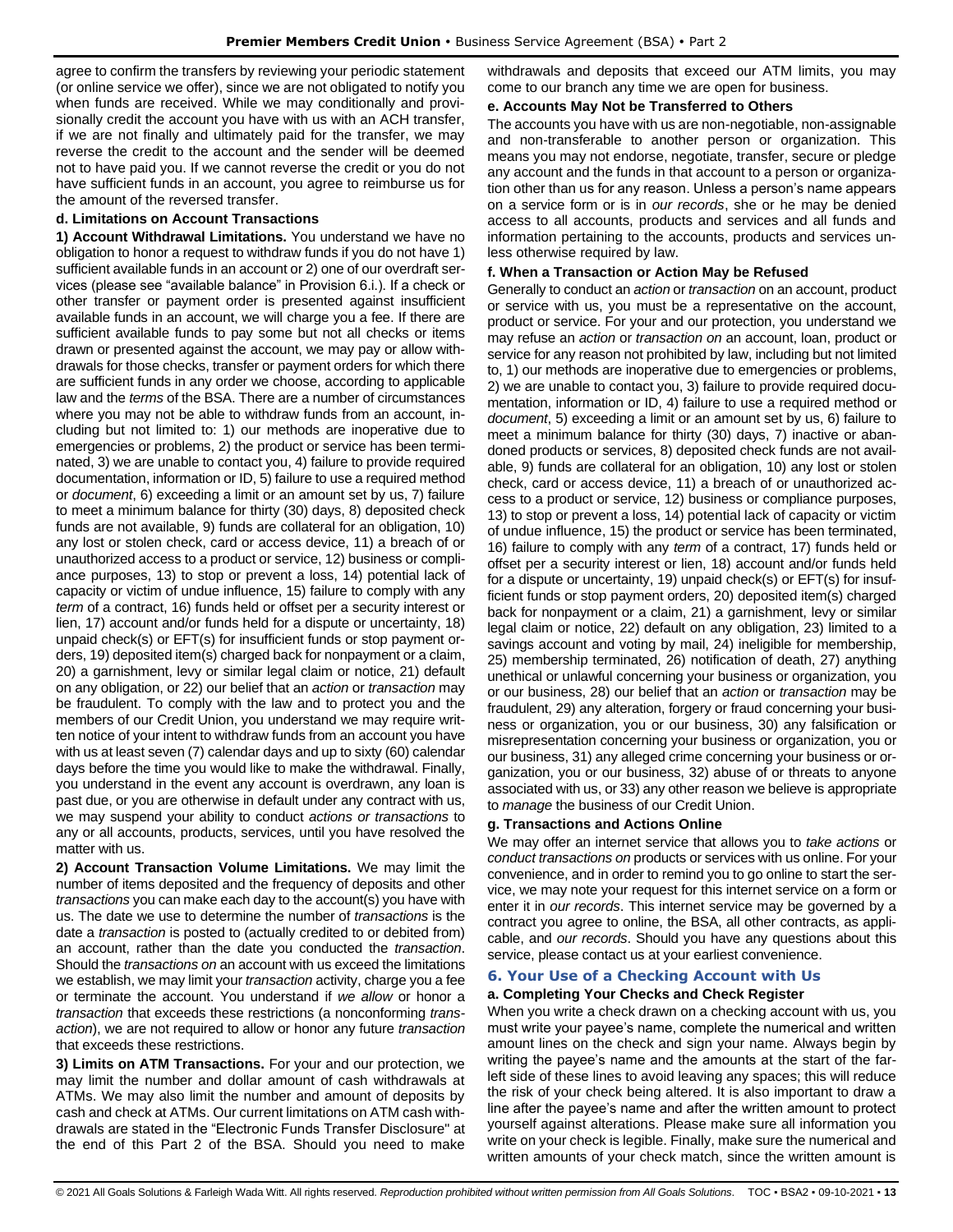agree to confirm the transfers by reviewing your periodic statement (or online service we offer), since we are not obligated to notify you when funds are received. While we may conditionally and provisionally credit the account you have with us with an ACH transfer, if we are not finally and ultimately paid for the transfer, we may reverse the credit to the account and the sender will be deemed not to have paid you. If we cannot reverse the credit or you do not have sufficient funds in an account, you agree to reimburse us for the amount of the reversed transfer.

### d. Limitations on Account Transactions

**1) Account Withdrawal Limitations.** You understand we have no obligation to honor a request to withdraw funds if you do not have 1) sufficient available funds in an account or 2) one of our overdraft services (please see "available balance" in Provision 6.i.). If a check or other transfer or payment order is presented against insufficient available funds in an account, we will charge you a fee. If there are sufficient available funds to pay some but not all checks or items drawn or presented against the account, we may pay or allow withdrawals for those checks, transfer or payment orders for which there are sufficient funds in any order we choose, according to applicable law and the *terms* of the BSA. There are a number of circumstances where you may not be able to withdraw funds from an account, including but not limited to: 1) our methods are inoperative due to emergencies or problems, 2) the product or service has been terminated, 3) we are unable to contact you, 4) failure to provide required documentation, information or ID, 5) failure to use a required method or *document*, 6) exceeding a limit or an amount set by us, 7) failure to meet a minimum balance for thirty (30) days, 8) deposited check funds are not available, 9) funds are collateral for an obligation, 10) any lost or stolen check, card or access device, 11) a breach of or unauthorized access to a product or service, 12) business or compliance purposes, 13) to stop or prevent a loss, 14) potential lack of capacity or victim of undue influence, 15) failure to comply with any *term* of a contract, 16) funds held or offset per a security interest or lien, 17) account and/or funds held for a dispute or uncertainty, 18) unpaid check(s) or EFT(s) for insufficient funds or stop payment orders, 19) deposited item(s) charged back for nonpayment or a claim, 20) a garnishment, levy or similar legal claim or notice, 21) default on any obligation, or 22) our belief that an *action* or *transaction* may be fraudulent. To comply with the law and to protect you and the members of our Credit Union, you understand we may require written notice of your intent to withdraw funds from an account you have with us at least seven (7) calendar days and up to sixty (60) calendar days before the time you would like to make the withdrawal. Finally, you understand in the event any account is overdrawn, any loan is past due, or you are otherwise in default under any contract with us, we may suspend your ability to conduct *actions or transactions* to any or all accounts, products, services, until you have resolved the matter with us.

**2) Account Transaction Volume Limitations.** We may limit the number of items deposited and the frequency of deposits and other *transactions* you can make each day to the account(s) you have with us. The date we use to determine the number of *transactions* is the date a *transaction* is posted to (actually credited to or debited from) an account, rather than the date you conducted the *transaction*. Should the *transactions on* an account with us exceed the limitations we establish, we may limit your *transaction* activity, charge you a fee or terminate the account. You understand if *we allow* or honor a *transaction* that exceeds these restrictions (a nonconforming *transaction*), we are not required to allow or honor any future *transaction* that exceeds these restrictions.

**3) Limits on ATM Transactions.** For your and our protection, we may limit the number and dollar amount of cash withdrawals at ATMs. We may also limit the number and amount of deposits by cash and check at ATMs. Our current limitations on ATM cash withdrawals are stated in the "Electronic Funds Transfer Disclosure" at the end of this Part 2 of the BSA. Should you need to make withdrawals and deposits that exceed our ATM limits, you may come to our branch any time we are open for business.

### e. Accounts May Not be Transferred to Others

The accounts you have with us are non-negotiable, non-assignable and non-transferable to another person or organization. This means you may not endorse, negotiate, transfer, secure or pledge any account and the funds in that account to a person or organization other than us for any reason. Unless a person's name appears on a service form or is in *our records*, she or he may be denied access to all accounts, products and services and all funds and information pertaining to the accounts, products and services unless otherwise required by law.

### f. When a Transaction or Action May be Refused

Generally to conduct an *action* or *transaction* on an account, product or service with us, you must be a representative on the account, product or service. For your and our protection, you understand we may refuse an *action* or *transaction on* an account, loan, product or service for any reason not prohibited by law, including but not limited to, 1) our methods are inoperative due to emergencies or problems, 2) we are unable to contact you, 3) failure to provide required documentation, information or ID, 4) failure to use a required method or *document*, 5) exceeding a limit or an amount set by us, 6) failure to meet a minimum balance for thirty (30) days, 7) inactive or abandoned products or services, 8) deposited check funds are not available, 9) funds are collateral for an obligation, 10) any lost or stolen check, card or access device, 11) a breach of or unauthorized access to a product or service, 12) business or compliance purposes, 13) to stop or prevent a loss, 14) potential lack of capacity or victim of undue influence, 15) the product or service has been terminated, 16) failure to comply with any *term* of a contract, 17) funds held or offset per a security interest or lien, 18) account and/or funds held for a dispute or uncertainty, 19) unpaid check(s) or EFT(s) for insufficient funds or stop payment orders, 20) deposited item(s) charged back for nonpayment or a claim, 21) a garnishment, levy or similar legal claim or notice, 22) default on any obligation, 23) limited to a savings account and voting by mail, 24) ineligible for membership, 25) membership terminated, 26) notification of death, 27) anything unethical or unlawful concerning your business or organization, you or our business, 28) our belief that an *action* or *transaction* may be fraudulent, 29) any alteration, forgery or fraud concerning your business or organization, you or our business, 30) any falsification or misrepresentation concerning your business or organization, you or our business, 31) any alleged crime concerning your business or organization, you or our business, 32) abuse of or threats to anyone associated with us, or 33) any other reason we believe is appropriate to *manage* the business of our Credit Union.

### g. Transactions and Actions Online

We may offer an internet service that allows you to *take actions* or *conduct transactions on* products or services with us online. For your convenience, and in order to remind you to go online to start the service, we may note your request for this internet service on a form or enter it in *our records*. This internet service may be governed by a contract you agree to online, the BSA, all other contracts, as applicable, and *our records*. Should you have any questions about this service, please contact us at your earliest convenience.

## 6. Your Use of a Checking Account with Us

### a. Completing Your Checks and Check Register

When you write a check drawn on a checking account with us, you must write your payee's name, complete the numerical and written amount lines on the check and sign your name. Always begin by writing the payee's name and the amounts at the start of the far-left side of these lines to avoid leaving any spaces; this will reduce the risk of your check being altered. It is also important to draw a line after the payee's name and after the written amount to protect yourself against alterations. Please make sure all information you write on your check is legible. Finally, make sure the numerical and written amounts of your check match, since the written amount is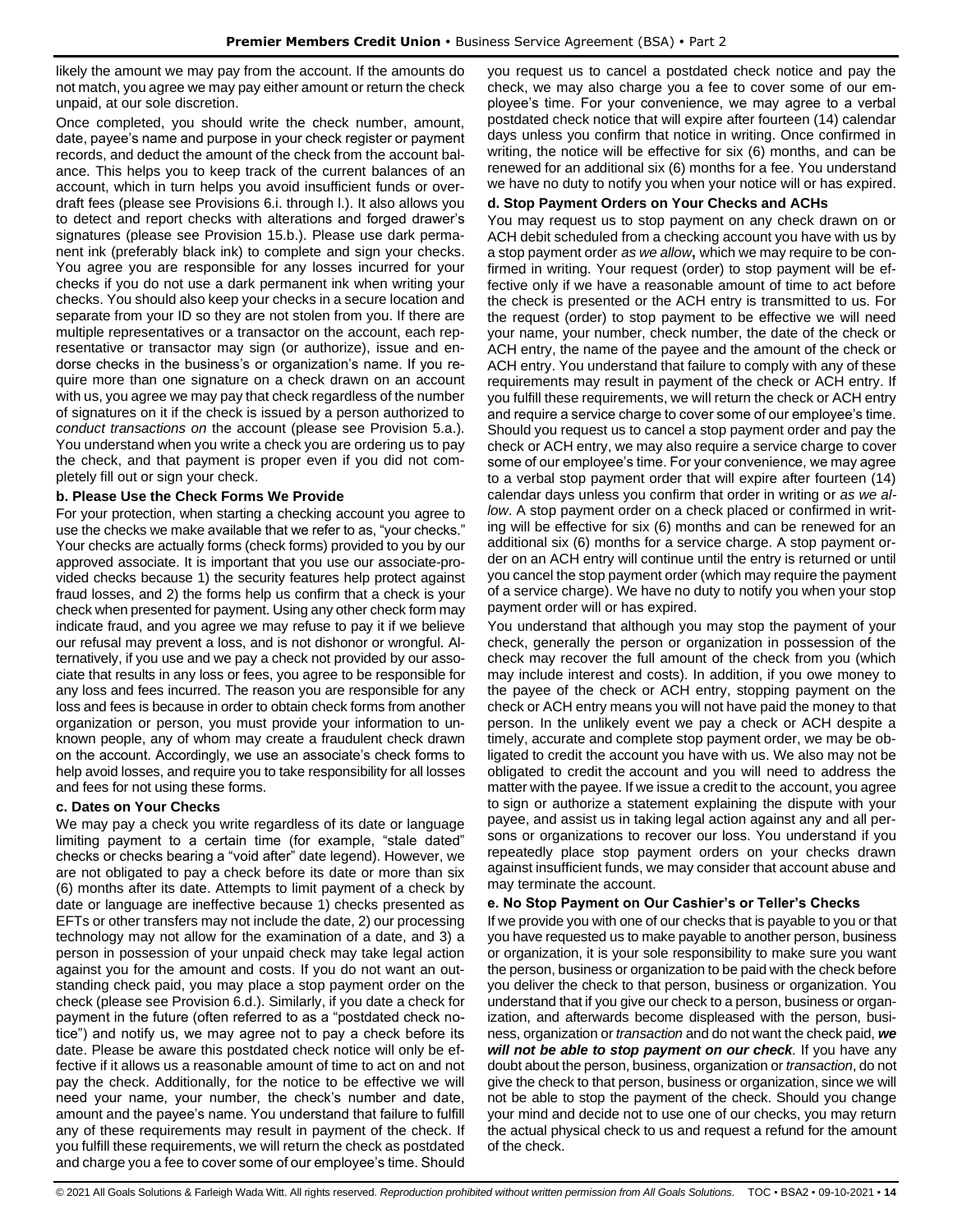likely the amount we may pay from the account. If the amounts do not match, you agree we may pay either amount or return the check unpaid, at our sole discretion.

Once completed, you should write the check number, amount, date, payee's name and purpose in your check register or payment records, and deduct the amount of the check from the account balance. This helps you to keep track of the current balances of an account, which in turn helps you avoid insufficient funds or overdraft fees (please see Provisions 6.i. through l.). It also allows you to detect and report checks with alterations and forged drawer's signatures (please see Provision 15.b.). Please use dark permanent ink (preferably black ink) to complete and sign your checks. You agree you are responsible for any losses incurred for your checks if you do not use a dark permanent ink when writing your checks. You should also keep your checks in a secure location and separate from your ID so they are not stolen from you. If there are multiple representatives or a transactor on the account, each representative or transactor may sign (or authorize), issue and endorse checks in the business's or organization's name. If you require more than one signature on a check drawn on an account with us, you agree we may pay that check regardless of the number of signatures on it if the check is issued by a person authorized to *conduct transactions on* the account (please see Provision 5.a.). You understand when you write a check you are ordering us to pay the check, and that payment is proper even if you did not completely fill out or sign your check.

**b. Please Use the Check Forms We Provide**

For your protection, when starting a checking account you agree to use the checks we make available that we refer to as, "your checks." Your checks are actually forms (check forms) provided to you by our approved associate. It is important that you use our associate-provided checks because 1) the security features help protect against fraud losses, and 2) the forms help us confirm that a check is your check when presented for payment. Using any other check form may indicate fraud, and you agree we may refuse to pay it if we believe our refusal may prevent a loss, and is not dishonor or wrongful. Alternatively, if you use and we pay a check not provided by our associate that results in any loss or fees, you agree to be responsible for any loss and fees incurred. The reason you are responsible for any loss and fees is because in order to obtain check forms from another organization or person, you must provide your information to unknown people, any of whom may create a fraudulent check drawn on the account. Accordingly, we use an associate's check forms to help avoid losses, and require you to take responsibility for all losses and fees for not using these forms.

**c. Dates on Your Checks**

We may pay a check you write regardless of its date or language limiting payment to a certain time (for example, "stale dated" checks or checks bearing a "void after" date legend). However, we are not obligated to pay a check before its date or more than six (6) months after its date. Attempts to limit payment of a check by date or language are ineffective because 1) checks presented as EFTs or other transfers may not include the date, 2) our processing technology may not allow for the examination of a date, and 3) a person in possession of your unpaid check may take legal action against you for the amount and costs. If you do not want an outstanding check paid, you may place a stop payment order on the check (please see Provision 6.d.). Similarly, if you date a check for payment in the future (often referred to as a "postdated check notice") and notify us, we may agree not to pay a check before its date. Please be aware this postdated check notice will only be effective if it allows us a reasonable amount of time to act on and not pay the check. Additionally, for the notice to be effective we will need your name, your number, the check's number and date, amount and the payee's name. You understand that failure to fulfill any of these requirements may result in payment of the check. If you fulfill these requirements, we will return the check as postdated and charge you a fee to cover some of our employee's time. Should you request us to cancel a postdated check notice and pay the check, we may also charge you a fee to cover some of our employee's time. For your convenience, we may agree to a verbal postdated check notice that will expire after fourteen (14) calendar days unless you confirm that notice in writing. Once confirmed in writing, the notice will be effective for six (6) months, and can be renewed for an additional six (6) months for a fee. You understand we have no duty to notify you when your notice will or has expired.

**d. Stop Payment Orders on Your Checks and ACHs**

You may request us to stop payment on any check drawn on or ACH debit scheduled from a checking account you have with us by a stop payment order *as we allow***,** which we may require to be confirmed in writing. Your request (order) to stop payment will be effective only if we have a reasonable amount of time to act before the check is presented or the ACH entry is transmitted to us. For the request (order) to stop payment to be effective we will need your name, your number, check number, the date of the check or ACH entry, the name of the payee and the amount of the check or ACH entry. You understand that failure to comply with any of these requirements may result in payment of the check or ACH entry. If you fulfill these requirements, we will return the check or ACH entry and require a service charge to cover some of our employee's time. Should you request us to cancel a stop payment order and pay the check or ACH entry, we may also require a service charge to cover some of our employee's time. For your convenience, we may agree to a verbal stop payment order that will expire after fourteen (14) calendar days unless you confirm that order in writing or *as we allow*. A stop payment order on a check placed or confirmed in writing will be effective for six (6) months and can be renewed for an additional six (6) months for a service charge. A stop payment order on an ACH entry will continue until the entry is returned or until you cancel the stop payment order (which may require the payment of a service charge). We have no duty to notify you when your stop payment order will or has expired.

You understand that although you may stop the payment of your check, generally the person or organization in possession of the check may recover the full amount of the check from you (which may include interest and costs). In addition, if you owe money to the payee of the check or ACH entry, stopping payment on the check or ACH entry means you will not have paid the money to that person. In the unlikely event we pay a check or ACH despite a timely, accurate and complete stop payment order, we may be obligated to credit the account you have with us. We also may not be obligated to credit the account and you will need to address the matter with the payee. If we issue a credit to the account, you agree to sign or authorize a statement explaining the dispute with your payee, and assist us in taking legal action against any and all persons or organizations to recover our loss. You understand if you repeatedly place stop payment orders on your checks drawn against insufficient funds, we may consider that account abuse and may terminate the account.

**e. No Stop Payment on Our Cashier's or Teller's Checks**

If we provide you with one of our checks that is payable to you or that you have requested us to make payable to another person, business or organization, it is your sole responsibility to make sure you want the person, business or organization to be paid with the check before you deliver the check to that person, business or organization. You understand that if you give our check to a person, business or organization, and afterwards become displeased with the person, business, organization or *transaction* and do not want the check paid, ***we will not be able to stop payment on our check***. If you have any doubt about the person, business, organization or *transaction*, do not give the check to that person, business or organization, since we will not be able to stop the payment of the check. Should you change your mind and decide not to use one of our checks, you may return the actual physical check to us and request a refund for the amount of the check.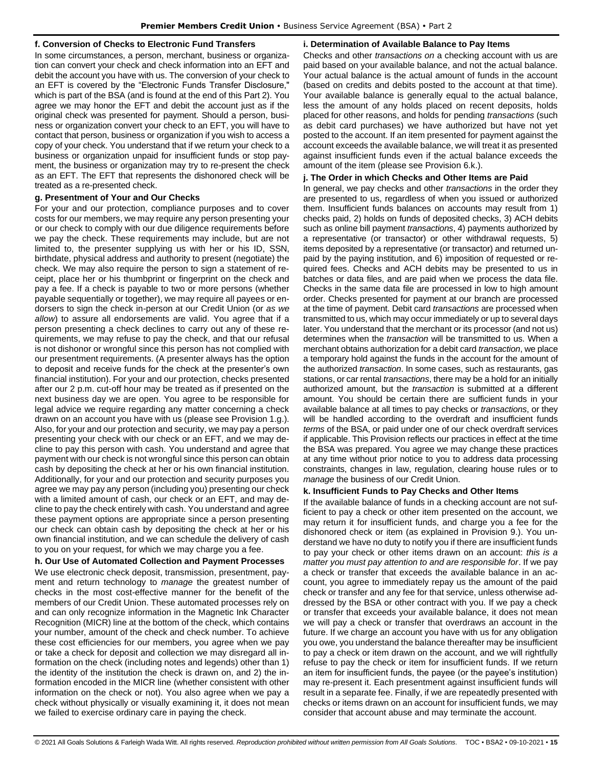### f. Conversion of Checks to Electronic Fund Transfers

In some circumstances, a person, merchant, business or organization can convert your check and check information into an EFT and debit the account you have with us. The conversion of your check to an EFT is covered by the "Electronic Funds Transfer Disclosure," which is part of the BSA (and is found at the end of this Part 2). You agree we may honor the EFT and debit the account just as if the original check was presented for payment. Should a person, business or organization convert your check to an EFT, you will have to contact that person, business or organization if you wish to access a copy of your check. You understand that if we return your check to a business or organization unpaid for insufficient funds or stop payment, the business or organization may try to re-present the check as an EFT. The EFT that represents the dishonored check will be treated as a re-presented check.

### g. Presentment of Your and Our Checks

For your and our protection, compliance purposes and to cover costs for our members, we may require any person presenting your or our check to comply with our due diligence requirements before we pay the check. These requirements may include, but are not limited to, the presenter supplying us with her or his ID, SSN, birthdate, physical address and authority to present (negotiate) the check. We may also require the person to sign a statement of receipt, place her or his thumbprint or fingerprint on the check and pay a fee. If a check is payable to two or more persons (whether payable sequentially or together), we may require all payees or endorsers to sign the check in-person at our Credit Union (or *as we allow*) to assure all endorsements are valid. You agree that if a person presenting a check declines to carry out any of these requirements, we may refuse to pay the check, and that our refusal is not dishonor or wrongful since this person has not complied with our presentment requirements. (A presenter always has the option to deposit and receive funds for the check at the presenter's own financial institution). For your and our protection, checks presented after our 2 p.m. cut-off hour may be treated as if presented on the next business day we are open. You agree to be responsible for legal advice we require regarding any matter concerning a check drawn on an account you have with us (please see Provision 1.g.). Also, for your and our protection and security, we may pay a person presenting your check with our check or an EFT, and we may decline to pay this person with cash. You understand and agree that payment with our check is not wrongful since this person can obtain cash by depositing the check at her or his own financial institution. Additionally, for your and our protection and security purposes you agree we may pay any person (including you) presenting our check with a limited amount of cash, our check or an EFT, and may decline to pay the check entirely with cash. You understand and agree these payment options are appropriate since a person presenting our check can obtain cash by depositing the check at her or his own financial institution, and we can schedule the delivery of cash to you on your request, for which we may charge you a fee.

### h. Our Use of Automated Collection and Payment Processes

We use electronic check deposit, transmission, presentment, payment and return technology to *manage* the greatest number of checks in the most cost-effective manner for the benefit of the members of our Credit Union. These automated processes rely on and can only recognize information in the Magnetic Ink Character Recognition (MICR) line at the bottom of the check, which contains your number, amount of the check and check number. To achieve these cost efficiencies for our members, you agree when we pay or take a check for deposit and collection we may disregard all information on the check (including notes and legends) other than 1) the identity of the institution the check is drawn on, and 2) the information encoded in the MICR line (whether consistent with other information on the check or not). You also agree when we pay a check without physically or visually examining it, it does not mean we failed to exercise ordinary care in paying the check.

### i. Determination of Available Balance to Pay Items

Checks and other *transactions on* a checking account with us are paid based on your available balance, and not the actual balance. Your actual balance is the actual amount of funds in the account (based on credits and debits posted to the account at that time). Your available balance is generally equal to the actual balance, less the amount of any holds placed on recent deposits, holds placed for other reasons, and holds for pending *transactions* (such as debit card purchases) we have authorized but have not yet posted to the account. If an item presented for payment against the account exceeds the available balance, we will treat it as presented against insufficient funds even if the actual balance exceeds the amount of the item (please see Provision 6.k.).

### j. The Order in which Checks and Other Items are Paid

In general, we pay checks and other *transactions* in the order they are presented to us, regardless of when you issued or authorized them. Insufficient funds balances on accounts may result from 1) checks paid, 2) holds on funds of deposited checks, 3) ACH debits such as online bill payment *transactions*, 4) payments authorized by a representative (or transactor) or other withdrawal requests, 5) items deposited by a representative (or transactor) and returned unpaid by the paying institution, and 6) imposition of requested or required fees. Checks and ACH debits may be presented to us in batches or data files, and are paid when we process the data file. Checks in the same data file are processed in low to high amount order. Checks presented for payment at our branch are processed at the time of payment. Debit card *transactions* are processed when transmitted to us, which may occur immediately or up to several days later. You understand that the merchant or its processor (and not us) determines when the *transaction* will be transmitted to us. When a merchant obtains authorization for a debit card *transaction*, we place a temporary hold against the funds in the account for the amount of the authorized *transaction*. In some cases, such as restaurants, gas stations, or car rental *transactions*, there may be a hold for an initially authorized amount, but the *transaction* is submitted at a different amount. You should be certain there are sufficient funds in your available balance at all times to pay checks or *transactions*, or they will be handled according to the overdraft and insufficient funds *terms* of the BSA, or paid under one of our check overdraft services if applicable. This Provision reflects our practices in effect at the time the BSA was prepared. You agree we may change these practices at any time without prior notice to you to address data processing constraints, changes in law, regulation, clearing house rules or to *manage* the business of our Credit Union.

### k. Insufficient Funds to Pay Checks and Other Items

If the available balance of funds in a checking account are not sufficient to pay a check or other item presented on the account, we may return it for insufficient funds, and charge you a fee for the dishonored check or item (as explained in Provision 9.). You understand we have no duty to notify you if there are insufficient funds to pay your check or other items drawn on an account: *this is a matter you must pay attention to and are responsible for*. If we pay a check or transfer that exceeds the available balance in an account, you agree to immediately repay us the amount of the paid check or transfer and any fee for that service, unless otherwise addressed by the BSA or other contract with you. If we pay a check or transfer that exceeds your available balance, it does not mean we will pay a check or transfer that overdraws an account in the future. If we charge an account you have with us for any obligation you owe, you understand the balance thereafter may be insufficient to pay a check or item drawn on the account, and we will rightfully refuse to pay the check or item for insufficient funds. If we return an item for insufficient funds, the payee (or the payee's institution) may re-present it. Each presentment against insufficient funds will result in a separate fee. Finally, if we are repeatedly presented with checks or items drawn on an account for insufficient funds, we may consider that account abuse and may terminate the account.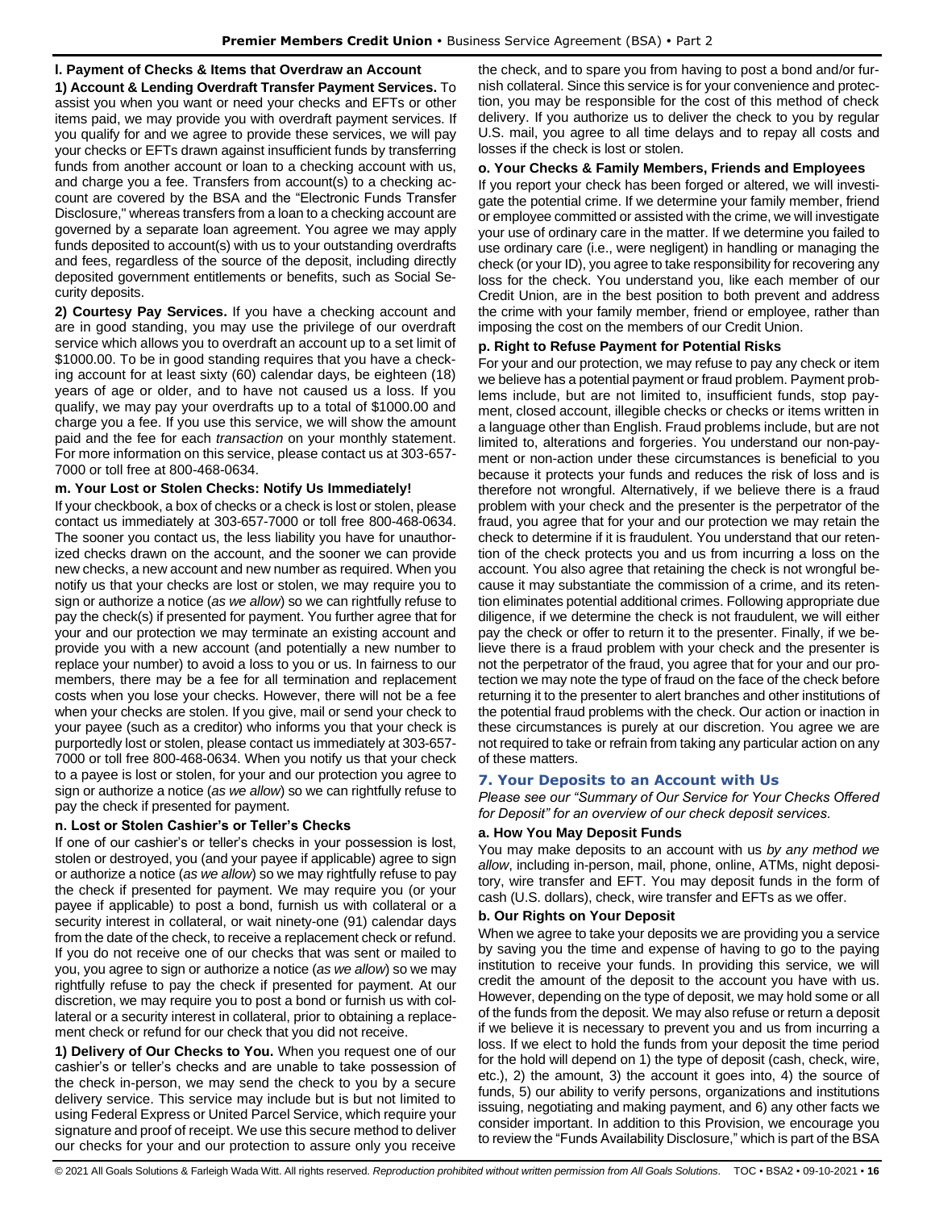**l. Payment of Checks & Items that Overdraw an Account**

**1) Account & Lending Overdraft Transfer Payment Services.** To assist you when you want or need your checks and EFTs or other items paid, we may provide you with overdraft payment services. If you qualify for and we agree to provide these services, we will pay your checks or EFTs drawn against insufficient funds by transferring funds from another account or loan to a checking account with us, and charge you a fee. Transfers from account(s) to a checking account are covered by the BSA and the "Electronic Funds Transfer Disclosure," whereas transfers from a loan to a checking account are governed by a separate loan agreement. You agree we may apply funds deposited to account(s) with us to your outstanding overdrafts and fees, regardless of the source of the deposit, including directly deposited government entitlements or benefits, such as Social Security deposits.

**2) Courtesy Pay Services.** If you have a checking account and are in good standing, you may use the privilege of our overdraft service which allows you to overdraft an account up to a set limit of $1000.00. To be in good standing requires that you have a checking account for at least sixty (60) calendar days, be eighteen (18) years of age or older, and to have not caused us a loss. If you qualify, we may pay your overdrafts up to a total of $1000.00 and charge you a fee. If you use this service, we will show the amount paid and the fee for each *transaction* on your monthly statement. For more information on this service, please contact us at 303-657-7000 or toll free at 800-468-0634.

**m. Your Lost or Stolen Checks: Notify Us Immediately!**

If your checkbook, a box of checks or a check is lost or stolen, please contact us immediately at 303-657-7000 or toll free 800-468-0634. The sooner you contact us, the less liability you have for unauthorized checks drawn on the account, and the sooner we can provide new checks, a new account and new number as required. When you notify us that your checks are lost or stolen, we may require you to sign or authorize a notice (*as we allow*) so we can rightfully refuse to pay the check(s) if presented for payment. You further agree that for your and our protection we may terminate an existing account and provide you with a new account (and potentially a new number to replace your number) to avoid a loss to you or us. In fairness to our members, there may be a fee for all termination and replacement costs when you lose your checks. However, there will not be a fee when your checks are stolen. If you give, mail or send your check to your payee (such as a creditor) who informs you that your check is purportedly lost or stolen, please contact us immediately at 303-657-7000 or toll free 800-468-0634. When you notify us that your check to a payee is lost or stolen, for your and our protection you agree to sign or authorize a notice (*as we allow*) so we can rightfully refuse to pay the check if presented for payment.

**n. Lost or Stolen Cashier's or Teller's Checks**

If one of our cashier's or teller's checks in your possession is lost, stolen or destroyed, you (and your payee if applicable) agree to sign or authorize a notice (*as we allow*) so we may rightfully refuse to pay the check if presented for payment. We may require you (or your payee if applicable) to post a bond, furnish us with collateral or a security interest in collateral, or wait ninety-one (91) calendar days from the date of the check, to receive a replacement check or refund. If you do not receive one of our checks that was sent or mailed to you, you agree to sign or authorize a notice (*as we allow*) so we may rightfully refuse to pay the check if presented for payment. At our discretion, we may require you to post a bond or furnish us with collateral or a security interest in collateral, prior to obtaining a replacement check or refund for our check that you did not receive.

**1) Delivery of Our Checks to You.** When you request one of our cashier's or teller's checks and are unable to take possession of the check in-person, we may send the check to you by a secure delivery service. This service may include but is but not limited to using Federal Express or United Parcel Service, which require your signature and proof of receipt. We use this secure method to deliver our checks for your and our protection to assure only you receive the check, and to spare you from having to post a bond and/or furnish collateral. Since this service is for your convenience and protection, you may be responsible for the cost of this method of check delivery. If you authorize us to deliver the check to you by regular U.S. mail, you agree to all time delays and to repay all costs and losses if the check is lost or stolen.

**o. Your Checks & Family Members, Friends and Employees**

If you report your check has been forged or altered, we will investigate the potential crime. If we determine your family member, friend or employee committed or assisted with the crime, we will investigate your use of ordinary care in the matter. If we determine you failed to use ordinary care (i.e., were negligent) in handling or managing the check (or your ID), you agree to take responsibility for recovering any loss for the check. You understand you, like each member of our Credit Union, are in the best position to both prevent and address the crime with your family member, friend or employee, rather than imposing the cost on the members of our Credit Union.

**p. Right to Refuse Payment for Potential Risks**

For your and our protection, we may refuse to pay any check or item we believe has a potential payment or fraud problem. Payment problems include, but are not limited to, insufficient funds, stop payment, closed account, illegible checks or checks or items written in a language other than English. Fraud problems include, but are not limited to, alterations and forgeries. You understand our non-payment or non-action under these circumstances is beneficial to you because it protects your funds and reduces the risk of loss and is therefore not wrongful. Alternatively, if we believe there is a fraud problem with your check and the presenter is the perpetrator of the fraud, you agree that for your and our protection we may retain the check to determine if it is fraudulent. You understand that our retention of the check protects you and us from incurring a loss on the account. You also agree that retaining the check is not wrongful because it may substantiate the commission of a crime, and its retention eliminates potential additional crimes. Following appropriate due diligence, if we determine the check is not fraudulent, we will either pay the check or offer to return it to the presenter. Finally, if we believe there is a fraud problem with your check and the presenter is not the perpetrator of the fraud, you agree that for your and our protection we may note the type of fraud on the face of the check before returning it to the presenter to alert branches and other institutions of the potential fraud problems with the check. Our action or inaction in these circumstances is purely at our discretion. You agree we are not required to take or refrain from taking any particular action on any of these matters.

## 7. Your Deposits to an Account with Us

*Please see our "Summary of Our Service for Your Checks Offered for Deposit" for an overview of our check deposit services.*

**a. How You May Deposit Funds**

You may make deposits to an account with us *by any method we allow*, including in-person, mail, phone, online, ATMs, night depository, wire transfer and EFT. You may deposit funds in the form of cash (U.S. dollars), check, wire transfer and EFTs as we offer.

**b. Our Rights on Your Deposit**

When we agree to take your deposits we are providing you a service by saving you the time and expense of having to go to the paying institution to receive your funds. In providing this service, we will credit the amount of the deposit to the account you have with us. However, depending on the type of deposit, we may hold some or all of the funds from the deposit. We may also refuse or return a deposit if we believe it is necessary to prevent you and us from incurring a loss. If we elect to hold the funds from your deposit the time period for the hold will depend on 1) the type of deposit (cash, check, wire, etc.), 2) the amount, 3) the account it goes into, 4) the source of funds, 5) our ability to verify persons, organizations and institutions issuing, negotiating and making payment, and 6) any other facts we consider important. In addition to this Provision, we encourage you to review the "Funds Availability Disclosure," which is part of the BSA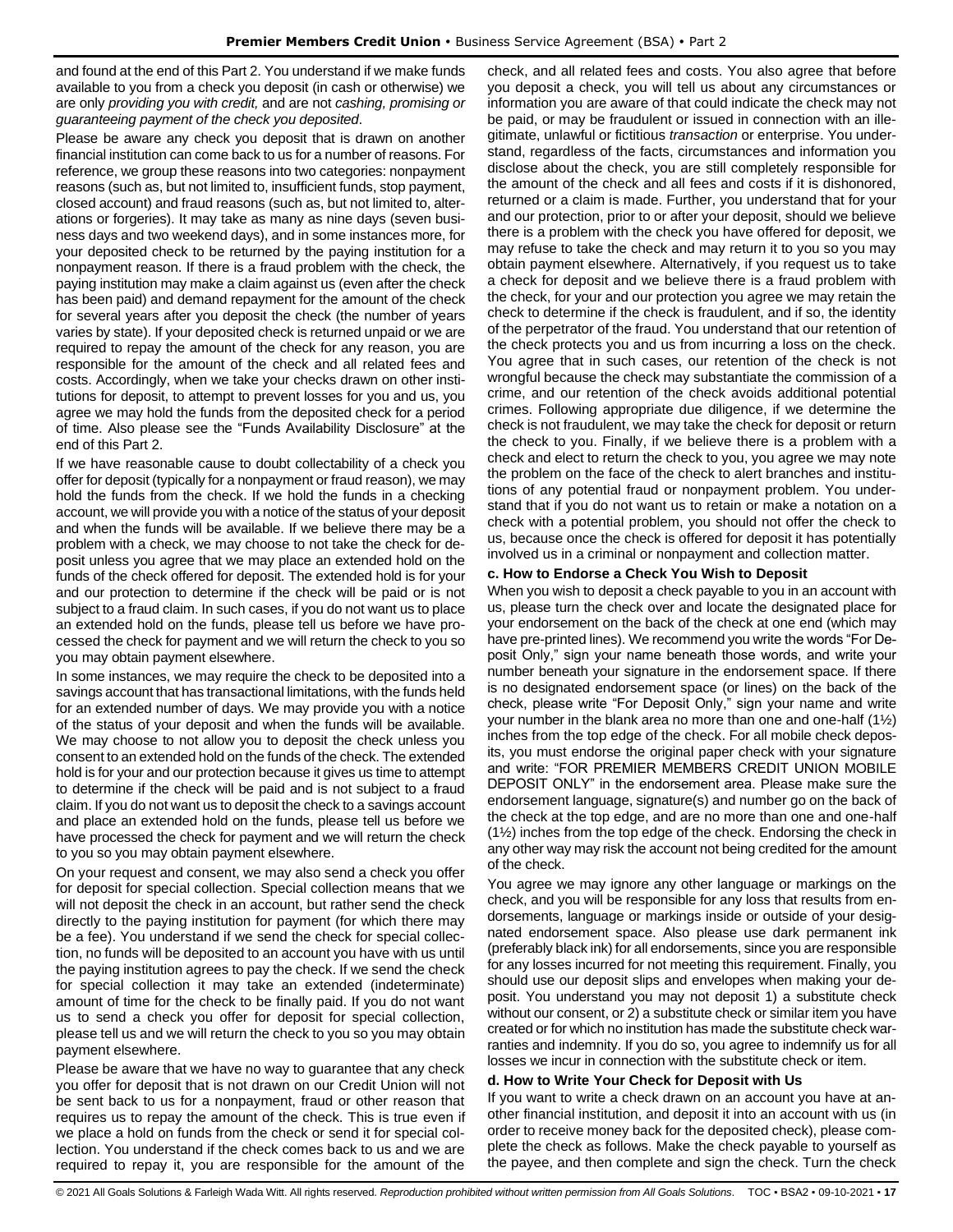and found at the end of this Part 2. You understand if we make funds available to you from a check you deposit (in cash or otherwise) we are only *providing you with credit,* and are not *cashing, promising or guaranteeing payment of the check you deposited*.

Please be aware any check you deposit that is drawn on another financial institution can come back to us for a number of reasons. For reference, we group these reasons into two categories: nonpayment reasons (such as, but not limited to, insufficient funds, stop payment, closed account) and fraud reasons (such as, but not limited to, alterations or forgeries). It may take as many as nine days (seven business days and two weekend days), and in some instances more, for your deposited check to be returned by the paying institution for a nonpayment reason. If there is a fraud problem with the check, the paying institution may make a claim against us (even after the check has been paid) and demand repayment for the amount of the check for several years after you deposit the check (the number of years varies by state). If your deposited check is returned unpaid or we are required to repay the amount of the check for any reason, you are responsible for the amount of the check and all related fees and costs. Accordingly, when we take your checks drawn on other institutions for deposit, to attempt to prevent losses for you and us, you agree we may hold the funds from the deposited check for a period of time. Also please see the "Funds Availability Disclosure" at the end of this Part 2.

If we have reasonable cause to doubt collectability of a check you offer for deposit (typically for a nonpayment or fraud reason), we may hold the funds from the check. If we hold the funds in a checking account, we will provide you with a notice of the status of your deposit and when the funds will be available. If we believe there may be a problem with a check, we may choose to not take the check for deposit unless you agree that we may place an extended hold on the funds of the check offered for deposit. The extended hold is for your and our protection to determine if the check will be paid or is not subject to a fraud claim. In such cases, if you do not want us to place an extended hold on the funds, please tell us before we have processed the check for payment and we will return the check to you so you may obtain payment elsewhere.

In some instances, we may require the check to be deposited into a savings account that has transactional limitations, with the funds held for an extended number of days. We may provide you with a notice of the status of your deposit and when the funds will be available. We may choose to not allow you to deposit the check unless you consent to an extended hold on the funds of the check. The extended hold is for your and our protection because it gives us time to attempt to determine if the check will be paid and is not subject to a fraud claim. If you do not want us to deposit the check to a savings account and place an extended hold on the funds, please tell us before we have processed the check for payment and we will return the check to you so you may obtain payment elsewhere.

On your request and consent, we may also send a check you offer for deposit for special collection. Special collection means that we will not deposit the check in an account, but rather send the check directly to the paying institution for payment (for which there may be a fee). You understand if we send the check for special collection, no funds will be deposited to an account you have with us until the paying institution agrees to pay the check. If we send the check for special collection it may take an extended (indeterminate) amount of time for the check to be finally paid. If you do not want us to send a check you offer for deposit for special collection, please tell us and we will return the check to you so you may obtain payment elsewhere.

Please be aware that we have no way to guarantee that any check you offer for deposit that is not drawn on our Credit Union will not be sent back to us for a nonpayment, fraud or other reason that requires us to repay the amount of the check. This is true even if we place a hold on funds from the check or send it for special collection. You understand if the check comes back to us and we are required to repay it, you are responsible for the amount of the check, and all related fees and costs. You also agree that before you deposit a check, you will tell us about any circumstances or information you are aware of that could indicate the check may not be paid, or may be fraudulent or issued in connection with an illegitimate, unlawful or fictitious *transaction* or enterprise. You understand, regardless of the facts, circumstances and information you disclose about the check, you are still completely responsible for the amount of the check and all fees and costs if it is dishonored, returned or a claim is made. Further, you understand that for your and our protection, prior to or after your deposit, should we believe there is a problem with the check you have offered for deposit, we may refuse to take the check and may return it to you so you may obtain payment elsewhere. Alternatively, if you request us to take a check for deposit and we believe there is a fraud problem with the check, for your and our protection you agree we may retain the check to determine if the check is fraudulent, and if so, the identity of the perpetrator of the fraud. You understand that our retention of the check protects you and us from incurring a loss on the check. You agree that in such cases, our retention of the check is not wrongful because the check may substantiate the commission of a crime, and our retention of the check avoids additional potential crimes. Following appropriate due diligence, if we determine the check is not fraudulent, we may take the check for deposit or return the check to you. Finally, if we believe there is a problem with a check and elect to return the check to you, you agree we may note the problem on the face of the check to alert branches and institutions of any potential fraud or nonpayment problem. You understand that if you do not want us to retain or make a notation on a check with a potential problem, you should not offer the check to us, because once the check is offered for deposit it has potentially involved us in a criminal or nonpayment and collection matter.

#### c. How to Endorse a Check You Wish to Deposit

When you wish to deposit a check payable to you in an account with us, please turn the check over and locate the designated place for your endorsement on the back of the check at one end (which may have pre-printed lines). We recommend you write the words "For Deposit Only," sign your name beneath those words, and write your number beneath your signature in the endorsement space. If there is no designated endorsement space (or lines) on the back of the check, please write "For Deposit Only," sign your name and write your number in the blank area no more than one and one-half (1½) inches from the top edge of the check. For all mobile check deposits, you must endorse the original paper check with your signature and write: "FOR PREMIER MEMBERS CREDIT UNION MOBILE DEPOSIT ONLY" in the endorsement area. Please make sure the endorsement language, signature(s) and number go on the back of the check at the top edge, and are no more than one and one-half (1½) inches from the top edge of the check. Endorsing the check in any other way may risk the account not being credited for the amount of the check.

You agree we may ignore any other language or markings on the check, and you will be responsible for any loss that results from endorsements, language or markings inside or outside of your designated endorsement space. Also please use dark permanent ink (preferably black ink) for all endorsements, since you are responsible for any losses incurred for not meeting this requirement. Finally, you should use our deposit slips and envelopes when making your deposit. You understand you may not deposit 1) a substitute check without our consent, or 2) a substitute check or similar item you have created or for which no institution has made the substitute check warranties and indemnity. If you do so, you agree to indemnify us for all losses we incur in connection with the substitute check or item.

#### d. How to Write Your Check for Deposit with Us

If you want to write a check drawn on an account you have at another financial institution, and deposit it into an account with us (in order to receive money back for the deposited check), please complete the check as follows. Make the check payable to yourself as the payee, and then complete and sign the check. Turn the check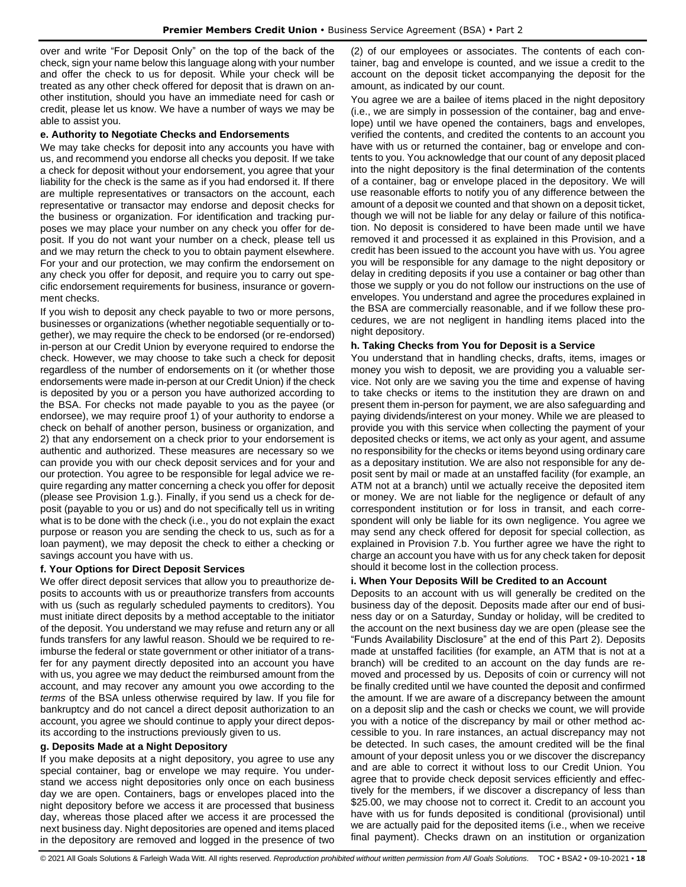over and write "For Deposit Only" on the top of the back of the check, sign your name below this language along with your number and offer the check to us for deposit. While your check will be treated as any other check offered for deposit that is drawn on another institution, should you have an immediate need for cash or credit, please let us know. We have a number of ways we may be able to assist you.

#### e. Authority to Negotiate Checks and Endorsements

We may take checks for deposit into any accounts you have with us, and recommend you endorse all checks you deposit. If we take a check for deposit without your endorsement, you agree that your liability for the check is the same as if you had endorsed it. If there are multiple representatives or transactors on the account, each representative or transactor may endorse and deposit checks for the business or organization. For identification and tracking purposes we may place your number on any check you offer for deposit. If you do not want your number on a check, please tell us and we may return the check to you to obtain payment elsewhere. For your and our protection, we may confirm the endorsement on any check you offer for deposit, and require you to carry out specific endorsement requirements for business, insurance or government checks.

If you wish to deposit any check payable to two or more persons, businesses or organizations (whether negotiable sequentially or together), we may require the check to be endorsed (or re-endorsed) in-person at our Credit Union by everyone required to endorse the check. However, we may choose to take such a check for deposit regardless of the number of endorsements on it (or whether those endorsements were made in-person at our Credit Union) if the check is deposited by you or a person you have authorized according to the BSA. For checks not made payable to you as the payee (or endorsee), we may require proof 1) of your authority to endorse a check on behalf of another person, business or organization, and 2) that any endorsement on a check prior to your endorsement is authentic and authorized. These measures are necessary so we can provide you with our check deposit services and for your and our protection. You agree to be responsible for legal advice we require regarding any matter concerning a check you offer for deposit (please see Provision 1.g.). Finally, if you send us a check for deposit (payable to you or us) and do not specifically tell us in writing what is to be done with the check (i.e., you do not explain the exact purpose or reason you are sending the check to us, such as for a loan payment), we may deposit the check to either a checking or savings account you have with us.

#### f. Your Options for Direct Deposit Services

We offer direct deposit services that allow you to preauthorize deposits to accounts with us or preauthorize transfers from accounts with us (such as regularly scheduled payments to creditors). You must initiate direct deposits by a method acceptable to the initiator of the deposit. You understand we may refuse and return any or all funds transfers for any lawful reason. Should we be required to reimburse the federal or state government or other initiator of a transfer for any payment directly deposited into an account you have with us, you agree we may deduct the reimbursed amount from the account, and may recover any amount you owe according to the *terms* of the BSA unless otherwise required by law. If you file for bankruptcy and do not cancel a direct deposit authorization to an account, you agree we should continue to apply your direct deposits according to the instructions previously given to us.

#### g. Deposits Made at a Night Depository

If you make deposits at a night depository, you agree to use any special container, bag or envelope we may require. You understand we access night depositories only once on each business day we are open. Containers, bags or envelopes placed into the night depository before we access it are processed that business day, whereas those placed after we access it are processed the next business day. Night depositories are opened and items placed in the depository are removed and logged in the presence of two (2) of our employees or associates. The contents of each container, bag and envelope is counted, and we issue a credit to the account on the deposit ticket accompanying the deposit for the amount, as indicated by our count.

You agree we are a bailee of items placed in the night depository (i.e., we are simply in possession of the container, bag and envelope) until we have opened the containers, bags and envelopes, verified the contents, and credited the contents to an account you have with us or returned the container, bag or envelope and contents to you. You acknowledge that our count of any deposit placed into the night depository is the final determination of the contents of a container, bag or envelope placed in the depository. We will use reasonable efforts to notify you of any difference between the amount of a deposit we counted and that shown on a deposit ticket, though we will not be liable for any delay or failure of this notification. No deposit is considered to have been made until we have removed it and processed it as explained in this Provision, and a credit has been issued to the account you have with us. You agree you will be responsible for any damage to the night depository or delay in crediting deposits if you use a container or bag other than those we supply or you do not follow our instructions on the use of envelopes. You understand and agree the procedures explained in the BSA are commercially reasonable, and if we follow these procedures, we are not negligent in handling items placed into the night depository.

#### h. Taking Checks from You for Deposit is a Service

You understand that in handling checks, drafts, items, images or money you wish to deposit, we are providing you a valuable service. Not only are we saving you the time and expense of having to take checks or items to the institution they are drawn on and present them in-person for payment, we are also safeguarding and paying dividends/interest on your money. While we are pleased to provide you with this service when collecting the payment of your deposited checks or items, we act only as your agent, and assume no responsibility for the checks or items beyond using ordinary care as a depositary institution. We are also not responsible for any deposit sent by mail or made at an unstaffed facility (for example, an ATM not at a branch) until we actually receive the deposited item or money. We are not liable for the negligence or default of any correspondent institution or for loss in transit, and each correspondent will only be liable for its own negligence. You agree we may send any check offered for deposit for special collection, as explained in Provision 7.b. You further agree we have the right to charge an account you have with us for any check taken for deposit should it become lost in the collection process.

#### i. When Your Deposits Will be Credited to an Account

Deposits to an account with us will generally be credited on the business day of the deposit. Deposits made after our end of business day or on a Saturday, Sunday or holiday, will be credited to the account on the next business day we are open (please see the "Funds Availability Disclosure" at the end of this Part 2). Deposits made at unstaffed facilities (for example, an ATM that is not at a branch) will be credited to an account on the day funds are removed and processed by us. Deposits of coin or currency will not be finally credited until we have counted the deposit and confirmed the amount. If we are aware of a discrepancy between the amount on a deposit slip and the cash or checks we count, we will provide you with a notice of the discrepancy by mail or other method accessible to you. In rare instances, an actual discrepancy may not be detected. In such cases, the amount credited will be the final amount of your deposit unless you or we discover the discrepancy and are able to correct it without loss to our Credit Union. You agree that to provide check deposit services efficiently and effectively for the members, if we discover a discrepancy of less than $25.00, we may choose not to correct it. Credit to an account you have with us for funds deposited is conditional (provisional) until we are actually paid for the deposited items (i.e., when we receive final payment). Checks drawn on an institution or organization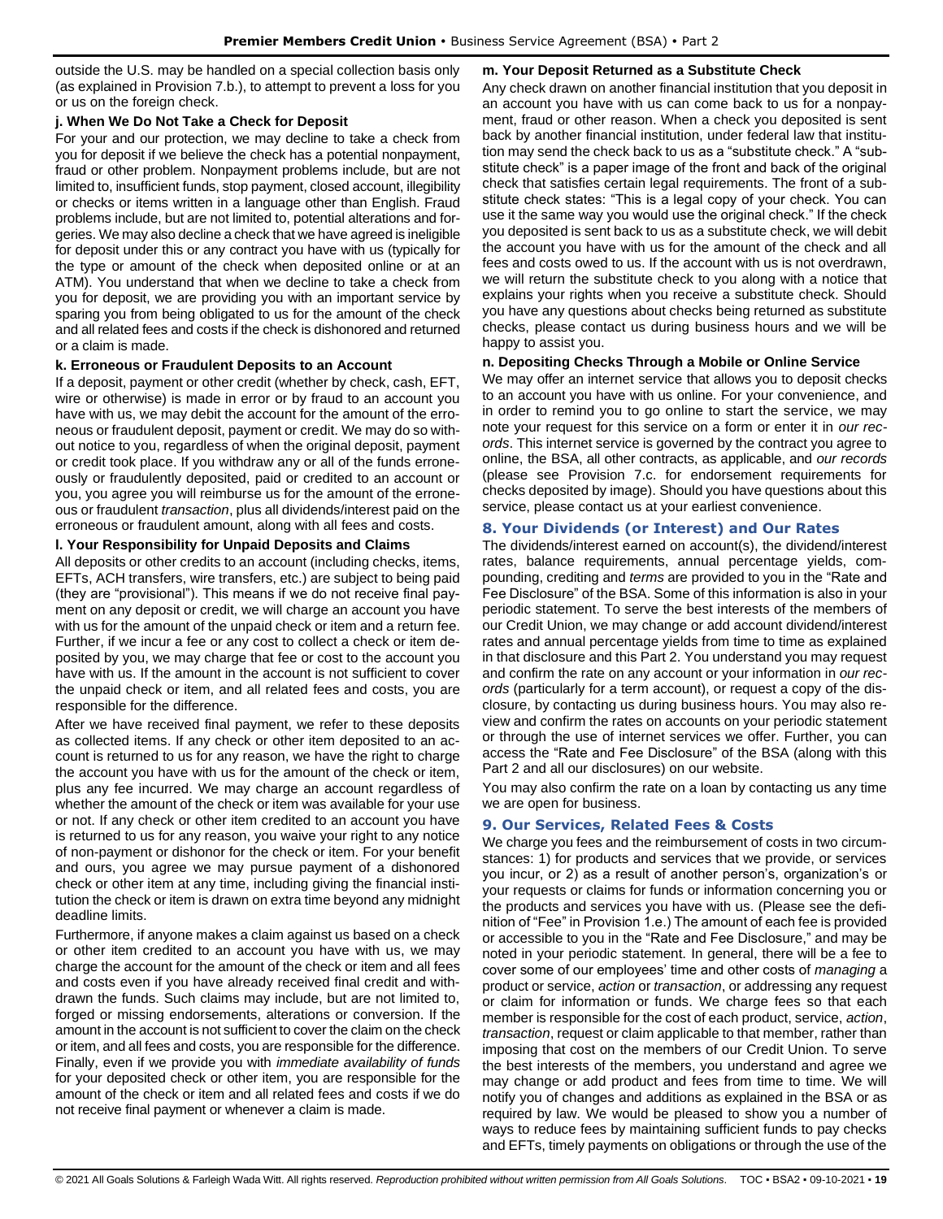outside the U.S. may be handled on a special collection basis only (as explained in Provision 7.b.), to attempt to prevent a loss for you or us on the foreign check.

### j. When We Do Not Take a Check for Deposit

For your and our protection, we may decline to take a check from you for deposit if we believe the check has a potential nonpayment, fraud or other problem. Nonpayment problems include, but are not limited to, insufficient funds, stop payment, closed account, illegibility or checks or items written in a language other than English. Fraud problems include, but are not limited to, potential alterations and forgeries. We may also decline a check that we have agreed is ineligible for deposit under this or any contract you have with us (typically for the type or amount of the check when deposited online or at an ATM). You understand that when we decline to take a check from you for deposit, we are providing you with an important service by sparing you from being obligated to us for the amount of the check and all related fees and costs if the check is dishonored and returned or a claim is made.

### k. Erroneous or Fraudulent Deposits to an Account

If a deposit, payment or other credit (whether by check, cash, EFT, wire or otherwise) is made in error or by fraud to an account you have with us, we may debit the account for the amount of the erroneous or fraudulent deposit, payment or credit. We may do so without notice to you, regardless of when the original deposit, payment or credit took place. If you withdraw any or all of the funds erroneously or fraudulently deposited, paid or credited to an account or you, you agree you will reimburse us for the amount of the erroneous or fraudulent *transaction*, plus all dividends/interest paid on the erroneous or fraudulent amount, along with all fees and costs.

### l. Your Responsibility for Unpaid Deposits and Claims

All deposits or other credits to an account (including checks, items, EFTs, ACH transfers, wire transfers, etc.) are subject to being paid (they are "provisional"). This means if we do not receive final payment on any deposit or credit, we will charge an account you have with us for the amount of the unpaid check or item and a return fee. Further, if we incur a fee or any cost to collect a check or item deposited by you, we may charge that fee or cost to the account you have with us. If the amount in the account is not sufficient to cover the unpaid check or item, and all related fees and costs, you are responsible for the difference.

After we have received final payment, we refer to these deposits as collected items. If any check or other item deposited to an account is returned to us for any reason, we have the right to charge the account you have with us for the amount of the check or item, plus any fee incurred. We may charge an account regardless of whether the amount of the check or item was available for your use or not. If any check or other item credited to an account you have is returned to us for any reason, you waive your right to any notice of non-payment or dishonor for the check or item. For your benefit and ours, you agree we may pursue payment of a dishonored check or other item at any time, including giving the financial institution the check or item is drawn on extra time beyond any midnight deadline limits.

Furthermore, if anyone makes a claim against us based on a check or other item credited to an account you have with us, we may charge the account for the amount of the check or item and all fees and costs even if you have already received final credit and withdrawn the funds. Such claims may include, but are not limited to, forged or missing endorsements, alterations or conversion. If the amount in the account is not sufficient to cover the claim on the check or item, and all fees and costs, you are responsible for the difference. Finally, even if we provide you with *immediate availability of funds* for your deposited check or other item, you are responsible for the amount of the check or item and all related fees and costs if we do not receive final payment or whenever a claim is made.

### m. Your Deposit Returned as a Substitute Check

Any check drawn on another financial institution that you deposit in an account you have with us can come back to us for a nonpayment, fraud or other reason. When a check you deposited is sent back by another financial institution, under federal law that institution may send the check back to us as a "substitute check." A "substitute check" is a paper image of the front and back of the original check that satisfies certain legal requirements. The front of a substitute check states: "This is a legal copy of your check. You can use it the same way you would use the original check." If the check you deposited is sent back to us as a substitute check, we will debit the account you have with us for the amount of the check and all fees and costs owed to us. If the account with us is not overdrawn, we will return the substitute check to you along with a notice that explains your rights when you receive a substitute check. Should you have any questions about checks being returned as substitute checks, please contact us during business hours and we will be happy to assist you.

### n. Depositing Checks Through a Mobile or Online Service

We may offer an internet service that allows you to deposit checks to an account you have with us online. For your convenience, and in order to remind you to go online to start the service, we may note your request for this service on a form or enter it in *our records*. This internet service is governed by the contract you agree to online, the BSA, all other contracts, as applicable, and *our records* (please see Provision 7.c. for endorsement requirements for checks deposited by image). Should you have questions about this service, please contact us at your earliest convenience.

## 8. Your Dividends (or Interest) and Our Rates

The dividends/interest earned on account(s), the dividend/interest rates, balance requirements, annual percentage yields, compounding, crediting and *terms* are provided to you in the "Rate and Fee Disclosure" of the BSA. Some of this information is also in your periodic statement. To serve the best interests of the members of our Credit Union, we may change or add account dividend/interest rates and annual percentage yields from time to time as explained in that disclosure and this Part 2. You understand you may request and confirm the rate on any account or your information in *our records* (particularly for a term account), or request a copy of the disclosure, by contacting us during business hours. You may also review and confirm the rates on accounts on your periodic statement or through the use of internet services we offer. Further, you can access the "Rate and Fee Disclosure" of the BSA (along with this Part 2 and all our disclosures) on our website.

You may also confirm the rate on a loan by contacting us any time we are open for business.

## 9. Our Services, Related Fees & Costs

We charge you fees and the reimbursement of costs in two circumstances: 1) for products and services that we provide, or services you incur, or 2) as a result of another person's, organization's or your requests or claims for funds or information concerning you or the products and services you have with us. (Please see the definition of "Fee" in Provision 1.e.) The amount of each fee is provided or accessible to you in the "Rate and Fee Disclosure," and may be noted in your periodic statement. In general, there will be a fee to cover some of our employees' time and other costs of *managing* a product or service, *action* or *transaction*, or addressing any request or claim for information or funds. We charge fees so that each member is responsible for the cost of each product, service, *action*, *transaction*, request or claim applicable to that member, rather than imposing that cost on the members of our Credit Union. To serve the best interests of the members, you understand and agree we may change or add product and fees from time to time. We will notify you of changes and additions as explained in the BSA or as required by law. We would be pleased to show you a number of ways to reduce fees by maintaining sufficient funds to pay checks and EFTs, timely payments on obligations or through the use of the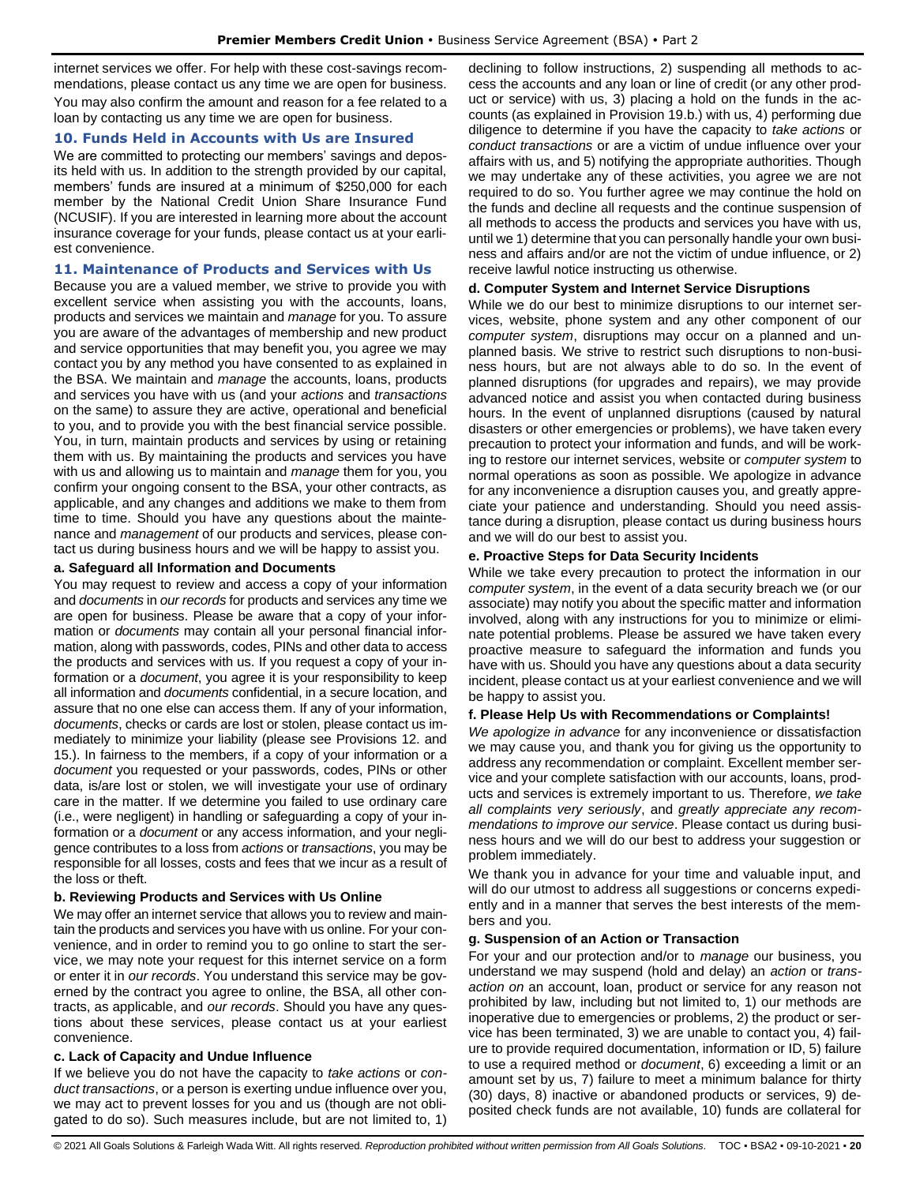internet services we offer. For help with these cost-savings recommendations, please contact us any time we are open for business. You may also confirm the amount and reason for a fee related to a loan by contacting us any time we are open for business.

### 10. Funds Held in Accounts with Us are Insured

We are committed to protecting our members' savings and deposits held with us. In addition to the strength provided by our capital, members' funds are insured at a minimum of $250,000 for each member by the National Credit Union Share Insurance Fund (NCUSIF). If you are interested in learning more about the account insurance coverage for your funds, please contact us at your earliest convenience.

### 11. Maintenance of Products and Services with Us

Because you are a valued member, we strive to provide you with excellent service when assisting you with the accounts, loans, products and services we maintain and *manage* for you. To assure you are aware of the advantages of membership and new product and service opportunities that may benefit you, you agree we may contact you by any method you have consented to as explained in the BSA. We maintain and *manage* the accounts, loans, products and services you have with us (and your *actions* and *transactions* on the same) to assure they are active, operational and beneficial to you, and to provide you with the best financial service possible. You, in turn, maintain products and services by using or retaining them with us. By maintaining the products and services you have with us and allowing us to maintain and *manage* them for you, you confirm your ongoing consent to the BSA, your other contracts, as applicable, and any changes and additions we make to them from time to time. Should you have any questions about the maintenance and *management* of our products and services, please contact us during business hours and we will be happy to assist you.

**a. Safeguard all Information and Documents**

You may request to review and access a copy of your information and *documents* in *our records* for products and services any time we are open for business. Please be aware that a copy of your information or *documents* may contain all your personal financial information, along with passwords, codes, PINs and other data to access the products and services with us. If you request a copy of your information or a *document*, you agree it is your responsibility to keep all information and *documents* confidential, in a secure location, and assure that no one else can access them. If any of your information, *documents*, checks or cards are lost or stolen, please contact us immediately to minimize your liability (please see Provisions 12. and 15.). In fairness to the members, if a copy of your information or a *document* you requested or your passwords, codes, PINs or other data, is/are lost or stolen, we will investigate your use of ordinary care in the matter. If we determine you failed to use ordinary care (i.e., were negligent) in handling or safeguarding a copy of your information or a *document* or any access information, and your negligence contributes to a loss from *actions* or *transactions*, you may be responsible for all losses, costs and fees that we incur as a result of the loss or theft.

**b. Reviewing Products and Services with Us Online**

We may offer an internet service that allows you to review and maintain the products and services you have with us online. For your convenience, and in order to remind you to go online to start the service, we may note your request for this internet service on a form or enter it in *our records*. You understand this service may be governed by the contract you agree to online, the BSA, all other contracts, as applicable, and *our records*. Should you have any questions about these services, please contact us at your earliest convenience.

**c. Lack of Capacity and Undue Influence**

If we believe you do not have the capacity to *take actions* or *conduct transactions*, or a person is exerting undue influence over you, we may act to prevent losses for you and us (though are not obligated to do so). Such measures include, but are not limited to, 1) declining to follow instructions, 2) suspending all methods to access the accounts and any loan or line of credit (or any other product or service) with us, 3) placing a hold on the funds in the accounts (as explained in Provision 19.b.) with us, 4) performing due diligence to determine if you have the capacity to *take actions* or *conduct transactions* or are a victim of undue influence over your affairs with us, and 5) notifying the appropriate authorities. Though we may undertake any of these activities, you agree we are not required to do so. You further agree we may continue the hold on the funds and decline all requests and the continue suspension of all methods to access the products and services you have with us, until we 1) determine that you can personally handle your own business and affairs and/or are not the victim of undue influence, or 2) receive lawful notice instructing us otherwise.

**d. Computer System and Internet Service Disruptions**

While we do our best to minimize disruptions to our internet services, website, phone system and any other component of our *computer system*, disruptions may occur on a planned and unplanned basis. We strive to restrict such disruptions to non-business hours, but are not always able to do so. In the event of planned disruptions (for upgrades and repairs), we may provide advanced notice and assist you when contacted during business hours. In the event of unplanned disruptions (caused by natural disasters or other emergencies or problems), we have taken every precaution to protect your information and funds, and will be working to restore our internet services, website or *computer system* to normal operations as soon as possible. We apologize in advance for any inconvenience a disruption causes you, and greatly appreciate your patience and understanding. Should you need assistance during a disruption, please contact us during business hours and we will do our best to assist you.

**e. Proactive Steps for Data Security Incidents**

While we take every precaution to protect the information in our *computer system*, in the event of a data security breach we (or our associate) may notify you about the specific matter and information involved, along with any instructions for you to minimize or eliminate potential problems. Please be assured we have taken every proactive measure to safeguard the information and funds you have with us. Should you have any questions about a data security incident, please contact us at your earliest convenience and we will be happy to assist you.

**f. Please Help Us with Recommendations or Complaints!**

*We apologize in advance* for any inconvenience or dissatisfaction we may cause you, and thank you for giving us the opportunity to address any recommendation or complaint. Excellent member service and your complete satisfaction with our accounts, loans, products and services is extremely important to us. Therefore, *we take all complaints very seriously*, and *greatly appreciate any recommendations to improve our service*. Please contact us during business hours and we will do our best to address your suggestion or problem immediately.

We thank you in advance for your time and valuable input, and will do our utmost to address all suggestions or concerns expediently and in a manner that serves the best interests of the members and you.

**g. Suspension of an Action or Transaction**

For your and our protection and/or to *manage* our business, you understand we may suspend (hold and delay) an *action* or *transaction on* an account, loan, product or service for any reason not prohibited by law, including but not limited to, 1) our methods are inoperative due to emergencies or problems, 2) the product or service has been terminated, 3) we are unable to contact you, 4) failure to provide required documentation, information or ID, 5) failure to use a required method or *document*, 6) exceeding a limit or an amount set by us, 7) failure to meet a minimum balance for thirty (30) days, 8) inactive or abandoned products or services, 9) deposited check funds are not available, 10) funds are collateral for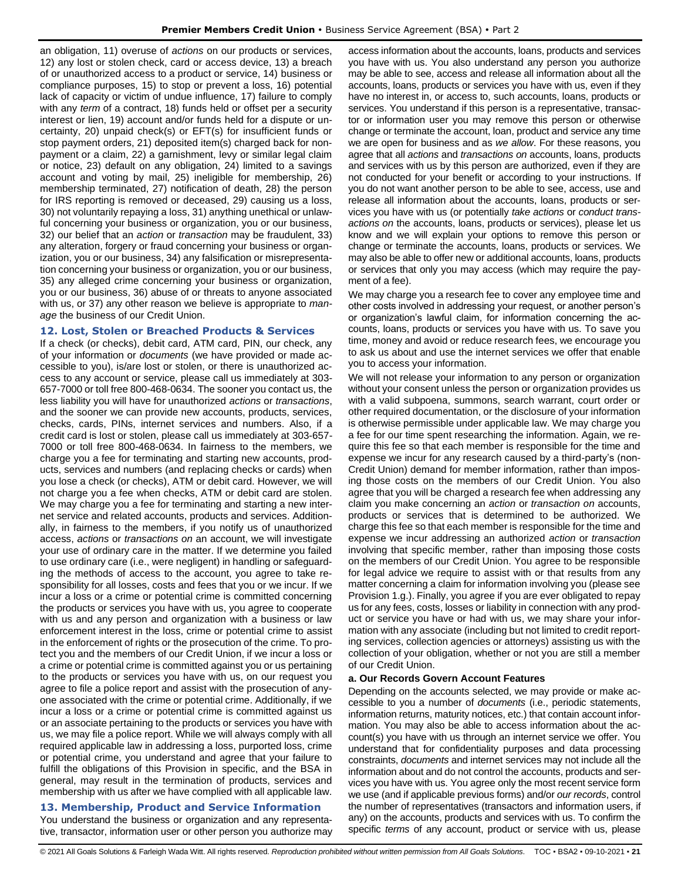an obligation, 11) overuse of *actions* on our products or services, 12) any lost or stolen check, card or access device, 13) a breach of or unauthorized access to a product or service, 14) business or compliance purposes, 15) to stop or prevent a loss, 16) potential lack of capacity or victim of undue influence, 17) failure to comply with any *term* of a contract, 18) funds held or offset per a security interest or lien, 19) account and/or funds held for a dispute or uncertainty, 20) unpaid check(s) or EFT(s) for insufficient funds or stop payment orders, 21) deposited item(s) charged back for nonpayment or a claim, 22) a garnishment, levy or similar legal claim or notice, 23) default on any obligation, 24) limited to a savings account and voting by mail, 25) ineligible for membership, 26) membership terminated, 27) notification of death, 28) the person for IRS reporting is removed or deceased, 29) causing us a loss, 30) not voluntarily repaying a loss, 31) anything unethical or unlawful concerning your business or organization, you or our business, 32) our belief that an *action* or *transaction* may be fraudulent, 33) any alteration, forgery or fraud concerning your business or organization, you or our business, 34) any falsification or misrepresentation concerning your business or organization, you or our business, 35) any alleged crime concerning your business or organization, you or our business, 36) abuse of or threats to anyone associated with us, or 37) any other reason we believe is appropriate to *manage* the business of our Credit Union.

## 12. Lost, Stolen or Breached Products & Services

If a check (or checks), debit card, ATM card, PIN, our check, any of your information or *documents* (we have provided or made accessible to you), is/are lost or stolen, or there is unauthorized access to any account or service, please call us immediately at 303-657-7000 or toll free 800-468-0634. The sooner you contact us, the less liability you will have for unauthorized *actions* or *transactions*, and the sooner we can provide new accounts, products, services, checks, cards, PINs, internet services and numbers. Also, if a credit card is lost or stolen, please call us immediately at 303-657-7000 or toll free 800-468-0634. In fairness to the members, we charge you a fee for terminating and starting new accounts, products, services and numbers (and replacing checks or cards) when you lose a check (or checks), ATM or debit card. However, we will not charge you a fee when checks, ATM or debit card are stolen. We may charge you a fee for terminating and starting a new internet service and related accounts, products and services. Additionally, in fairness to the members, if you notify us of unauthorized access, *actions* or *transactions on* an account, we will investigate your use of ordinary care in the matter. If we determine you failed to use ordinary care (i.e., were negligent) in handling or safeguarding the methods of access to the account, you agree to take responsibility for all losses, costs and fees that you or we incur. If we incur a loss or a crime or potential crime is committed concerning the products or services you have with us, you agree to cooperate with us and any person and organization with a business or law enforcement interest in the loss, crime or potential crime to assist in the enforcement of rights or the prosecution of the crime. To protect you and the members of our Credit Union, if we incur a loss or a crime or potential crime is committed against you or us pertaining to the products or services you have with us, on our request you agree to file a police report and assist with the prosecution of anyone associated with the crime or potential crime. Additionally, if we incur a loss or a crime or potential crime is committed against us or an associate pertaining to the products or services you have with us, we may file a police report. While we will always comply with all required applicable law in addressing a loss, purported loss, crime or potential crime, you understand and agree that your failure to fulfill the obligations of this Provision in specific, and the BSA in general, may result in the termination of products, services and membership with us after we have complied with all applicable law.

## 13. Membership, Product and Service Information

You understand the business or organization and any representative, transactor, information user or other person you authorize may access information about the accounts, loans, products and services you have with us. You also understand any person you authorize may be able to see, access and release all information about all the accounts, loans, products or services you have with us, even if they have no interest in, or access to, such accounts, loans, products or services. You understand if this person is a representative, transactor or information user you may remove this person or otherwise change or terminate the account, loan, product and service any time we are open for business and as *we allow*. For these reasons, you agree that all *actions* and *transactions on* accounts, loans, products and services with us by this person are authorized, even if they are not conducted for your benefit or according to your instructions. If you do not want another person to be able to see, access, use and release all information about the accounts, loans, products or services you have with us (or potentially *take actions* or *conduct transactions on* the accounts, loans, products or services), please let us know and we will explain your options to remove this person or change or terminate the accounts, loans, products or services. We may also be able to offer new or additional accounts, loans, products or services that only you may access (which may require the payment of a fee).

We may charge you a research fee to cover any employee time and other costs involved in addressing your request, or another person's or organization's lawful claim, for information concerning the accounts, loans, products or services you have with us. To save you time, money and avoid or reduce research fees, we encourage you to ask us about and use the internet services we offer that enable you to access your information.

We will not release your information to any person or organization without your consent unless the person or organization provides us with a valid subpoena, summons, search warrant, court order or other required documentation, or the disclosure of your information is otherwise permissible under applicable law. We may charge you a fee for our time spent researching the information. Again, we require this fee so that each member is responsible for the time and expense we incur for any research caused by a third-party's (non-Credit Union) demand for member information, rather than imposing those costs on the members of our Credit Union. You also agree that you will be charged a research fee when addressing any claim you make concerning an *action* or *transaction on* accounts, products or services that is determined to be authorized. We charge this fee so that each member is responsible for the time and expense we incur addressing an authorized *action* or *transaction* involving that specific member, rather than imposing those costs on the members of our Credit Union. You agree to be responsible for legal advice we require to assist with or that results from any matter concerning a claim for information involving you (please see Provision 1.g.). Finally, you agree if you are ever obligated to repay us for any fees, costs, losses or liability in connection with any product or service you have or had with us, we may share your information with any associate (including but not limited to credit reporting services, collection agencies or attorneys) assisting us with the collection of your obligation, whether or not you are still a member of our Credit Union.

### a. Our Records Govern Account Features

Depending on the accounts selected, we may provide or make accessible to you a number of *documents* (i.e., periodic statements, information returns, maturity notices, etc.) that contain account information. You may also be able to access information about the account(s) you have with us through an internet service we offer. You understand that for confidentiality purposes and data processing constraints, *documents* and internet services may not include all the information about and do not control the accounts, products and services you have with us. You agree only the most recent service form we use (and if applicable previous forms) and/or *our records*, control the number of representatives (transactors and information users, if any) on the accounts, products and services with us. To confirm the specific *terms* of any account, product or service with us, please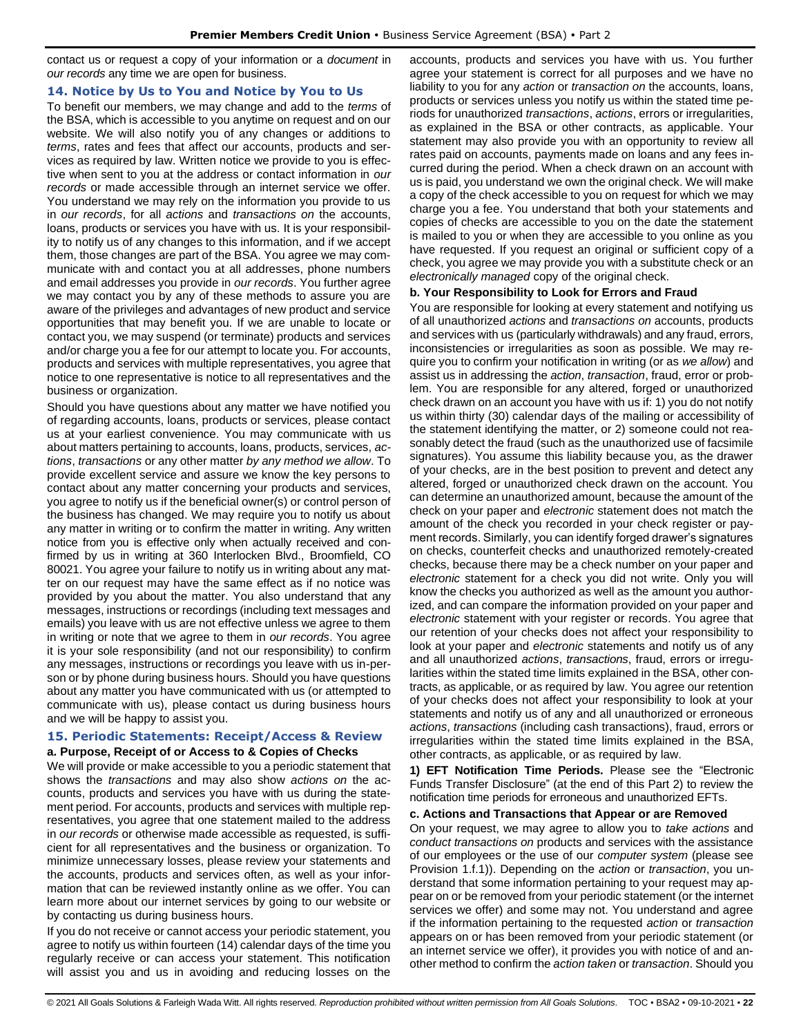contact us or request a copy of your information or a *document* in *our records* any time we are open for business.

### 14. Notice by Us to You and Notice by You to Us

To benefit our members, we may change and add to the *terms* of the BSA, which is accessible to you anytime on request and on our website. We will also notify you of any changes or additions to *terms*, rates and fees that affect our accounts, products and services as required by law. Written notice we provide to you is effective when sent to you at the address or contact information in *our records* or made accessible through an internet service we offer. You understand we may rely on the information you provide to us in *our records*, for all *actions* and *transactions on* the accounts, loans, products or services you have with us. It is your responsibility to notify us of any changes to this information, and if we accept them, those changes are part of the BSA. You agree we may communicate with and contact you at all addresses, phone numbers and email addresses you provide in *our records*. You further agree we may contact you by any of these methods to assure you are aware of the privileges and advantages of new product and service opportunities that may benefit you. If we are unable to locate or contact you, we may suspend (or terminate) products and services and/or charge you a fee for our attempt to locate you. For accounts, products and services with multiple representatives, you agree that notice to one representative is notice to all representatives and the business or organization.

Should you have questions about any matter we have notified you of regarding accounts, loans, products or services, please contact us at your earliest convenience. You may communicate with us about matters pertaining to accounts, loans, products, services, *actions*, *transactions* or any other matter *by any method we allow*. To provide excellent service and assure we know the key persons to contact about any matter concerning your products and services, you agree to notify us if the beneficial owner(s) or control person of the business has changed. We may require you to notify us about any matter in writing or to confirm the matter in writing. Any written notice from you is effective only when actually received and confirmed by us in writing at 360 Interlocken Blvd., Broomfield, CO 80021. You agree your failure to notify us in writing about any matter on our request may have the same effect as if no notice was provided by you about the matter. You also understand that any messages, instructions or recordings (including text messages and emails) you leave with us are not effective unless we agree to them in writing or note that we agree to them in *our records*. You agree it is your sole responsibility (and not our responsibility) to confirm any messages, instructions or recordings you leave with us in-person or by phone during business hours. Should you have questions about any matter you have communicated with us (or attempted to communicate with us), please contact us during business hours and we will be happy to assist you.

### 15. Periodic Statements: Receipt/Access & Review

**a. Purpose, Receipt of or Access to & Copies of Checks**

We will provide or make accessible to you a periodic statement that shows the *transactions* and may also show *actions on* the accounts, products and services you have with us during the statement period. For accounts, products and services with multiple representatives, you agree that one statement mailed to the address in *our records* or otherwise made accessible as requested, is sufficient for all representatives and the business or organization. To minimize unnecessary losses, please review your statements and the accounts, products and services often, as well as your information that can be reviewed instantly online as we offer. You can learn more about our internet services by going to our website or by contacting us during business hours.

If you do not receive or cannot access your periodic statement, you agree to notify us within fourteen (14) calendar days of the time you regularly receive or can access your statement. This notification will assist you and us in avoiding and reducing losses on the accounts, products and services you have with us. You further agree your statement is correct for all purposes and we have no liability to you for any *action* or *transaction on* the accounts, loans, products or services unless you notify us within the stated time periods for unauthorized *transactions*, *actions*, errors or irregularities, as explained in the BSA or other contracts, as applicable. Your statement may also provide you with an opportunity to review all rates paid on accounts, payments made on loans and any fees incurred during the period. When a check drawn on an account with us is paid, you understand we own the original check. We will make a copy of the check accessible to you on request for which we may charge you a fee. You understand that both your statements and copies of checks are accessible to you on the date the statement is mailed to you or when they are accessible to you online as you have requested. If you request an original or sufficient copy of a check, you agree we may provide you with a substitute check or an *electronically managed* copy of the original check.

**b. Your Responsibility to Look for Errors and Fraud**

You are responsible for looking at every statement and notifying us of all unauthorized *actions* and *transactions on* accounts, products and services with us (particularly withdrawals) and any fraud, errors, inconsistencies or irregularities as soon as possible. We may require you to confirm your notification in writing (or as *we allow*) and assist us in addressing the *action*, *transaction*, fraud, error or problem. You are responsible for any altered, forged or unauthorized check drawn on an account you have with us if: 1) you do not notify us within thirty (30) calendar days of the mailing or accessibility of the statement identifying the matter, or 2) someone could not reasonably detect the fraud (such as the unauthorized use of facsimile signatures). You assume this liability because you, as the drawer of your checks, are in the best position to prevent and detect any altered, forged or unauthorized check drawn on the account. You can determine an unauthorized amount, because the amount of the check on your paper and *electronic* statement does not match the amount of the check you recorded in your check register or payment records. Similarly, you can identify forged drawer's signatures on checks, counterfeit checks and unauthorized remotely-created checks, because there may be a check number on your paper and *electronic* statement for a check you did not write. Only you will know the checks you authorized as well as the amount you authorized, and can compare the information provided on your paper and *electronic* statement with your register or records. You agree that our retention of your checks does not affect your responsibility to look at your paper and *electronic* statements and notify us of any and all unauthorized *actions*, *transactions*, fraud, errors or irregularities within the stated time limits explained in the BSA, other contracts, as applicable, or as required by law. You agree our retention of your checks does not affect your responsibility to look at your statements and notify us of any and all unauthorized or erroneous *actions*, *transactions* (including cash transactions), fraud, errors or irregularities within the stated time limits explained in the BSA, other contracts, as applicable, or as required by law.

**1) EFT Notification Time Periods.** Please see the "Electronic Funds Transfer Disclosure" (at the end of this Part 2) to review the notification time periods for erroneous and unauthorized EFTs.

**c. Actions and Transactions that Appear or are Removed**

On your request, we may agree to allow you to *take actions* and *conduct transactions on* products and services with the assistance of our employees or the use of our *computer system* (please see Provision 1.f.1)). Depending on the *action* or *transaction*, you understand that some information pertaining to your request may appear on or be removed from your periodic statement (or the internet services we offer) and some may not. You understand and agree if the information pertaining to the requested *action* or *transaction* appears on or has been removed from your periodic statement (or an internet service we offer), it provides you with notice of and another method to confirm the *action taken* or *transaction*. Should you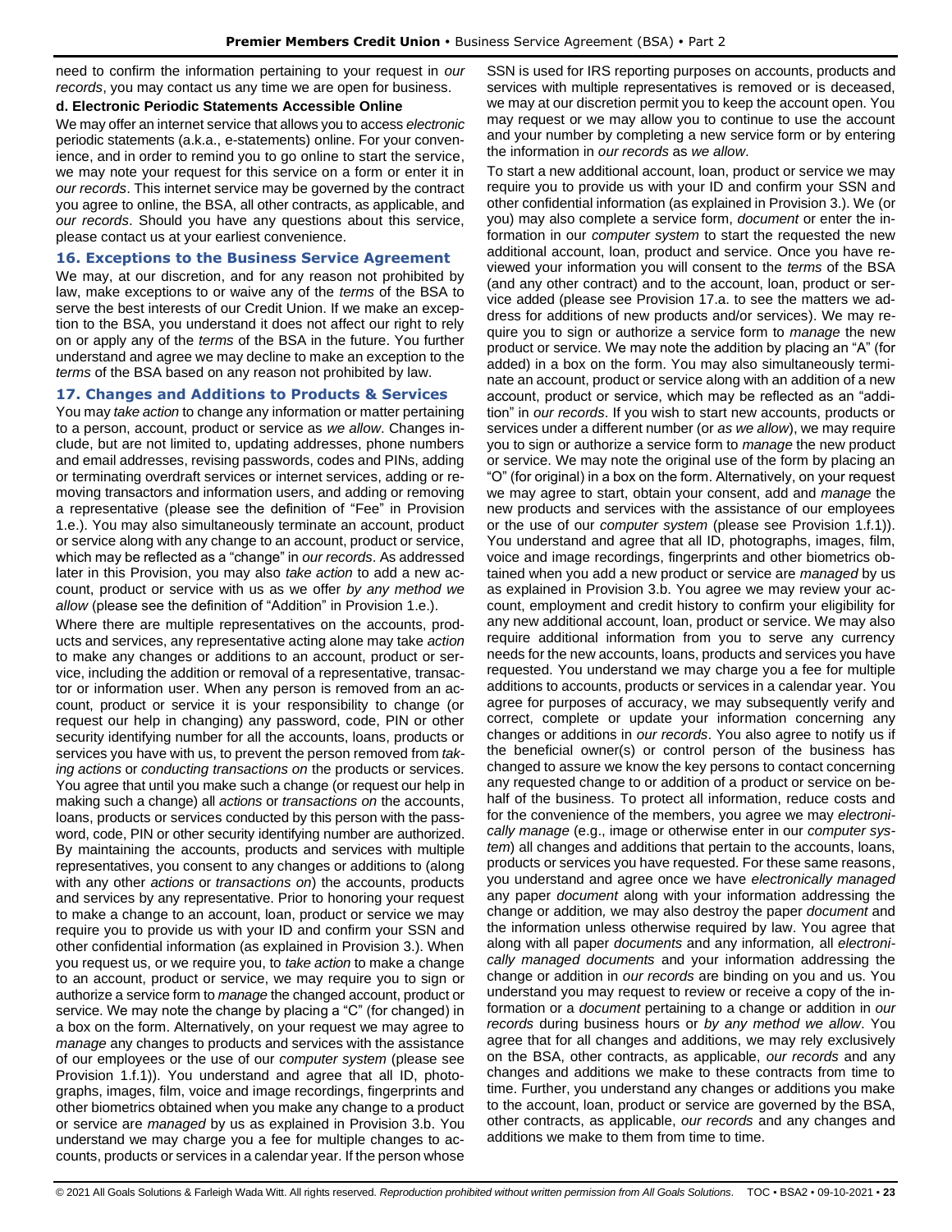need to confirm the information pertaining to your request in *our records*, you may contact us any time we are open for business.

**d. Electronic Periodic Statements Accessible Online**

We may offer an internet service that allows you to access *electronic* periodic statements (a.k.a., e-statements) online. For your convenience, and in order to remind you to go online to start the service, we may note your request for this service on a form or enter it in *our records*. This internet service may be governed by the contract you agree to online, the BSA, all other contracts, as applicable, and *our records*. Should you have any questions about this service, please contact us at your earliest convenience.

## 16. Exceptions to the Business Service Agreement

We may, at our discretion, and for any reason not prohibited by law, make exceptions to or waive any of the *terms* of the BSA to serve the best interests of our Credit Union. If we make an exception to the BSA, you understand it does not affect our right to rely on or apply any of the *terms* of the BSA in the future. You further understand and agree we may decline to make an exception to the *terms* of the BSA based on any reason not prohibited by law.

## 17. Changes and Additions to Products & Services

You may *take action* to change any information or matter pertaining to a person, account, product or service as *we allow*. Changes include, but are not limited to, updating addresses, phone numbers and email addresses, revising passwords, codes and PINs, adding or terminating overdraft services or internet services, adding or removing transactors and information users, and adding or removing a representative (please see the definition of "Fee" in Provision 1.e.). You may also simultaneously terminate an account, product or service along with any change to an account, product or service, which may be reflected as a "change" in *our records*. As addressed later in this Provision, you may also *take action* to add a new account, product or service with us as we offer *by any method we allow* (please see the definition of "Addition" in Provision 1.e.).

Where there are multiple representatives on the accounts, products and services, any representative acting alone may take *action* to make any changes or additions to an account, product or service, including the addition or removal of a representative, transactor or information user. When any person is removed from an account, product or service it is your responsibility to change (or request our help in changing) any password, code, PIN or other security identifying number for all the accounts, loans, products or services you have with us, to prevent the person removed from *taking actions* or *conducting transactions on* the products or services. You agree that until you make such a change (or request our help in making such a change) all *actions* or *transactions on* the accounts, loans, products or services conducted by this person with the password, code, PIN or other security identifying number are authorized. By maintaining the accounts, products and services with multiple representatives, you consent to any changes or additions to (along with any other *actions* or *transactions on*) the accounts, products and services by any representative. Prior to honoring your request to make a change to an account, loan, product or service we may require you to provide us with your ID and confirm your SSN and other confidential information (as explained in Provision 3.). When you request us, or we require you, to *take action* to make a change to an account, product or service, we may require you to sign or authorize a service form to *manage* the changed account, product or service. We may note the change by placing a "C" (for changed) in a box on the form. Alternatively, on your request we may agree to *manage* any changes to products and services with the assistance of our employees or the use of our *computer system* (please see Provision 1.f.1)). You understand and agree that all ID, photographs, images, film, voice and image recordings, fingerprints and other biometrics obtained when you make any change to a product or service are *managed* by us as explained in Provision 3.b. You understand we may charge you a fee for multiple changes to accounts, products or services in a calendar year. If the person whose SSN is used for IRS reporting purposes on accounts, products and services with multiple representatives is removed or is deceased, we may at our discretion permit you to keep the account open. You may request or we may allow you to continue to use the account and your number by completing a new service form or by entering the information in *our records* as *we allow*.

To start a new additional account, loan, product or service we may require you to provide us with your ID and confirm your SSN and other confidential information (as explained in Provision 3.). We (or you) may also complete a service form, *document* or enter the information in our *computer system* to start the requested the new additional account, loan, product and service. Once you have reviewed your information you will consent to the *terms* of the BSA (and any other contract) and to the account, loan, product or service added (please see Provision 17.a. to see the matters we address for additions of new products and/or services). We may require you to sign or authorize a service form to *manage* the new product or service. We may note the addition by placing an "A" (for added) in a box on the form. You may also simultaneously terminate an account, product or service along with an addition of a new account, product or service, which may be reflected as an "addition" in *our records*. If you wish to start new accounts, products or services under a different number (or *as we allow*), we may require you to sign or authorize a service form to *manage* the new product or service. We may note the original use of the form by placing an "O" (for original) in a box on the form. Alternatively, on your request we may agree to start, obtain your consent, add and *manage* the new products and services with the assistance of our employees or the use of our *computer system* (please see Provision 1.f.1)). You understand and agree that all ID, photographs, images, film, voice and image recordings, fingerprints and other biometrics obtained when you add a new product or service are *managed* by us as explained in Provision 3.b. You agree we may review your account, employment and credit history to confirm your eligibility for any new additional account, loan, product or service. We may also require additional information from you to serve any currency needs for the new accounts, loans, products and services you have requested. You understand we may charge you a fee for multiple additions to accounts, products or services in a calendar year. You agree for purposes of accuracy, we may subsequently verify and correct, complete or update your information concerning any changes or additions in *our records*. You also agree to notify us if the beneficial owner(s) or control person of the business has changed to assure we know the key persons to contact concerning any requested change to or addition of a product or service on behalf of the business. To protect all information, reduce costs and for the convenience of the members, you agree we may *electronically manage* (e.g., image or otherwise enter in our *computer system*) all changes and additions that pertain to the accounts, loans, products or services you have requested. For these same reasons, you understand and agree once we have *electronically managed* any paper *document* along with your information addressing the change or addition, we may also destroy the paper *document* and the information unless otherwise required by law. You agree that along with all paper *documents* and any information, all *electronically managed documents* and your information addressing the change or addition in *our records* are binding on you and us. You understand you may request to review or receive a copy of the information or a *document* pertaining to a change or addition in *our records* during business hours or *by any method we allow*. You agree that for all changes and additions, we may rely exclusively on the BSA, other contracts, as applicable, *our records* and any changes and additions we make to these contracts from time to time. Further, you understand any changes or additions you make to the account, loan, product or service are governed by the BSA, other contracts, as applicable, *our records* and any changes and additions we make to them from time to time.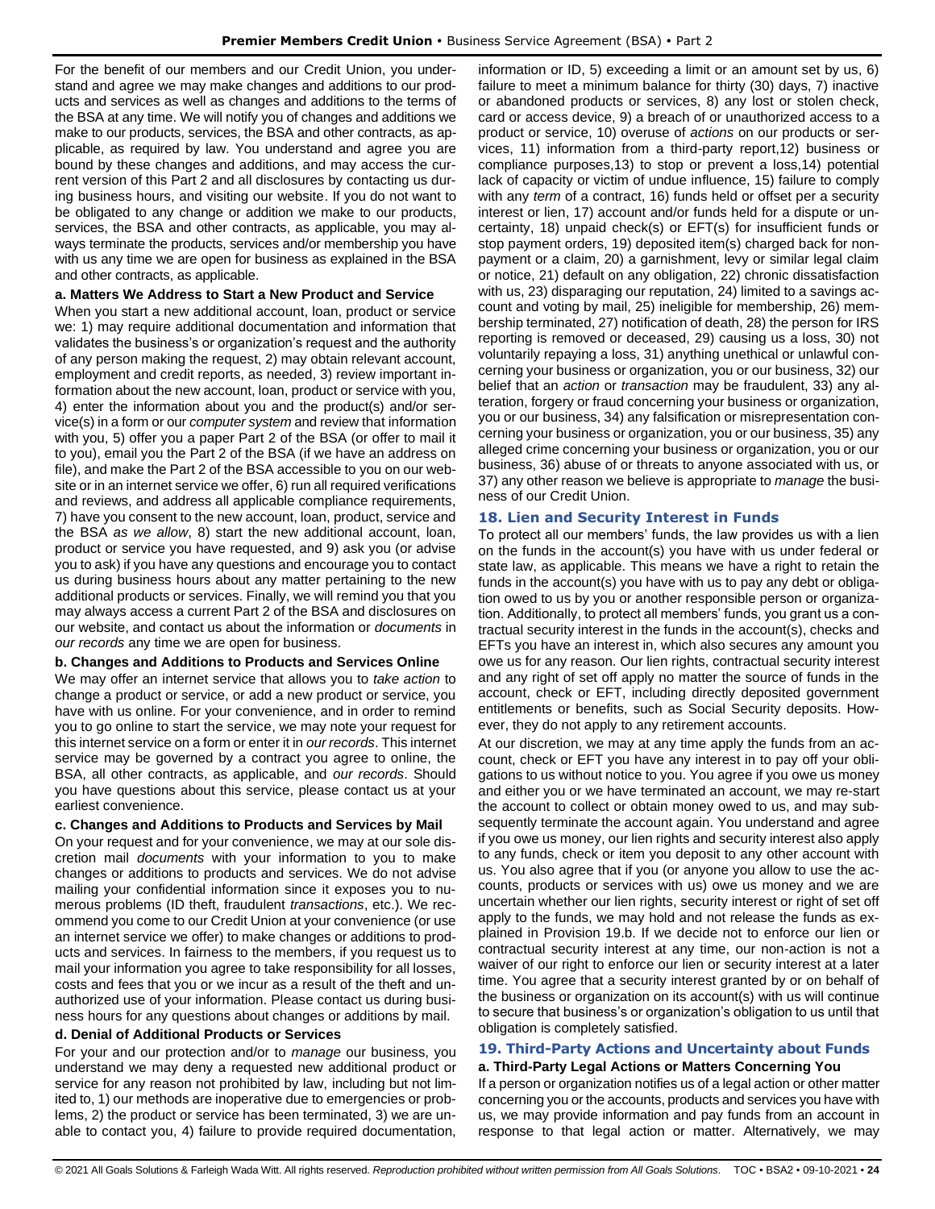For the benefit of our members and our Credit Union, you understand and agree we may make changes and additions to our products and services as well as changes and additions to the terms of the BSA at any time. We will notify you of changes and additions we make to our products, services, the BSA and other contracts, as applicable, as required by law. You understand and agree you are bound by these changes and additions, and may access the current version of this Part 2 and all disclosures by contacting us during business hours, and visiting our website. If you do not want to be obligated to any change or addition we make to our products, services, the BSA and other contracts, as applicable, you may always terminate the products, services and/or membership you have with us any time we are open for business as explained in the BSA and other contracts, as applicable.

**a. Matters We Address to Start a New Product and Service**

When you start a new additional account, loan, product or service we: 1) may require additional documentation and information that validates the business's or organization's request and the authority of any person making the request, 2) may obtain relevant account, employment and credit reports, as needed, 3) review important information about the new account, loan, product or service with you, 4) enter the information about you and the product(s) and/or service(s) in a form or our *computer system* and review that information with you, 5) offer you a paper Part 2 of the BSA (or offer to mail it to you), email you the Part 2 of the BSA (if we have an address on file), and make the Part 2 of the BSA accessible to you on our website or in an internet service we offer, 6) run all required verifications and reviews, and address all applicable compliance requirements, 7) have you consent to the new account, loan, product, service and the BSA *as we allow*, 8) start the new additional account, loan, product or service you have requested, and 9) ask you (or advise you to ask) if you have any questions and encourage you to contact us during business hours about any matter pertaining to the new additional products or services. Finally, we will remind you that you may always access a current Part 2 of the BSA and disclosures on our website, and contact us about the information or *documents* in *our records* any time we are open for business.

**b. Changes and Additions to Products and Services Online**

We may offer an internet service that allows you to *take action* to change a product or service, or add a new product or service, you have with us online. For your convenience, and in order to remind you to go online to start the service, we may note your request for this internet service on a form or enter it in *our records*. This internet service may be governed by a contract you agree to online, the BSA, all other contracts, as applicable, and *our records*. Should you have questions about this service, please contact us at your earliest convenience.

**c. Changes and Additions to Products and Services by Mail**

On your request and for your convenience, we may at our sole discretion mail *documents* with your information to you to make changes or additions to products and services. We do not advise mailing your confidential information since it exposes you to numerous problems (ID theft, fraudulent *transactions*, etc.). We recommend you come to our Credit Union at your convenience (or use an internet service we offer) to make changes or additions to products and services. In fairness to the members, if you request us to mail your information you agree to take responsibility for all losses, costs and fees that you or we incur as a result of the theft and unauthorized use of your information. Please contact us during business hours for any questions about changes or additions by mail.

**d. Denial of Additional Products or Services**

For your and our protection and/or to *manage* our business, you understand we may deny a requested new additional product or service for any reason not prohibited by law, including but not limited to, 1) our methods are inoperative due to emergencies or problems, 2) the product or service has been terminated, 3) we are unable to contact you, 4) failure to provide required documentation, information or ID, 5) exceeding a limit or an amount set by us, 6) failure to meet a minimum balance for thirty (30) days, 7) inactive or abandoned products or services, 8) any lost or stolen check, card or access device, 9) a breach of or unauthorized access to a product or service, 10) overuse of *actions* on our products or services, 11) information from a third-party report,12) business or compliance purposes,13) to stop or prevent a loss,14) potential lack of capacity or victim of undue influence, 15) failure to comply with any *term* of a contract, 16) funds held or offset per a security interest or lien, 17) account and/or funds held for a dispute or uncertainty, 18) unpaid check(s) or EFT(s) for insufficient funds or stop payment orders, 19) deposited item(s) charged back for nonpayment or a claim, 20) a garnishment, levy or similar legal claim or notice, 21) default on any obligation, 22) chronic dissatisfaction with us, 23) disparaging our reputation, 24) limited to a savings account and voting by mail, 25) ineligible for membership, 26) membership terminated, 27) notification of death, 28) the person for IRS reporting is removed or deceased, 29) causing us a loss, 30) not voluntarily repaying a loss, 31) anything unethical or unlawful concerning your business or organization, you or our business, 32) our belief that an *action* or *transaction* may be fraudulent, 33) any alteration, forgery or fraud concerning your business or organization, you or our business, 34) any falsification or misrepresentation concerning your business or organization, you or our business, 35) any alleged crime concerning your business or organization, you or our business, 36) abuse of or threats to anyone associated with us, or 37) any other reason we believe is appropriate to *manage* the business of our Credit Union.

## 18. Lien and Security Interest in Funds

To protect all our members' funds, the law provides us with a lien on the funds in the account(s) you have with us under federal or state law, as applicable. This means we have a right to retain the funds in the account(s) you have with us to pay any debt or obligation owed to us by you or another responsible person or organization. Additionally, to protect all members' funds, you grant us a contractual security interest in the funds in the account(s), checks and EFTs you have an interest in, which also secures any amount you owe us for any reason. Our lien rights, contractual security interest and any right of set off apply no matter the source of funds in the account, check or EFT, including directly deposited government entitlements or benefits, such as Social Security deposits. However, they do not apply to any retirement accounts.

At our discretion, we may at any time apply the funds from an account, check or EFT you have any interest in to pay off your obligations to us without notice to you. You agree if you owe us money and either you or we have terminated an account, we may re-start the account to collect or obtain money owed to us, and may subsequently terminate the account again. You understand and agree if you owe us money, our lien rights and security interest also apply to any funds, check or item you deposit to any other account with us. You also agree that if you (or anyone you allow to use the accounts, products or services with us) owe us money and we are uncertain whether our lien rights, security interest or right of set off apply to the funds, we may hold and not release the funds as explained in Provision 19.b. If we decide not to enforce our lien or contractual security interest at any time, our non-action is not a waiver of our right to enforce our lien or security interest at a later time. You agree that a security interest granted by or on behalf of the business or organization on its account(s) with us will continue to secure that business's or organization's obligation to us until that obligation is completely satisfied.

## 19. Third-Party Actions and Uncertainty about Funds

**a. Third-Party Legal Actions or Matters Concerning You**

If a person or organization notifies us of a legal action or other matter concerning you or the accounts, products and services you have with us, we may provide information and pay funds from an account in response to that legal action or matter. Alternatively, we may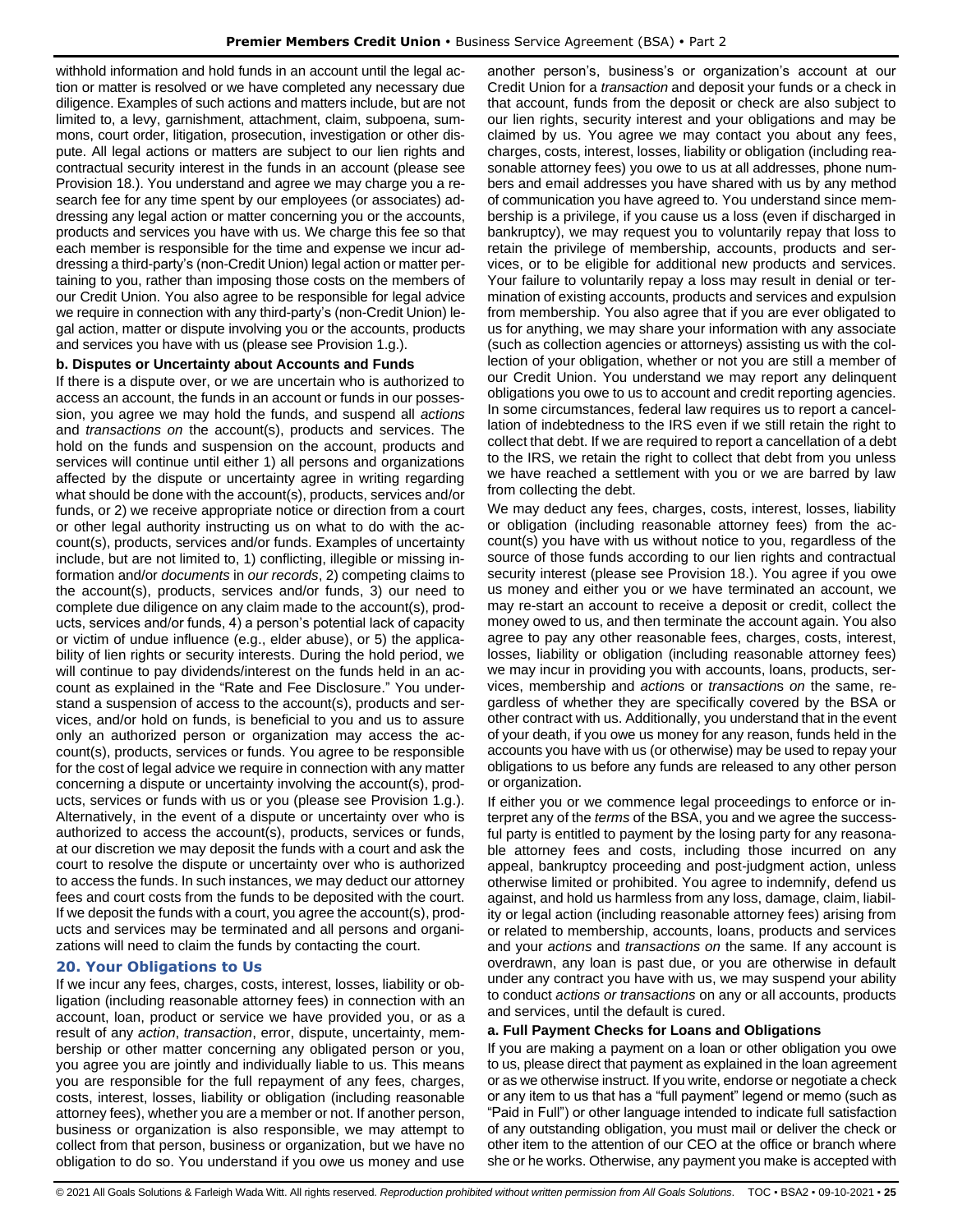withhold information and hold funds in an account until the legal action or matter is resolved or we have completed any necessary due diligence. Examples of such actions and matters include, but are not limited to, a levy, garnishment, attachment, claim, subpoena, summons, court order, litigation, prosecution, investigation or other dispute. All legal actions or matters are subject to our lien rights and contractual security interest in the funds in an account (please see Provision 18.). You understand and agree we may charge you a research fee for any time spent by our employees (or associates) addressing any legal action or matter concerning you or the accounts, products and services you have with us. We charge this fee so that each member is responsible for the time and expense we incur addressing a third-party's (non-Credit Union) legal action or matter pertaining to you, rather than imposing those costs on the members of our Credit Union. You also agree to be responsible for legal advice we require in connection with any third-party's (non-Credit Union) legal action, matter or dispute involving you or the accounts, products and services you have with us (please see Provision 1.g.).

**b. Disputes or Uncertainty about Accounts and Funds**

If there is a dispute over, or we are uncertain who is authorized to access an account, the funds in an account or funds in our possession, you agree we may hold the funds, and suspend all *actions* and *transactions on* the account(s), products and services. The hold on the funds and suspension on the account, products and services will continue until either 1) all persons and organizations affected by the dispute or uncertainty agree in writing regarding what should be done with the account(s), products, services and/or funds, or 2) we receive appropriate notice or direction from a court or other legal authority instructing us on what to do with the account(s), products, services and/or funds. Examples of uncertainty include, but are not limited to, 1) conflicting, illegible or missing information and/or *documents* in *our records*, 2) competing claims to the account(s), products, services and/or funds, 3) our need to complete due diligence on any claim made to the account(s), products, services and/or funds, 4) a person's potential lack of capacity or victim of undue influence (e.g., elder abuse), or 5) the applicability of lien rights or security interests. During the hold period, we will continue to pay dividends/interest on the funds held in an account as explained in the "Rate and Fee Disclosure." You understand a suspension of access to the account(s), products and services, and/or hold on funds, is beneficial to you and us to assure only an authorized person or organization may access the account(s), products, services or funds. You agree to be responsible for the cost of legal advice we require in connection with any matter concerning a dispute or uncertainty involving the account(s), products, services or funds with us or you (please see Provision 1.g.). Alternatively, in the event of a dispute or uncertainty over who is authorized to access the account(s), products, services or funds, at our discretion we may deposit the funds with a court and ask the court to resolve the dispute or uncertainty over who is authorized to access the funds. In such instances, we may deduct our attorney fees and court costs from the funds to be deposited with the court. If we deposit the funds with a court, you agree the account(s), products and services may be terminated and all persons and organizations will need to claim the funds by contacting the court.

## 20. Your Obligations to Us

If we incur any fees, charges, costs, interest, losses, liability or obligation (including reasonable attorney fees) in connection with an account, loan, product or service we have provided you, or as a result of any *action*, *transaction*, error, dispute, uncertainty, membership or other matter concerning any obligated person or you, you agree you are jointly and individually liable to us. This means you are responsible for the full repayment of any fees, charges, costs, interest, losses, liability or obligation (including reasonable attorney fees), whether you are a member or not. If another person, business or organization is also responsible, we may attempt to collect from that person, business or organization, but we have no obligation to do so. You understand if you owe us money and use another person's, business's or organization's account at our Credit Union for a *transaction* and deposit your funds or a check in that account, funds from the deposit or check are also subject to our lien rights, security interest and your obligations and may be claimed by us. You agree we may contact you about any fees, charges, costs, interest, losses, liability or obligation (including reasonable attorney fees) you owe to us at all addresses, phone numbers and email addresses you have shared with us by any method of communication you have agreed to. You understand since membership is a privilege, if you cause us a loss (even if discharged in bankruptcy), we may request you to voluntarily repay that loss to retain the privilege of membership, accounts, products and services, or to be eligible for additional new products and services. Your failure to voluntarily repay a loss may result in denial or termination of existing accounts, products and services and expulsion from membership. You also agree that if you are ever obligated to us for anything, we may share your information with any associate (such as collection agencies or attorneys) assisting us with the collection of your obligation, whether or not you are still a member of our Credit Union. You understand we may report any delinquent obligations you owe to us to account and credit reporting agencies. In some circumstances, federal law requires us to report a cancellation of indebtedness to the IRS even if we still retain the right to collect that debt. If we are required to report a cancellation of a debt to the IRS, we retain the right to collect that debt from you unless we have reached a settlement with you or we are barred by law from collecting the debt.

We may deduct any fees, charges, costs, interest, losses, liability or obligation (including reasonable attorney fees) from the account(s) you have with us without notice to you, regardless of the source of those funds according to our lien rights and contractual security interest (please see Provision 18.). You agree if you owe us money and either you or we have terminated an account, we may re-start an account to receive a deposit or credit, collect the money owed to us, and then terminate the account again. You also agree to pay any other reasonable fees, charges, costs, interest, losses, liability or obligation (including reasonable attorney fees) we may incur in providing you with accounts, loans, products, services, membership and *actions* or *transactions on* the same, regardless of whether they are specifically covered by the BSA or other contract with us. Additionally, you understand that in the event of your death, if you owe us money for any reason, funds held in the accounts you have with us (or otherwise) may be used to repay your obligations to us before any funds are released to any other person or organization.

If either you or we commence legal proceedings to enforce or interpret any of the *terms* of the BSA, you and we agree the successful party is entitled to payment by the losing party for any reasonable attorney fees and costs, including those incurred on any appeal, bankruptcy proceeding and post-judgment action, unless otherwise limited or prohibited. You agree to indemnify, defend us against, and hold us harmless from any loss, damage, claim, liability or legal action (including reasonable attorney fees) arising from or related to membership, accounts, loans, products and services and your *actions* and *transactions on* the same. If any account is overdrawn, any loan is past due, or you are otherwise in default under any contract you have with us, we may suspend your ability to conduct *actions or transactions* on any or all accounts, products and services, until the default is cured.

**a. Full Payment Checks for Loans and Obligations**

If you are making a payment on a loan or other obligation you owe to us, please direct that payment as explained in the loan agreement or as we otherwise instruct. If you write, endorse or negotiate a check or any item to us that has a "full payment" legend or memo (such as "Paid in Full") or other language intended to indicate full satisfaction of any outstanding obligation, you must mail or deliver the check or other item to the attention of our CEO at the office or branch where she or he works. Otherwise, any payment you make is accepted with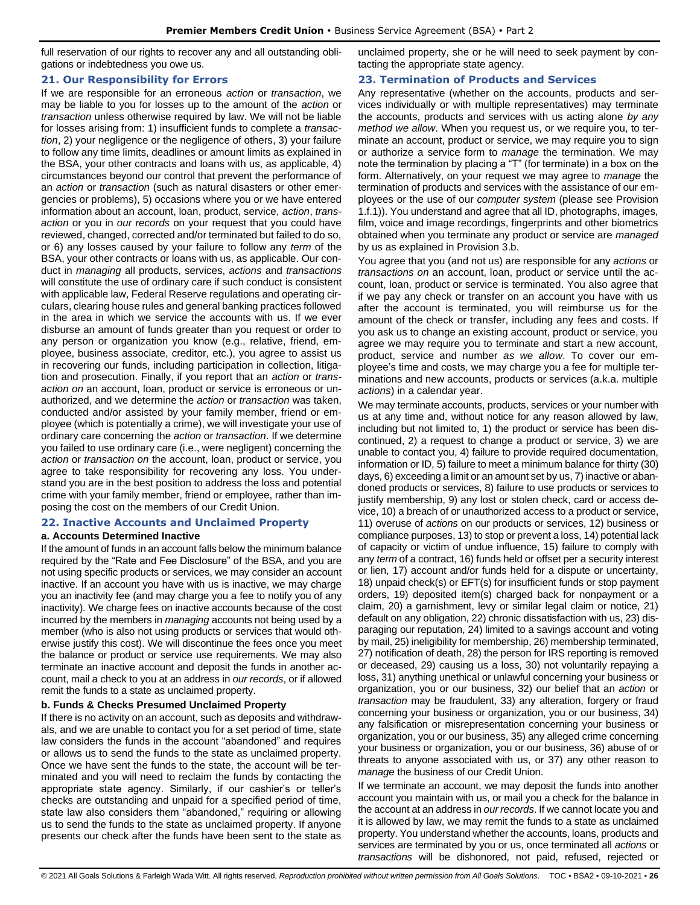full reservation of our rights to recover any and all outstanding obligations or indebtedness you owe us.

### 21. Our Responsibility for Errors

If we are responsible for an erroneous *action* or *transaction*, we may be liable to you for losses up to the amount of the *action* or *transaction* unless otherwise required by law. We will not be liable for losses arising from: 1) insufficient funds to complete a *transaction*, 2) your negligence or the negligence of others, 3) your failure to follow any time limits, deadlines or amount limits as explained in the BSA, your other contracts and loans with us, as applicable, 4) circumstances beyond our control that prevent the performance of an *action* or *transaction* (such as natural disasters or other emergencies or problems), 5) occasions where you or we have entered information about an account, loan, product, service, *action*, *transaction* or you in *our records* on your request that you could have reviewed, changed, corrected and/or terminated but failed to do so, or 6) any losses caused by your failure to follow any *term* of the BSA, your other contracts or loans with us, as applicable. Our conduct in *managing* all products, services, *actions* and *transactions* will constitute the use of ordinary care if such conduct is consistent with applicable law, Federal Reserve regulations and operating circulars, clearing house rules and general banking practices followed in the area in which we service the accounts with us. If we ever disburse an amount of funds greater than you request or order to any person or organization you know (e.g., relative, friend, employee, business associate, creditor, etc.), you agree to assist us in recovering our funds, including participation in collection, litigation and prosecution. Finally, if you report that an *action* or *transaction on* an account, loan, product or service is erroneous or unauthorized, and we determine the *action* or *transaction* was taken, conducted and/or assisted by your family member, friend or employee (which is potentially a crime), we will investigate your use of ordinary care concerning the *action* or *transaction*. If we determine you failed to use ordinary care (i.e., were negligent) concerning the *action* or *transaction on* the account, loan, product or service, you agree to take responsibility for recovering any loss. You understand you are in the best position to address the loss and potential crime with your family member, friend or employee, rather than imposing the cost on the members of our Credit Union.

### 22. Inactive Accounts and Unclaimed Property

#### a. Accounts Determined Inactive

If the amount of funds in an account falls below the minimum balance required by the "Rate and Fee Disclosure" of the BSA, and you are not using specific products or services, we may consider an account inactive. If an account you have with us is inactive, we may charge you an inactivity fee (and may charge you a fee to notify you of any inactivity). We charge fees on inactive accounts because of the cost incurred by the members in *managing* accounts not being used by a member (who is also not using products or services that would otherwise justify this cost). We will discontinue the fees once you meet the balance or product or service use requirements. We may also terminate an inactive account and deposit the funds in another account, mail a check to you at an address in *our records*, or if allowed remit the funds to a state as unclaimed property.

#### b. Funds & Checks Presumed Unclaimed Property

If there is no activity on an account, such as deposits and withdrawals, and we are unable to contact you for a set period of time, state law considers the funds in the account "abandoned" and requires or allows us to send the funds to the state as unclaimed property. Once we have sent the funds to the state, the account will be terminated and you will need to reclaim the funds by contacting the appropriate state agency. Similarly, if our cashier's or teller's checks are outstanding and unpaid for a specified period of time, state law also considers them "abandoned," requiring or allowing us to send the funds to the state as unclaimed property. If anyone presents our check after the funds have been sent to the state as unclaimed property, she or he will need to seek payment by contacting the appropriate state agency.

### 23. Termination of Products and Services

Any representative (whether on the accounts, products and services individually or with multiple representatives) may terminate the accounts, products and services with us acting alone *by any method we allow*. When you request us, or we require you, to terminate an account, product or service, we may require you to sign or authorize a service form to *manage* the termination. We may note the termination by placing a "T" (for terminate) in a box on the form. Alternatively, on your request we may agree to *manage* the termination of products and services with the assistance of our employees or the use of our *computer system* (please see Provision 1.f.1)). You understand and agree that all ID, photographs, images, film, voice and image recordings, fingerprints and other biometrics obtained when you terminate any product or service are *managed* by us as explained in Provision 3.b.

You agree that you (and not us) are responsible for any *actions* or *transactions on* an account, loan, product or service until the account, loan, product or service is terminated. You also agree that if we pay any check or transfer on an account you have with us after the account is terminated, you will reimburse us for the amount of the check or transfer, including any fees and costs. If you ask us to change an existing account, product or service, you agree we may require you to terminate and start a new account, product, service and number *as we allow*. To cover our employee's time and costs, we may charge you a fee for multiple terminations and new accounts, products or services (a.k.a. multiple *actions*) in a calendar year.

We may terminate accounts, products, services or your number with us at any time and, without notice for any reason allowed by law, including but not limited to, 1) the product or service has been discontinued, 2) a request to change a product or service, 3) we are unable to contact you, 4) failure to provide required documentation, information or ID, 5) failure to meet a minimum balance for thirty (30) days, 6) exceeding a limit or an amount set by us, 7) inactive or abandoned products or services, 8) failure to use products or services to justify membership, 9) any lost or stolen check, card or access device, 10) a breach of or unauthorized access to a product or service, 11) overuse of *actions* on our products or services, 12) business or compliance purposes, 13) to stop or prevent a loss, 14) potential lack of capacity or victim of undue influence, 15) failure to comply with any *term* of a contract, 16) funds held or offset per a security interest or lien, 17) account and/or funds held for a dispute or uncertainty, 18) unpaid check(s) or EFT(s) for insufficient funds or stop payment orders, 19) deposited item(s) charged back for nonpayment or a claim, 20) a garnishment, levy or similar legal claim or notice, 21) default on any obligation, 22) chronic dissatisfaction with us, 23) disparaging our reputation, 24) limited to a savings account and voting by mail, 25) ineligibility for membership, 26) membership terminated, 27) notification of death, 28) the person for IRS reporting is removed or deceased, 29) causing us a loss, 30) not voluntarily repaying a loss, 31) anything unethical or unlawful concerning your business or organization, you or our business, 32) our belief that an *action* or *transaction* may be fraudulent, 33) any alteration, forgery or fraud concerning your business or organization, you or our business, 34) any falsification or misrepresentation concerning your business or organization, you or our business, 35) any alleged crime concerning your business or organization, you or our business, 36) abuse of or threats to anyone associated with us, or 37) any other reason to *manage* the business of our Credit Union.

If we terminate an account, we may deposit the funds into another account you maintain with us, or mail you a check for the balance in the account at an address in *our records*. If we cannot locate you and it is allowed by law, we may remit the funds to a state as unclaimed property. You understand whether the accounts, loans, products and services are terminated by you or us, once terminated all *actions* or *transactions* will be dishonored, not paid, refused, rejected or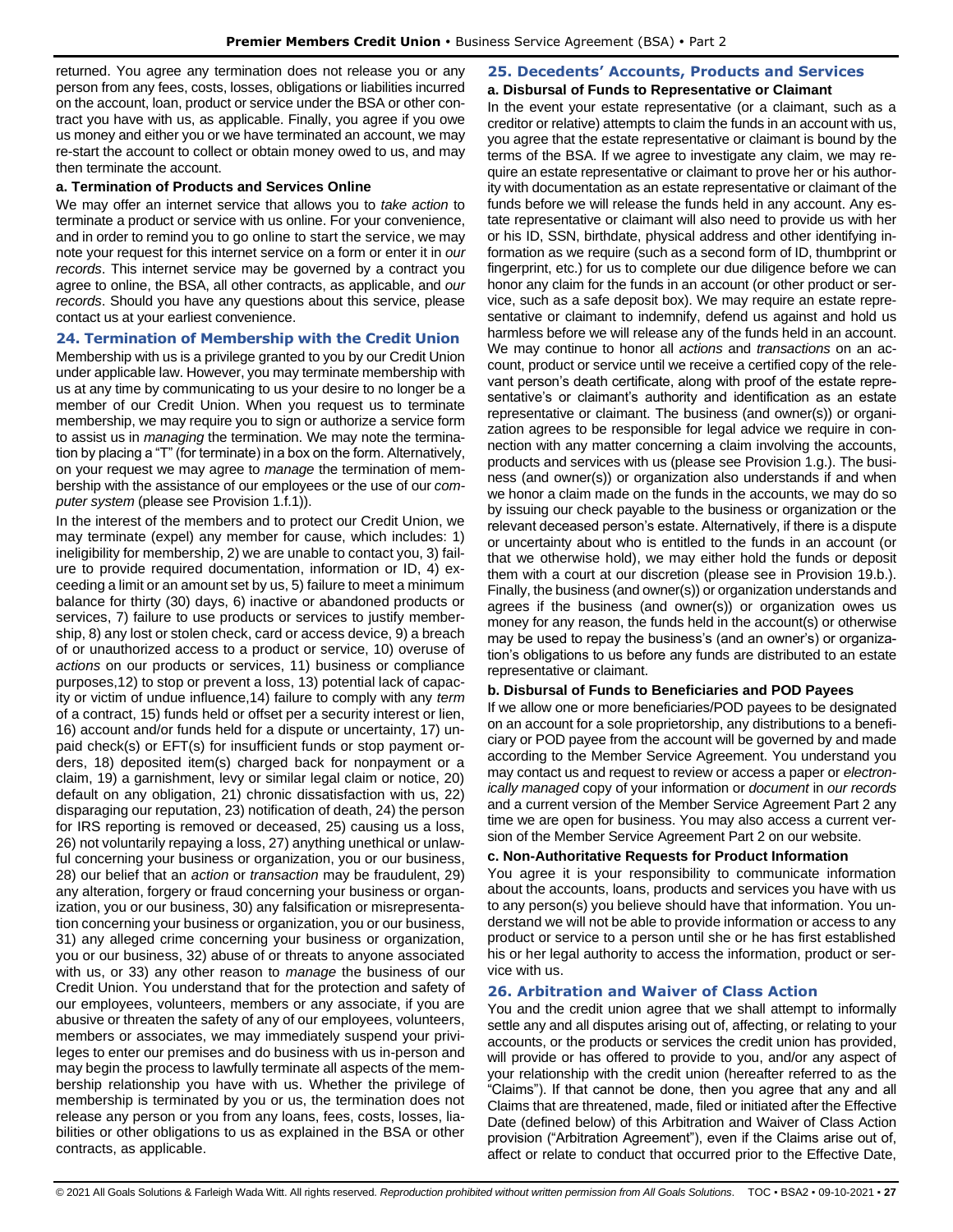returned. You agree any termination does not release you or any person from any fees, costs, losses, obligations or liabilities incurred on the account, loan, product or service under the BSA or other contract you have with us, as applicable. Finally, you agree if you owe us money and either you or we have terminated an account, we may re-start the account to collect or obtain money owed to us, and may then terminate the account.

**a. Termination of Products and Services Online**

We may offer an internet service that allows you to *take action* to terminate a product or service with us online. For your convenience, and in order to remind you to go online to start the service, we may note your request for this internet service on a form or enter it in *our records*. This internet service may be governed by a contract you agree to online, the BSA, all other contracts, as applicable, and *our records*. Should you have any questions about this service, please contact us at your earliest convenience.

## 24. Termination of Membership with the Credit Union

Membership with us is a privilege granted to you by our Credit Union under applicable law. However, you may terminate membership with us at any time by communicating to us your desire to no longer be a member of our Credit Union. When you request us to terminate membership, we may require you to sign or authorize a service form to assist us in *managing* the termination. We may note the termination by placing a "T" (for terminate) in a box on the form. Alternatively, on your request we may agree to *manage* the termination of membership with the assistance of our employees or the use of our *computer system* (please see Provision 1.f.1)).

In the interest of the members and to protect our Credit Union, we may terminate (expel) any member for cause, which includes: 1) ineligibility for membership, 2) we are unable to contact you, 3) failure to provide required documentation, information or ID, 4) exceeding a limit or an amount set by us, 5) failure to meet a minimum balance for thirty (30) days, 6) inactive or abandoned products or services, 7) failure to use products or services to justify membership, 8) any lost or stolen check, card or access device, 9) a breach of or unauthorized access to a product or service, 10) overuse of *actions* on our products or services, 11) business or compliance purposes,12) to stop or prevent a loss, 13) potential lack of capacity or victim of undue influence,14) failure to comply with any *term* of a contract, 15) funds held or offset per a security interest or lien, 16) account and/or funds held for a dispute or uncertainty, 17) unpaid check(s) or EFT(s) for insufficient funds or stop payment orders, 18) deposited item(s) charged back for nonpayment or a claim, 19) a garnishment, levy or similar legal claim or notice, 20) default on any obligation, 21) chronic dissatisfaction with us, 22) disparaging our reputation, 23) notification of death, 24) the person for IRS reporting is removed or deceased, 25) causing us a loss, 26) not voluntarily repaying a loss, 27) anything unethical or unlawful concerning your business or organization, you or our business, 28) our belief that an *action* or *transaction* may be fraudulent, 29) any alteration, forgery or fraud concerning your business or organization, you or our business, 30) any falsification or misrepresentation concerning your business or organization, you or our business, 31) any alleged crime concerning your business or organization, you or our business, 32) abuse of or threats to anyone associated with us, or 33) any other reason to *manage* the business of our Credit Union. You understand that for the protection and safety of our employees, volunteers, members or any associate, if you are abusive or threaten the safety of any of our employees, volunteers, members or associates, we may immediately suspend your privileges to enter our premises and do business with us in-person and may begin the process to lawfully terminate all aspects of the membership relationship you have with us. Whether the privilege of membership is terminated by you or us, the termination does not release any person or you from any loans, fees, costs, losses, liabilities or other obligations to us as explained in the BSA or other contracts, as applicable.

## 25. Decedents' Accounts, Products and Services

**a. Disbursal of Funds to Representative or Claimant**

In the event your estate representative (or a claimant, such as a creditor or relative) attempts to claim the funds in an account with us, you agree that the estate representative or claimant is bound by the terms of the BSA. If we agree to investigate any claim, we may require an estate representative or claimant to prove her or his authority with documentation as an estate representative or claimant of the funds before we will release the funds held in any account. Any estate representative or claimant will also need to provide us with her or his ID, SSN, birthdate, physical address and other identifying information as we require (such as a second form of ID, thumbprint or fingerprint, etc.) for us to complete our due diligence before we can honor any claim for the funds in an account (or other product or service, such as a safe deposit box). We may require an estate representative or claimant to indemnify, defend us against and hold us harmless before we will release any of the funds held in an account. We may continue to honor all *actions* and *transactions* on an account, product or service until we receive a certified copy of the relevant person's death certificate, along with proof of the estate representative's or claimant's authority and identification as an estate representative or claimant. The business (and owner(s)) or organization agrees to be responsible for legal advice we require in connection with any matter concerning a claim involving the accounts, products and services with us (please see Provision 1.g.). The business (and owner(s)) or organization also understands if and when we honor a claim made on the funds in the accounts, we may do so by issuing our check payable to the business or organization or the relevant deceased person's estate. Alternatively, if there is a dispute or uncertainty about who is entitled to the funds in an account (or that we otherwise hold), we may either hold the funds or deposit them with a court at our discretion (please see in Provision 19.b.). Finally, the business (and owner(s)) or organization understands and agrees if the business (and owner(s)) or organization owes us money for any reason, the funds held in the account(s) or otherwise may be used to repay the business's (and an owner's) or organization's obligations to us before any funds are distributed to an estate representative or claimant.

**b. Disbursal of Funds to Beneficiaries and POD Payees**

If we allow one or more beneficiaries/POD payees to be designated on an account for a sole proprietorship, any distributions to a beneficiary or POD payee from the account will be governed by and made according to the Member Service Agreement. You understand you may contact us and request to review or access a paper or *electronically managed* copy of your information or *document* in *our records* and a current version of the Member Service Agreement Part 2 any time we are open for business. You may also access a current version of the Member Service Agreement Part 2 on our website.

**c. Non-Authoritative Requests for Product Information**

You agree it is your responsibility to communicate information about the accounts, loans, products and services you have with us to any person(s) you believe should have that information. You understand we will not be able to provide information or access to any product or service to a person until she or he has first established his or her legal authority to access the information, product or service with us.

## 26. Arbitration and Waiver of Class Action

You and the credit union agree that we shall attempt to informally settle any and all disputes arising out of, affecting, or relating to your accounts, or the products or services the credit union has provided, will provide or has offered to provide to you, and/or any aspect of your relationship with the credit union (hereafter referred to as the "Claims"). If that cannot be done, then you agree that any and all Claims that are threatened, made, filed or initiated after the Effective Date (defined below) of this Arbitration and Waiver of Class Action provision ("Arbitration Agreement"), even if the Claims arise out of, affect or relate to conduct that occurred prior to the Effective Date,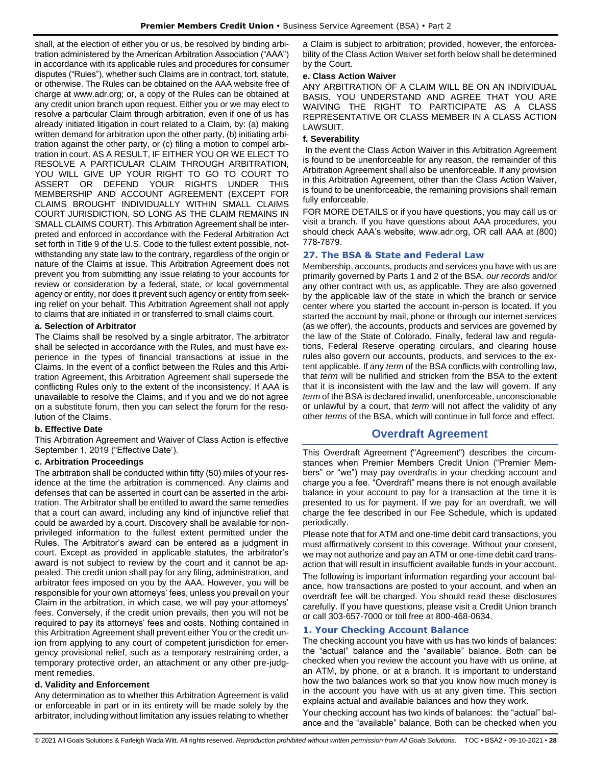shall, at the election of either you or us, be resolved by binding arbitration administered by the American Arbitration Association ("AAA") in accordance with its applicable rules and procedures for consumer disputes ("Rules"), whether such Claims are in contract, tort, statute, or otherwise. The Rules can be obtained on the AAA website free of charge at www.adr.org; or, a copy of the Rules can be obtained at any credit union branch upon request. Either you or we may elect to resolve a particular Claim through arbitration, even if one of us has already initiated litigation in court related to a Claim, by: (a) making written demand for arbitration upon the other party, (b) initiating arbitration against the other party, or (c) filing a motion to compel arbitration in court. AS A RESULT, IF EITHER YOU OR WE ELECT TO RESOLVE A PARTICULAR CLAIM THROUGH ARBITRATION, YOU WILL GIVE UP YOUR RIGHT TO GO TO COURT TO ASSERT OR DEFEND YOUR RIGHTS UNDER THIS MEMBERSHIP AND ACCOUNT AGREEMENT (EXCEPT FOR CLAIMS BROUGHT INDIVIDUALLY WITHIN SMALL CLAIMS COURT JURISDICTION, SO LONG AS THE CLAIM REMAINS IN SMALL CLAIMS COURT). This Arbitration Agreement shall be interpreted and enforced in accordance with the Federal Arbitration Act set forth in Title 9 of the U.S. Code to the fullest extent possible, notwithstanding any state law to the contrary, regardless of the origin or nature of the Claims at issue. This Arbitration Agreement does not prevent you from submitting any issue relating to your accounts for review or consideration by a federal, state, or local governmental agency or entity, nor does it prevent such agency or entity from seeking relief on your behalf. This Arbitration Agreement shall not apply to claims that are initiated in or transferred to small claims court.

**a. Selection of Arbitrator**

The Claims shall be resolved by a single arbitrator. The arbitrator shall be selected in accordance with the Rules, and must have experience in the types of financial transactions at issue in the Claims. In the event of a conflict between the Rules and this Arbitration Agreement, this Arbitration Agreement shall supersede the conflicting Rules only to the extent of the inconsistency. If AAA is unavailable to resolve the Claims, and if you and we do not agree on a substitute forum, then you can select the forum for the resolution of the Claims.

**b. Effective Date**

This Arbitration Agreement and Waiver of Class Action is effective September 1, 2019 ("Effective Date').

**c. Arbitration Proceedings**

The arbitration shall be conducted within fifty (50) miles of your residence at the time the arbitration is commenced. Any claims and defenses that can be asserted in court can be asserted in the arbitration. The Arbitrator shall be entitled to award the same remedies that a court can award, including any kind of injunctive relief that could be awarded by a court. Discovery shall be available for non-privileged information to the fullest extent permitted under the Rules. The Arbitrator's award can be entered as a judgment in court. Except as provided in applicable statutes, the arbitrator's award is not subject to review by the court and it cannot be appealed. The credit union shall pay for any filing, administration, and arbitrator fees imposed on you by the AAA. However, you will be responsible for your own attorneys' fees, unless you prevail on your Claim in the arbitration, in which case, we will pay your attorneys' fees. Conversely, if the credit union prevails, then you will not be required to pay its attorneys' fees and costs. Nothing contained in this Arbitration Agreement shall prevent either You or the credit union from applying to any court of competent jurisdiction for emergency provisional relief, such as a temporary restraining order, a temporary protective order, an attachment or any other pre-judgment remedies.

**d. Validity and Enforcement**

Any determination as to whether this Arbitration Agreement is valid or enforceable in part or in its entirety will be made solely by the arbitrator, including without limitation any issues relating to whether a Claim is subject to arbitration; provided, however, the enforceability of the Class Action Waiver set forth below shall be determined by the Court.

**e. Class Action Waiver**

ANY ARBITRATION OF A CLAIM WILL BE ON AN INDIVIDUAL BASIS. YOU UNDERSTAND AND AGREE THAT YOU ARE WAIVING THE RIGHT TO PARTICIPATE AS A CLASS REPRESENTATIVE OR CLASS MEMBER IN A CLASS ACTION LAWSUIT.

**f. Severability**

In the event the Class Action Waiver in this Arbitration Agreement is found to be unenforceable for any reason, the remainder of this Arbitration Agreement shall also be unenforceable. If any provision in this Arbitration Agreement, other than the Class Action Waiver, is found to be unenforceable, the remaining provisions shall remain fully enforceable.

FOR MORE DETAILS or if you have questions, you may call us or visit a branch. If you have questions about AAA procedures, you should check AAA's website, www.adr.org, OR call AAA at (800) 778-7879.

### 27. The BSA & State and Federal Law

Membership, accounts, products and services you have with us are primarily governed by Parts 1 and 2 of the BSA, *our records* and/or any other contract with us, as applicable. They are also governed by the applicable law of the state in which the branch or service center where you started the account in-person is located. If you started the account by mail, phone or through our internet services (as we offer), the accounts, products and services are governed by the law of the State of Colorado. Finally, federal law and regulations, Federal Reserve operating circulars, and clearing house rules also govern our accounts, products, and services to the extent applicable. If any *term* of the BSA conflicts with controlling law, that *term* will be nullified and stricken from the BSA to the extent that it is inconsistent with the law and the law will govern. If any *term* of the BSA is declared invalid, unenforceable, unconscionable or unlawful by a court, that *term* will not affect the validity of any other *terms* of the BSA, which will continue in full force and effect.

## Overdraft Agreement

This Overdraft Agreement ("Agreement") describes the circumstances when Premier Members Credit Union ("Premier Members" or "we") may pay overdrafts in your checking account and charge you a fee. "Overdraft" means there is not enough available balance in your account to pay for a transaction at the time it is presented to us for payment. If we pay for an overdraft, we will charge the fee described in our Fee Schedule, which is updated periodically.

Please note that for ATM and one-time debit card transactions, you must affirmatively consent to this coverage. Without your consent, we may not authorize and pay an ATM or one-time debit card transaction that will result in insufficient available funds in your account.

The following is important information regarding your account balance, how transactions are posted to your account, and when an overdraft fee will be charged. You should read these disclosures carefully. If you have questions, please visit a Credit Union branch or call 303-657-7000 or toll free at 800-468-0634.

### 1. Your Checking Account Balance

The checking account you have with us has two kinds of balances: the "actual" balance and the "available" balance. Both can be checked when you review the account you have with us online, at an ATM, by phone, or at a branch. It is important to understand how the two balances work so that you know how much money is in the account you have with us at any given time. This section explains actual and available balances and how they work.

Your checking account has two kinds of balances: the "actual" balance and the "available" balance. Both can be checked when you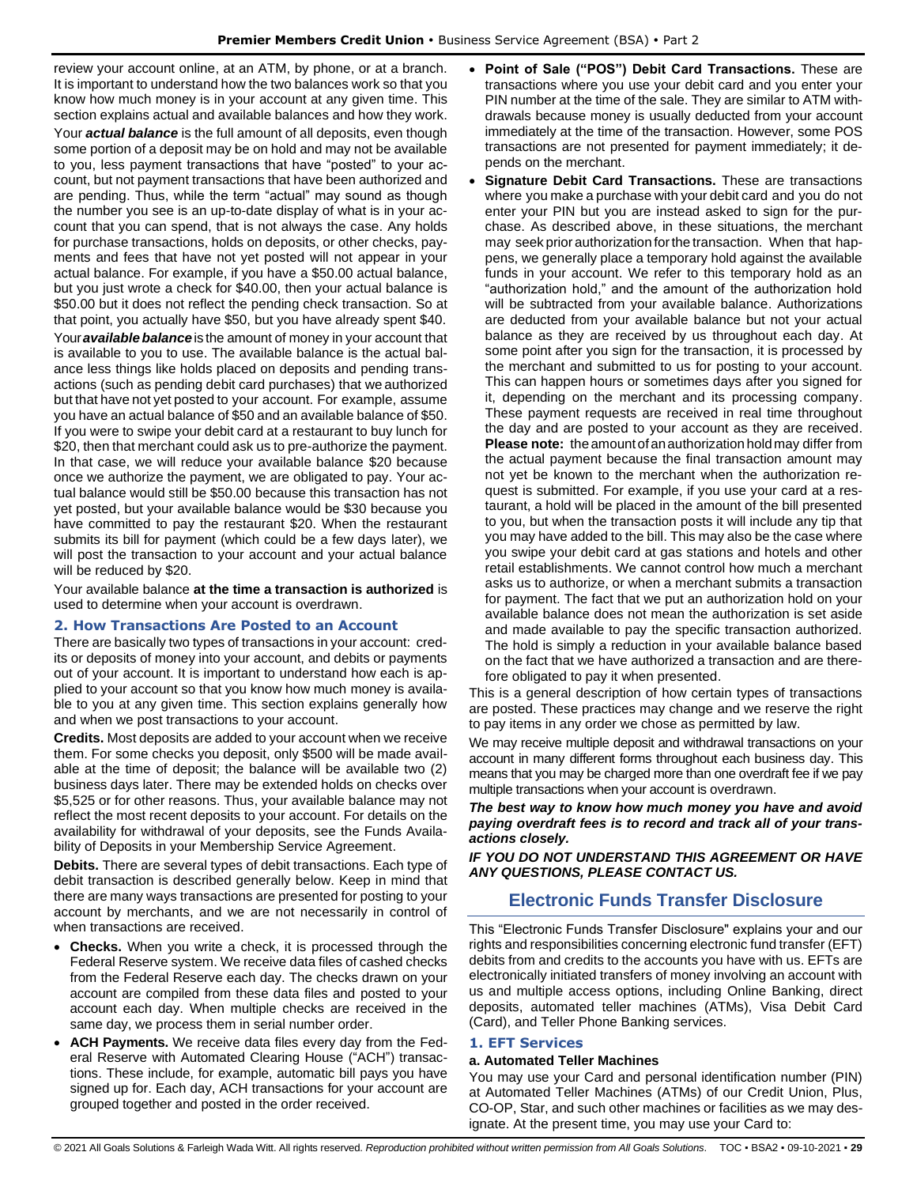review your account online, at an ATM, by phone, or at a branch. It is important to understand how the two balances work so that you know how much money is in your account at any given time. This section explains actual and available balances and how they work.

Your ***actual balance*** is the full amount of all deposits, even though some portion of a deposit may be on hold and may not be available to you, less payment transactions that have "posted" to your account, but not payment transactions that have been authorized and are pending. Thus, while the term "actual" may sound as though the number you see is an up-to-date display of what is in your account that you can spend, that is not always the case. Any holds for purchase transactions, holds on deposits, or other checks, payments and fees that have not yet posted will not appear in your actual balance. For example, if you have a $50.00 actual balance, but you just wrote a check for $40.00, then your actual balance is $50.00 but it does not reflect the pending check transaction. So at that point, you actually have $50, but you have already spent $40.

Your ***available balance*** is the amount of money in your account that is available to you to use. The available balance is the actual balance less things like holds placed on deposits and pending transactions (such as pending debit card purchases) that we authorized but that have not yet posted to your account. For example, assume you have an actual balance of $50 and an available balance of $50. If you were to swipe your debit card at a restaurant to buy lunch for $20, then that merchant could ask us to pre-authorize the payment. In that case, we will reduce your available balance $20 because once we authorize the payment, we are obligated to pay. Your actual balance would still be $50.00 because this transaction has not yet posted, but your available balance would be $30 because you have committed to pay the restaurant $20. When the restaurant submits its bill for payment (which could be a few days later), we will post the transaction to your account and your actual balance will be reduced by $20.

Your available balance **at the time a transaction is authorized** is used to determine when your account is overdrawn.

### 2. How Transactions Are Posted to an Account

There are basically two types of transactions in your account: credits or deposits of money into your account, and debits or payments out of your account. It is important to understand how each is applied to your account so that you know how much money is available to you at any given time. This section explains generally how and when we post transactions to your account.

**Credits.** Most deposits are added to your account when we receive them. For some checks you deposit, only $500 will be made available at the time of deposit; the balance will be available two (2) business days later. There may be extended holds on checks over $5,525 or for other reasons. Thus, your available balance may not reflect the most recent deposits to your account. For details on the availability for withdrawal of your deposits, see the Funds Availability of Deposits in your Membership Service Agreement.

**Debits.** There are several types of debit transactions. Each type of debit transaction is described generally below. Keep in mind that there are many ways transactions are presented for posting to your account by merchants, and we are not necessarily in control of when transactions are received.

- **Checks.** When you write a check, it is processed through the Federal Reserve system. We receive data files of cashed checks from the Federal Reserve each day. The checks drawn on your account are compiled from these data files and posted to your account each day. When multiple checks are received in the same day, we process them in serial number order.
- **ACH Payments.** We receive data files every day from the Federal Reserve with Automated Clearing House ("ACH") transactions. These include, for example, automatic bill pays you have signed up for. Each day, ACH transactions for your account are grouped together and posted in the order received.
- **Point of Sale ("POS") Debit Card Transactions.** These are transactions where you use your debit card and you enter your PIN number at the time of the sale. They are similar to ATM withdrawals because money is usually deducted from your account immediately at the time of the transaction. However, some POS transactions are not presented for payment immediately; it depends on the merchant.
- **Signature Debit Card Transactions.** These are transactions where you make a purchase with your debit card and you do not enter your PIN but you are instead asked to sign for the purchase. As described above, in these situations, the merchant may seek prior authorization for the transaction. When that happens, we generally place a temporary hold against the available funds in your account. We refer to this temporary hold as an "authorization hold," and the amount of the authorization hold will be subtracted from your available balance. Authorizations are deducted from your available balance but not your actual balance as they are received by us throughout each day. At some point after you sign for the transaction, it is processed by the merchant and submitted to us for posting to your account. This can happen hours or sometimes days after you signed for it, depending on the merchant and its processing company. These payment requests are received in real time throughout the day and are posted to your account as they are received. **Please note:** the amount of an authorization hold may differ from the actual payment because the final transaction amount may not yet be known to the merchant when the authorization request is submitted. For example, if you use your card at a restaurant, a hold will be placed in the amount of the bill presented to you, but when the transaction posts it will include any tip that you may have added to the bill. This may also be the case where you swipe your debit card at gas stations and hotels and other retail establishments. We cannot control how much a merchant asks us to authorize, or when a merchant submits a transaction for payment. The fact that we put an authorization hold on your available balance does not mean the authorization is set aside and made available to pay the specific transaction authorized. The hold is simply a reduction in your available balance based on the fact that we have authorized a transaction and are therefore obligated to pay it when presented.

This is a general description of how certain types of transactions are posted. These practices may change and we reserve the right to pay items in any order we chose as permitted by law.

We may receive multiple deposit and withdrawal transactions on your account in many different forms throughout each business day. This means that you may be charged more than one overdraft fee if we pay multiple transactions when your account is overdrawn.

***The best way to know how much money you have and avoid paying overdraft fees is to record and track all of your transactions closely.***

***IF YOU DO NOT UNDERSTAND THIS AGREEMENT OR HAVE ANY QUESTIONS, PLEASE CONTACT US.***

## Electronic Funds Transfer Disclosure

This "Electronic Funds Transfer Disclosure" explains your and our rights and responsibilities concerning electronic fund transfer (EFT) debits from and credits to the accounts you have with us. EFTs are electronically initiated transfers of money involving an account with us and multiple access options, including Online Banking, direct deposits, automated teller machines (ATMs), Visa Debit Card (Card), and Teller Phone Banking services.

### 1. EFT Services

#### a. Automated Teller Machines

You may use your Card and personal identification number (PIN) at Automated Teller Machines (ATMs) of our Credit Union, Plus, CO-OP, Star, and such other machines or facilities as we may designate. At the present time, you may use your Card to: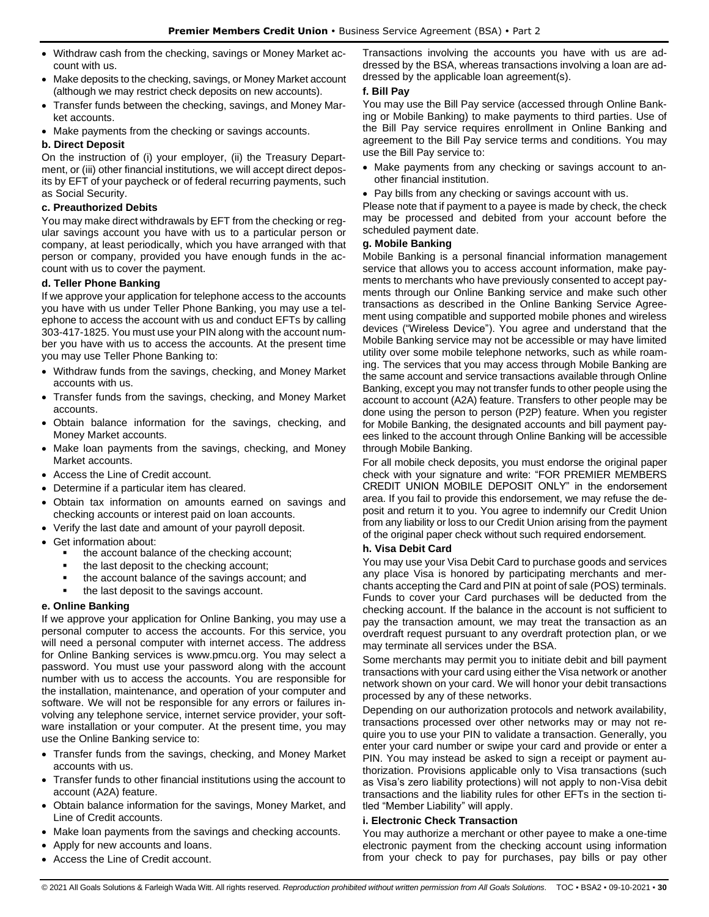- Withdraw cash from the checking, savings or Money Market account with us.
- Make deposits to the checking, savings, or Money Market account (although we may restrict check deposits on new accounts).
- Transfer funds between the checking, savings, and Money Market accounts.
- Make payments from the checking or savings accounts.

**b. Direct Deposit**

On the instruction of (i) your employer, (ii) the Treasury Department, or (iii) other financial institutions, we will accept direct deposits by EFT of your paycheck or of federal recurring payments, such as Social Security.

**c. Preauthorized Debits**

You may make direct withdrawals by EFT from the checking or regular savings account you have with us to a particular person or company, at least periodically, which you have arranged with that person or company, provided you have enough funds in the account with us to cover the payment.

**d. Teller Phone Banking**

If we approve your application for telephone access to the accounts you have with us under Teller Phone Banking, you may use a telephone to access the account with us and conduct EFTs by calling 303-417-1825. You must use your PIN along with the account number you have with us to access the accounts. At the present time you may use Teller Phone Banking to:

- Withdraw funds from the savings, checking, and Money Market accounts with us.
- Transfer funds from the savings, checking, and Money Market accounts.
- Obtain balance information for the savings, checking, and Money Market accounts.
- Make loan payments from the savings, checking, and Money Market accounts.
- Access the Line of Credit account.
- Determine if a particular item has cleared.
- Obtain tax information on amounts earned on savings and checking accounts or interest paid on loan accounts.
- Verify the last date and amount of your payroll deposit.
- Get information about:
  - the account balance of the checking account;
  - the last deposit to the checking account;
  - the account balance of the savings account; and
  - the last deposit to the savings account.

**e. Online Banking**

If we approve your application for Online Banking, you may use a personal computer to access the accounts. For this service, you will need a personal computer with internet access. The address for Online Banking services is www.pmcu.org. You may select a password. You must use your password along with the account number with us to access the accounts. You are responsible for the installation, maintenance, and operation of your computer and software. We will not be responsible for any errors or failures involving any telephone service, internet service provider, your software installation or your computer. At the present time, you may use the Online Banking service to:

- Transfer funds from the savings, checking, and Money Market accounts with us.
- Transfer funds to other financial institutions using the account to account (A2A) feature.
- Obtain balance information for the savings, Money Market, and Line of Credit accounts.
- Make loan payments from the savings and checking accounts.
- Apply for new accounts and loans.
- Access the Line of Credit account.

Transactions involving the accounts you have with us are addressed by the BSA, whereas transactions involving a loan are addressed by the applicable loan agreement(s).

**f. Bill Pay**

You may use the Bill Pay service (accessed through Online Banking or Mobile Banking) to make payments to third parties. Use of the Bill Pay service requires enrollment in Online Banking and agreement to the Bill Pay service terms and conditions. You may use the Bill Pay service to:

- Make payments from any checking or savings account to another financial institution.
- Pay bills from any checking or savings account with us.

Please note that if payment to a payee is made by check, the check may be processed and debited from your account before the scheduled payment date.

**g. Mobile Banking**

Mobile Banking is a personal financial information management service that allows you to access account information, make payments to merchants who have previously consented to accept payments through our Online Banking service and make such other transactions as described in the Online Banking Service Agreement using compatible and supported mobile phones and wireless devices ("Wireless Device"). You agree and understand that the Mobile Banking service may not be accessible or may have limited utility over some mobile telephone networks, such as while roaming. The services that you may access through Mobile Banking are the same account and service transactions available through Online Banking, except you may not transfer funds to other people using the account to account (A2A) feature. Transfers to other people may be done using the person to person (P2P) feature. When you register for Mobile Banking, the designated accounts and bill payment payees linked to the account through Online Banking will be accessible through Mobile Banking.

For all mobile check deposits, you must endorse the original paper check with your signature and write: "FOR PREMIER MEMBERS CREDIT UNION MOBILE DEPOSIT ONLY" in the endorsement area. If you fail to provide this endorsement, we may refuse the deposit and return it to you. You agree to indemnify our Credit Union from any liability or loss to our Credit Union arising from the payment of the original paper check without such required endorsement.

**h. Visa Debit Card**

You may use your Visa Debit Card to purchase goods and services any place Visa is honored by participating merchants and merchants accepting the Card and PIN at point of sale (POS) terminals. Funds to cover your Card purchases will be deducted from the checking account. If the balance in the account is not sufficient to pay the transaction amount, we may treat the transaction as an overdraft request pursuant to any overdraft protection plan, or we may terminate all services under the BSA.

Some merchants may permit you to initiate debit and bill payment transactions with your card using either the Visa network or another network shown on your card. We will honor your debit transactions processed by any of these networks.

Depending on our authorization protocols and network availability, transactions processed over other networks may or may not require you to use your PIN to validate a transaction. Generally, you enter your card number or swipe your card and provide or enter a PIN. You may instead be asked to sign a receipt or payment authorization. Provisions applicable only to Visa transactions (such as Visa's zero liability protections) will not apply to non-Visa debit transactions and the liability rules for other EFTs in the section titled "Member Liability" will apply.

**i. Electronic Check Transaction**

You may authorize a merchant or other payee to make a one-time electronic payment from the checking account using information from your check to pay for purchases, pay bills or pay other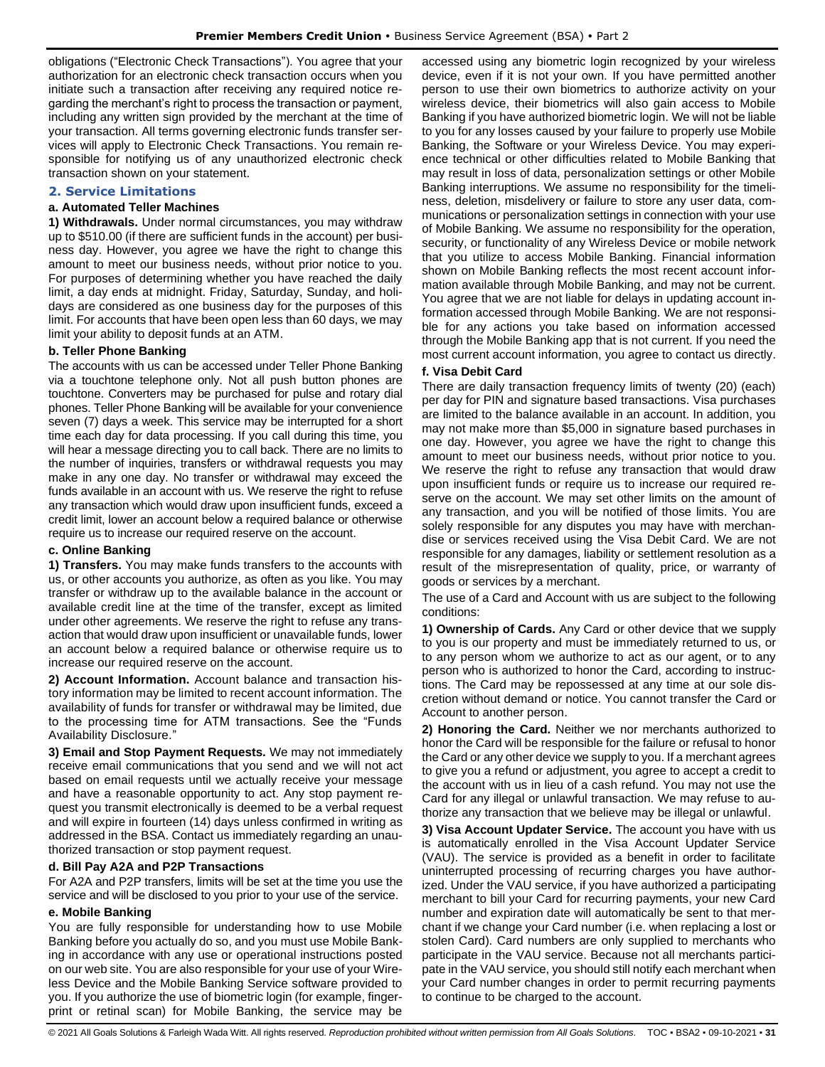obligations ("Electronic Check Transactions"). You agree that your authorization for an electronic check transaction occurs when you initiate such a transaction after receiving any required notice regarding the merchant's right to process the transaction or payment, including any written sign provided by the merchant at the time of your transaction. All terms governing electronic funds transfer services will apply to Electronic Check Transactions. You remain responsible for notifying us of any unauthorized electronic check transaction shown on your statement.

## 2. Service Limitations

### a. Automated Teller Machines

**1) Withdrawals.** Under normal circumstances, you may withdraw up to $510.00 (if there are sufficient funds in the account) per business day. However, you agree we have the right to change this amount to meet our business needs, without prior notice to you. For purposes of determining whether you have reached the daily limit, a day ends at midnight. Friday, Saturday, Sunday, and holidays are considered as one business day for the purposes of this limit. For accounts that have been open less than 60 days, we may limit your ability to deposit funds at an ATM.

### b. Teller Phone Banking

The accounts with us can be accessed under Teller Phone Banking via a touchtone telephone only. Not all push button phones are touchtone. Converters may be purchased for pulse and rotary dial phones. Teller Phone Banking will be available for your convenience seven (7) days a week. This service may be interrupted for a short time each day for data processing. If you call during this time, you will hear a message directing you to call back. There are no limits to the number of inquiries, transfers or withdrawal requests you may make in any one day. No transfer or withdrawal may exceed the funds available in an account with us. We reserve the right to refuse any transaction which would draw upon insufficient funds, exceed a credit limit, lower an account below a required balance or otherwise require us to increase our required reserve on the account.

### c. Online Banking

**1) Transfers.** You may make funds transfers to the accounts with us, or other accounts you authorize, as often as you like. You may transfer or withdraw up to the available balance in the account or available credit line at the time of the transfer, except as limited under other agreements. We reserve the right to refuse any transaction that would draw upon insufficient or unavailable funds, lower an account below a required balance or otherwise require us to increase our required reserve on the account.

**2) Account Information.** Account balance and transaction history information may be limited to recent account information. The availability of funds for transfer or withdrawal may be limited, due to the processing time for ATM transactions. See the "Funds Availability Disclosure."

**3) Email and Stop Payment Requests.** We may not immediately receive email communications that you send and we will not act based on email requests until we actually receive your message and have a reasonable opportunity to act. Any stop payment request you transmit electronically is deemed to be a verbal request and will expire in fourteen (14) days unless confirmed in writing as addressed in the BSA. Contact us immediately regarding an unauthorized transaction or stop payment request.

### d. Bill Pay A2A and P2P Transactions

For A2A and P2P transfers, limits will be set at the time you use the service and will be disclosed to you prior to your use of the service.

### e. Mobile Banking

You are fully responsible for understanding how to use Mobile Banking before you actually do so, and you must use Mobile Banking in accordance with any use or operational instructions posted on our web site. You are also responsible for your use of your Wireless Device and the Mobile Banking Service software provided to you. If you authorize the use of biometric login (for example, fingerprint or retinal scan) for Mobile Banking, the service may be accessed using any biometric login recognized by your wireless device, even if it is not your own. If you have permitted another person to use their own biometrics to authorize activity on your wireless device, their biometrics will also gain access to Mobile Banking if you have authorized biometric login. We will not be liable to you for any losses caused by your failure to properly use Mobile Banking, the Software or your Wireless Device. You may experience technical or other difficulties related to Mobile Banking that may result in loss of data, personalization settings or other Mobile Banking interruptions. We assume no responsibility for the timeliness, deletion, misdelivery or failure to store any user data, communications or personalization settings in connection with your use of Mobile Banking. We assume no responsibility for the operation, security, or functionality of any Wireless Device or mobile network that you utilize to access Mobile Banking. Financial information shown on Mobile Banking reflects the most recent account information available through Mobile Banking, and may not be current. You agree that we are not liable for delays in updating account information accessed through Mobile Banking. We are not responsible for any actions you take based on information accessed through the Mobile Banking app that is not current. If you need the most current account information, you agree to contact us directly.

### f. Visa Debit Card

There are daily transaction frequency limits of twenty (20) (each) per day for PIN and signature based transactions. Visa purchases are limited to the balance available in an account. In addition, you may not make more than $5,000 in signature based purchases in one day. However, you agree we have the right to change this amount to meet our business needs, without prior notice to you. We reserve the right to refuse any transaction that would draw upon insufficient funds or require us to increase our required reserve on the account. We may set other limits on the amount of any transaction, and you will be notified of those limits. You are solely responsible for any disputes you may have with merchandise or services received using the Visa Debit Card. We are not responsible for any damages, liability or settlement resolution as a result of the misrepresentation of quality, price, or warranty of goods or services by a merchant.

The use of a Card and Account with us are subject to the following conditions:

**1) Ownership of Cards.** Any Card or other device that we supply to you is our property and must be immediately returned to us, or to any person whom we authorize to act as our agent, or to any person who is authorized to honor the Card, according to instructions. The Card may be repossessed at any time at our sole discretion without demand or notice. You cannot transfer the Card or Account to another person.

**2) Honoring the Card.** Neither we nor merchants authorized to honor the Card will be responsible for the failure or refusal to honor the Card or any other device we supply to you. If a merchant agrees to give you a refund or adjustment, you agree to accept a credit to the account with us in lieu of a cash refund. You may not use the Card for any illegal or unlawful transaction. We may refuse to authorize any transaction that we believe may be illegal or unlawful.

**3) Visa Account Updater Service.** The account you have with us is automatically enrolled in the Visa Account Updater Service (VAU). The service is provided as a benefit in order to facilitate uninterrupted processing of recurring charges you have authorized. Under the VAU service, if you have authorized a participating merchant to bill your Card for recurring payments, your new Card number and expiration date will automatically be sent to that merchant if we change your Card number (i.e. when replacing a lost or stolen Card). Card numbers are only supplied to merchants who participate in the VAU service. Because not all merchants participate in the VAU service, you should still notify each merchant when your Card number changes in order to permit recurring payments to continue to be charged to the account.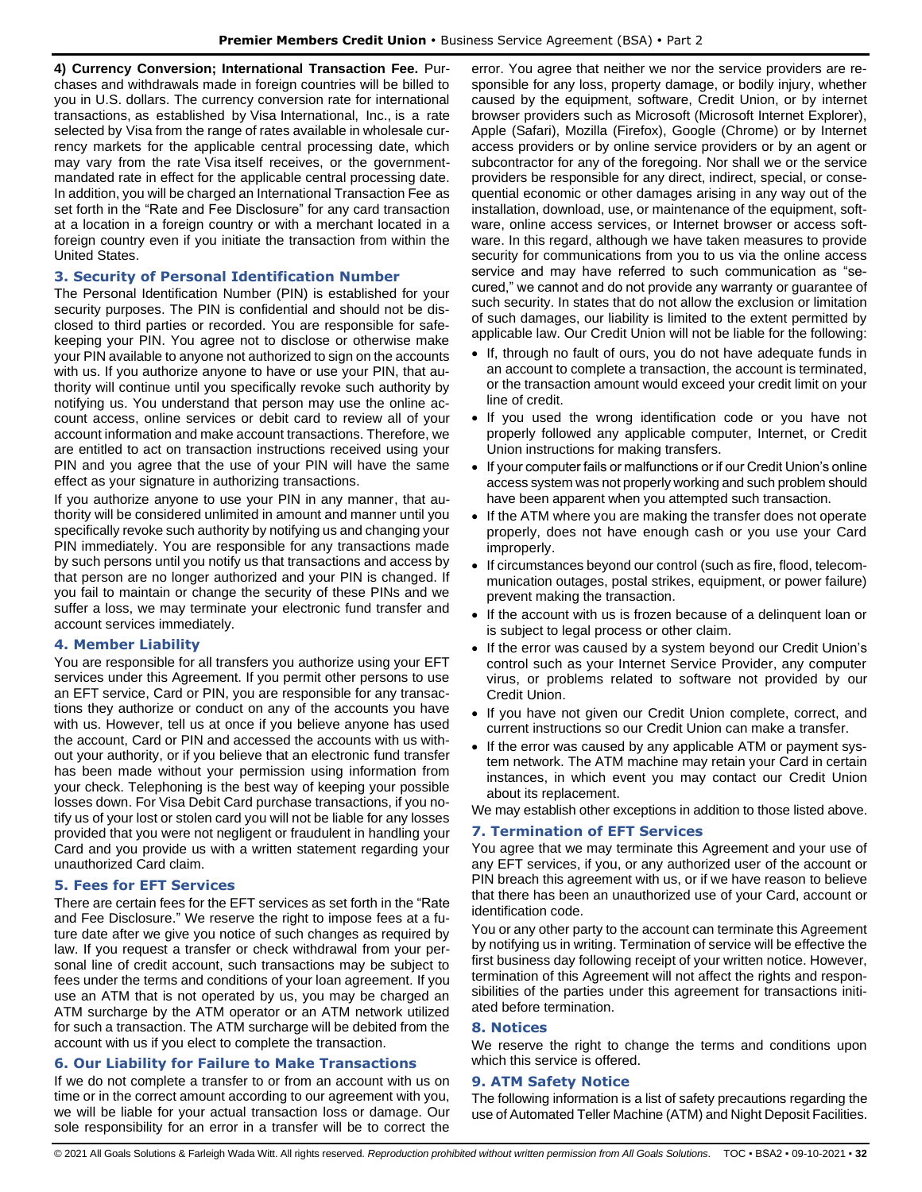**4) Currency Conversion; International Transaction Fee.** Purchases and withdrawals made in foreign countries will be billed to you in U.S. dollars. The currency conversion rate for international transactions, as established by Visa International, Inc., is a rate selected by Visa from the range of rates available in wholesale currency markets for the applicable central processing date, which may vary from the rate Visa itself receives, or the government-mandated rate in effect for the applicable central processing date. In addition, you will be charged an International Transaction Fee as set forth in the "Rate and Fee Disclosure" for any card transaction at a location in a foreign country or with a merchant located in a foreign country even if you initiate the transaction from within the United States.

### 3. Security of Personal Identification Number

The Personal Identification Number (PIN) is established for your security purposes. The PIN is confidential and should not be disclosed to third parties or recorded. You are responsible for safekeeping your PIN. You agree not to disclose or otherwise make your PIN available to anyone not authorized to sign on the accounts with us. If you authorize anyone to have or use your PIN, that authority will continue until you specifically revoke such authority by notifying us. You understand that person may use the online account access, online services or debit card to review all of your account information and make account transactions. Therefore, we are entitled to act on transaction instructions received using your PIN and you agree that the use of your PIN will have the same effect as your signature in authorizing transactions.

If you authorize anyone to use your PIN in any manner, that authority will be considered unlimited in amount and manner until you specifically revoke such authority by notifying us and changing your PIN immediately. You are responsible for any transactions made by such persons until you notify us that transactions and access by that person are no longer authorized and your PIN is changed. If you fail to maintain or change the security of these PINs and we suffer a loss, we may terminate your electronic fund transfer and account services immediately.

### 4. Member Liability

You are responsible for all transfers you authorize using your EFT services under this Agreement. If you permit other persons to use an EFT service, Card or PIN, you are responsible for any transactions they authorize or conduct on any of the accounts you have with us. However, tell us at once if you believe anyone has used the account, Card or PIN and accessed the accounts with us without your authority, or if you believe that an electronic fund transfer has been made without your permission using information from your check. Telephoning is the best way of keeping your possible losses down. For Visa Debit Card purchase transactions, if you notify us of your lost or stolen card you will not be liable for any losses provided that you were not negligent or fraudulent in handling your Card and you provide us with a written statement regarding your unauthorized Card claim.

### 5. Fees for EFT Services

There are certain fees for the EFT services as set forth in the "Rate and Fee Disclosure." We reserve the right to impose fees at a future date after we give you notice of such changes as required by law. If you request a transfer or check withdrawal from your personal line of credit account, such transactions may be subject to fees under the terms and conditions of your loan agreement. If you use an ATM that is not operated by us, you may be charged an ATM surcharge by the ATM operator or an ATM network utilized for such a transaction. The ATM surcharge will be debited from the account with us if you elect to complete the transaction.

### 6. Our Liability for Failure to Make Transactions

If we do not complete a transfer to or from an account with us on time or in the correct amount according to our agreement with you, we will be liable for your actual transaction loss or damage. Our sole responsibility for an error in a transfer will be to correct the error. You agree that neither we nor the service providers are responsible for any loss, property damage, or bodily injury, whether caused by the equipment, software, Credit Union, or by internet browser providers such as Microsoft (Microsoft Internet Explorer), Apple (Safari), Mozilla (Firefox), Google (Chrome) or by Internet access providers or by online service providers or by an agent or subcontractor for any of the foregoing. Nor shall we or the service providers be responsible for any direct, indirect, special, or consequential economic or other damages arising in any way out of the installation, download, use, or maintenance of the equipment, software, online access services, or Internet browser or access software. In this regard, although we have taken measures to provide security for communications from you to us via the online access service and may have referred to such communication as "secured," we cannot and do not provide any warranty or guarantee of such security. In states that do not allow the exclusion or limitation of such damages, our liability is limited to the extent permitted by applicable law. Our Credit Union will not be liable for the following:

- If, through no fault of ours, you do not have adequate funds in an account to complete a transaction, the account is terminated, or the transaction amount would exceed your credit limit on your line of credit.
- If you used the wrong identification code or you have not properly followed any applicable computer, Internet, or Credit Union instructions for making transfers.
- If your computer fails or malfunctions or if our Credit Union's online access system was not properly working and such problem should have been apparent when you attempted such transaction.
- If the ATM where you are making the transfer does not operate properly, does not have enough cash or you use your Card improperly.
- If circumstances beyond our control (such as fire, flood, telecommunication outages, postal strikes, equipment, or power failure) prevent making the transaction.
- If the account with us is frozen because of a delinquent loan or is subject to legal process or other claim.
- If the error was caused by a system beyond our Credit Union's control such as your Internet Service Provider, any computer virus, or problems related to software not provided by our Credit Union.
- If you have not given our Credit Union complete, correct, and current instructions so our Credit Union can make a transfer.
- If the error was caused by any applicable ATM or payment system network. The ATM machine may retain your Card in certain instances, in which event you may contact our Credit Union about its replacement.

We may establish other exceptions in addition to those listed above.

### 7. Termination of EFT Services

You agree that we may terminate this Agreement and your use of any EFT services, if you, or any authorized user of the account or PIN breach this agreement with us, or if we have reason to believe that there has been an unauthorized use of your Card, account or identification code.

You or any other party to the account can terminate this Agreement by notifying us in writing. Termination of service will be effective the first business day following receipt of your written notice. However, termination of this Agreement will not affect the rights and responsibilities of the parties under this agreement for transactions initiated before termination.

### 8. Notices

We reserve the right to change the terms and conditions upon which this service is offered.

### 9. ATM Safety Notice

The following information is a list of safety precautions regarding the use of Automated Teller Machine (ATM) and Night Deposit Facilities.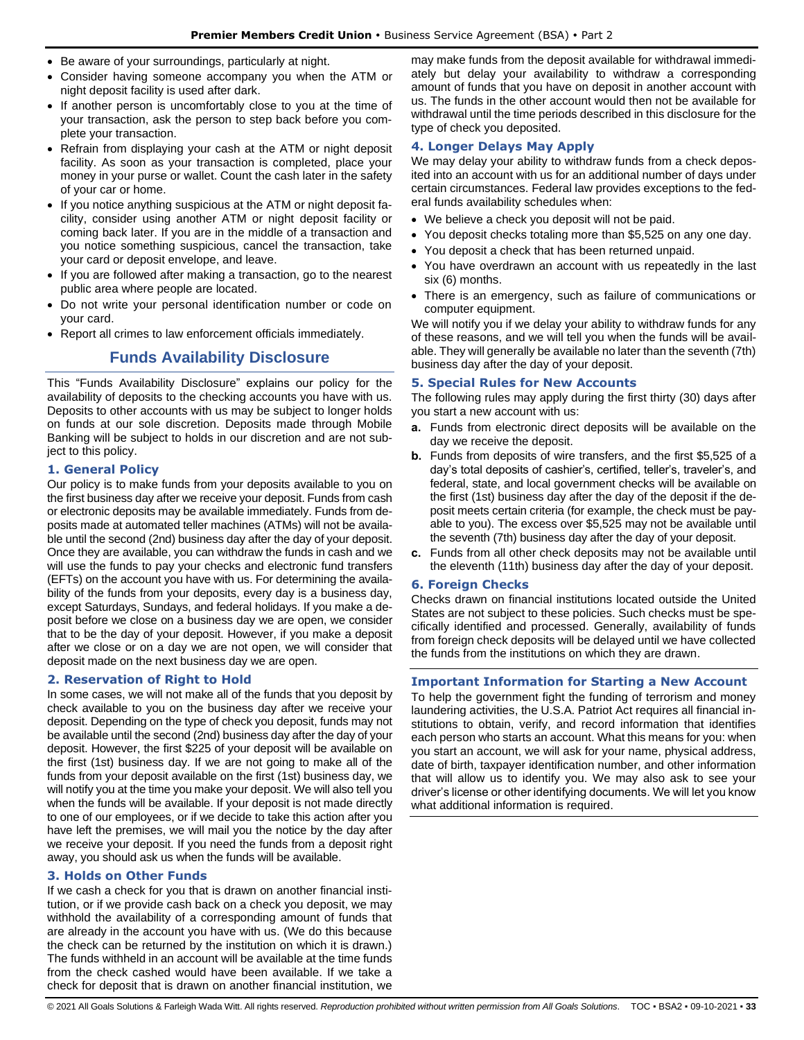- Be aware of your surroundings, particularly at night.
- Consider having someone accompany you when the ATM or night deposit facility is used after dark.
- If another person is uncomfortably close to you at the time of your transaction, ask the person to step back before you complete your transaction.
- Refrain from displaying your cash at the ATM or night deposit facility. As soon as your transaction is completed, place your money in your purse or wallet. Count the cash later in the safety of your car or home.
- If you notice anything suspicious at the ATM or night deposit facility, consider using another ATM or night deposit facility or coming back later. If you are in the middle of a transaction and you notice something suspicious, cancel the transaction, take your card or deposit envelope, and leave.
- If you are followed after making a transaction, go to the nearest public area where people are located.
- Do not write your personal identification number or code on your card.
- Report all crimes to law enforcement officials immediately.

## Funds Availability Disclosure

This "Funds Availability Disclosure" explains our policy for the availability of deposits to the checking accounts you have with us. Deposits to other accounts with us may be subject to longer holds on funds at our sole discretion. Deposits made through Mobile Banking will be subject to holds in our discretion and are not subject to this policy.

### 1. General Policy

Our policy is to make funds from your deposits available to you on the first business day after we receive your deposit. Funds from cash or electronic deposits may be available immediately. Funds from deposits made at automated teller machines (ATMs) will not be available until the second (2nd) business day after the day of your deposit. Once they are available, you can withdraw the funds in cash and we will use the funds to pay your checks and electronic fund transfers (EFTs) on the account you have with us. For determining the availability of the funds from your deposits, every day is a business day, except Saturdays, Sundays, and federal holidays. If you make a deposit before we close on a business day we are open, we consider that to be the day of your deposit. However, if you make a deposit after we close or on a day we are not open, we will consider that deposit made on the next business day we are open.

### 2. Reservation of Right to Hold

In some cases, we will not make all of the funds that you deposit by check available to you on the business day after we receive your deposit. Depending on the type of check you deposit, funds may not be available until the second (2nd) business day after the day of your deposit. However, the first $225 of your deposit will be available on the first (1st) business day. If we are not going to make all of the funds from your deposit available on the first (1st) business day, we will notify you at the time you make your deposit. We will also tell you when the funds will be available. If your deposit is not made directly to one of our employees, or if we decide to take this action after you have left the premises, we will mail you the notice by the day after we receive your deposit. If you need the funds from a deposit right away, you should ask us when the funds will be available.

### 3. Holds on Other Funds

If we cash a check for you that is drawn on another financial institution, or if we provide cash back on a check you deposit, we may withhold the availability of a corresponding amount of funds that are already in the account you have with us. (We do this because the check can be returned by the institution on which it is drawn.) The funds withheld in an account will be available at the time funds from the check cashed would have been available. If we take a check for deposit that is drawn on another financial institution, we may make funds from the deposit available for withdrawal immediately but delay your availability to withdraw a corresponding amount of funds that you have on deposit in another account with us. The funds in the other account would then not be available for withdrawal until the time periods described in this disclosure for the type of check you deposited.

### 4. Longer Delays May Apply

We may delay your ability to withdraw funds from a check deposited into an account with us for an additional number of days under certain circumstances. Federal law provides exceptions to the federal funds availability schedules when:

- We believe a check you deposit will not be paid.
- You deposit checks totaling more than $5,525 on any one day.
- You deposit a check that has been returned unpaid.
- You have overdrawn an account with us repeatedly in the last six (6) months.
- There is an emergency, such as failure of communications or computer equipment.

We will notify you if we delay your ability to withdraw funds for any of these reasons, and we will tell you when the funds will be available. They will generally be available no later than the seventh (7th) business day after the day of your deposit.

### 5. Special Rules for New Accounts

The following rules may apply during the first thirty (30) days after you start a new account with us:

**a.** Funds from electronic direct deposits will be available on the day we receive the deposit.

**b.** Funds from deposits of wire transfers, and the first $5,525 of a day's total deposits of cashier's, certified, teller's, traveler's, and federal, state, and local government checks will be available on the first (1st) business day after the day of the deposit if the deposit meets certain criteria (for example, the check must be payable to you). The excess over $5,525 may not be available until the seventh (7th) business day after the day of your deposit.

**c.** Funds from all other check deposits may not be available until the eleventh (11th) business day after the day of your deposit.

### 6. Foreign Checks

Checks drawn on financial institutions located outside the United States are not subject to these policies. Such checks must be specifically identified and processed. Generally, availability of funds from foreign check deposits will be delayed until we have collected the funds from the institutions on which they are drawn.

### Important Information for Starting a New Account

To help the government fight the funding of terrorism and money laundering activities, the U.S.A. Patriot Act requires all financial institutions to obtain, verify, and record information that identifies each person who starts an account. What this means for you: when you start an account, we will ask for your name, physical address, date of birth, taxpayer identification number, and other information that will allow us to identify you. We may also ask to see your driver's license or other identifying documents. We will let you know what additional information is required.